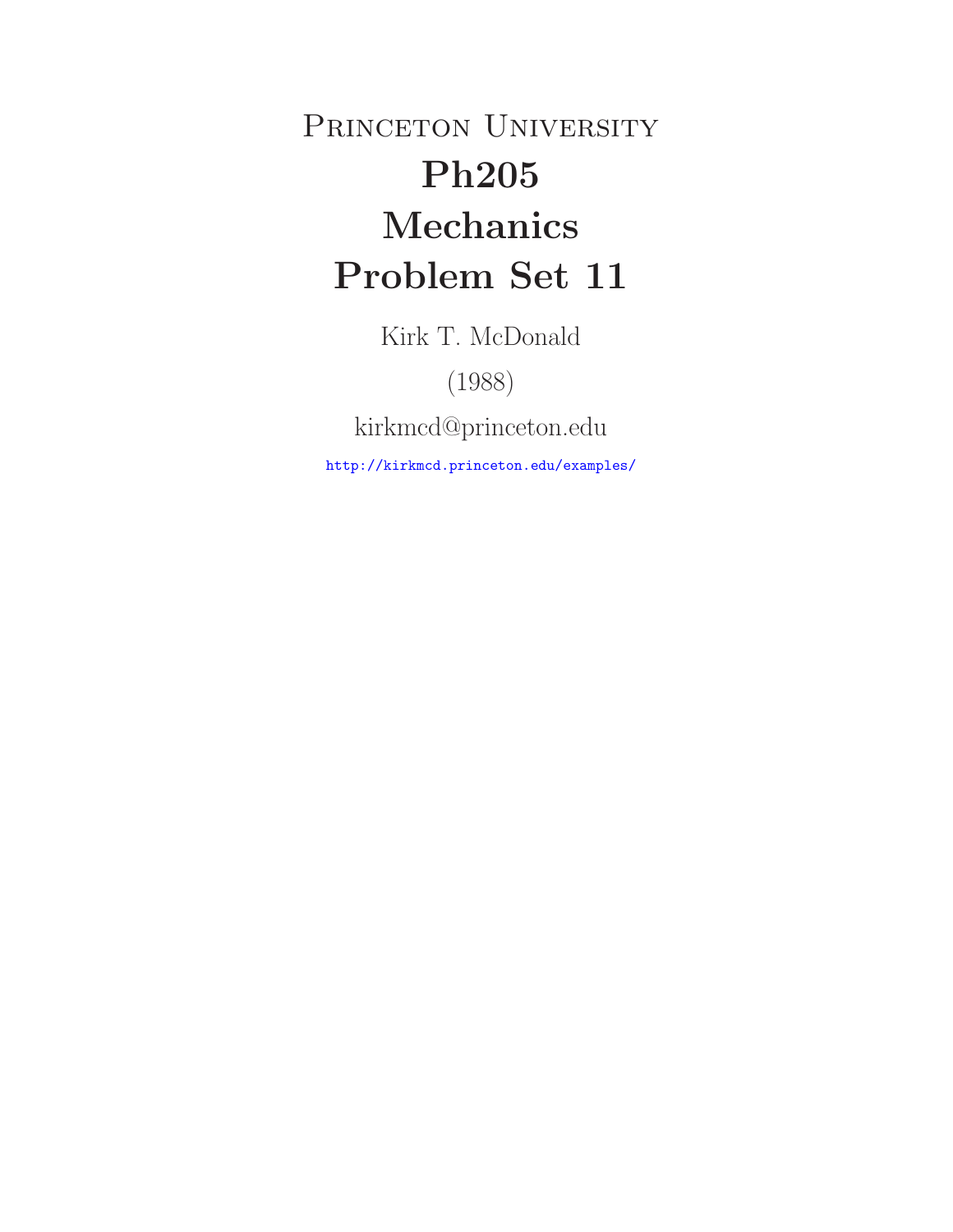# Princeton University

# Ph205

# Mechanics

# Problem Set 11

Kirk T. McDonald

(1988)

kirkmcd@princeton.edu

http://kirkmcd.princeton.edu/examples/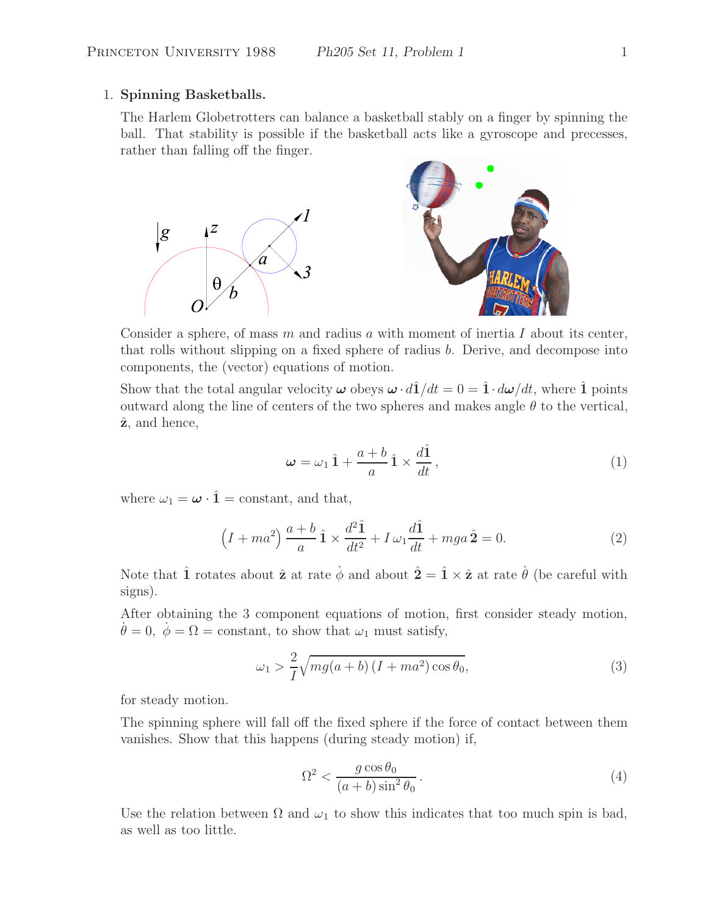1. **Spinning Basketballs.**

   The Harlem Globetrotters can balance a basketball stably on a finger by spinning the ball. That stability is possible if the basketball acts like a gyroscope and precesses, rather than falling off the finger.

   Consider a sphere, of mass $m$ and radius $a$ with moment of inertia $I$ about its center, that rolls without slipping on a fixed sphere of radius $b$. Derive, and decompose into components, the (vector) equations of motion.

   Show that the total angular velocity $\boldsymbol{\omega}$ obeys $\boldsymbol{\omega} \cdot d\hat{\mathbf{1}}/dt = 0 = \hat{\mathbf{1}} \cdot d\boldsymbol{\omega}/dt$, where $\hat{\mathbf{1}}$ points outward along the line of centers of the two spheres and makes angle $\theta$ to the vertical, $\hat{\mathbf{z}}$, and hence,

$$\boldsymbol{\omega} = \omega_1 \, \hat{\mathbf{1}} + \frac{a+b}{a} \hat{\mathbf{1}} \times \frac{d\hat{\mathbf{1}}}{dt}, \tag{1}$$

   where $\omega_1 = \boldsymbol{\omega} \cdot \hat{\mathbf{1}} = $ constant, and that,

$$\left(I + ma^2\right) \frac{a+b}{a} \hat{\mathbf{1}} \times \frac{d^2\hat{\mathbf{1}}}{dt^2} + I \, \omega_1 \frac{d\hat{\mathbf{1}}}{dt} + mga \, \hat{\mathbf{2}} = 0. \tag{2}$$

   Note that $\hat{\mathbf{1}}$ rotates about $\hat{\mathbf{z}}$ at rate $\dot{\phi}$ and about $\hat{\mathbf{2}} = \hat{\mathbf{1}} \times \hat{\mathbf{z}}$ at rate $\dot{\theta}$ (be careful with signs).

   After obtaining the 3 component equations of motion, first consider steady motion, $\dot{\theta} = 0$, $\dot{\phi} = \Omega = $ constant, to show that $\omega_1$ must satisfy,

$$\omega_1 > \frac{2}{I} \sqrt{mg(a+b)\left(I + ma^2\right) \cos \theta_0}, \tag{3}$$

   for steady motion.

   The spinning sphere will fall off the fixed sphere if the force of contact between them vanishes. Show that this happens (during steady motion) if,

$$\Omega^2 < \frac{g \cos \theta_0}{(a+b) \sin^2 \theta_0}. \tag{4}$$

   Use the relation between $\Omega$ and $\omega_1$ to show this indicates that too much spin is bad, as well as too little.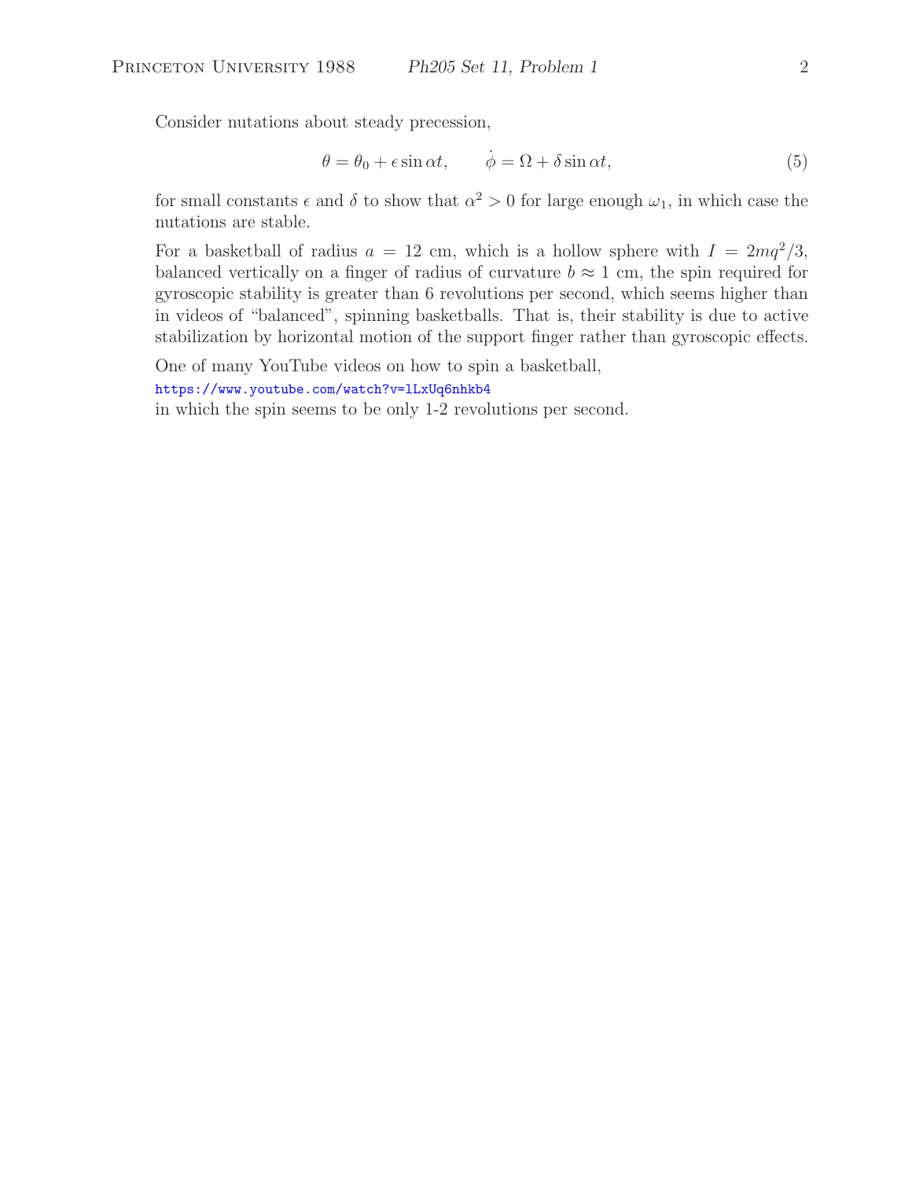Consider nutations about steady precession,

$$\theta = \theta_0 + \epsilon \sin \alpha t, \qquad \dot{\phi} = \Omega + \delta \sin \alpha t, \tag{5}$$

for small constants $\epsilon$ and $\delta$ to show that $\alpha^2 > 0$ for large enough $\omega_1$, in which case the nutations are stable.

For a basketball of radius $a = 12$ cm, which is a hollow sphere with $I = 2mq^2/3$, balanced vertically on a finger of radius of curvature $b \approx 1$ cm, the spin required for gyroscopic stability is greater than 6 revolutions per second, which seems higher than in videos of "balanced", spinning basketballs. That is, their stability is due to active stabilization by horizontal motion of the support finger rather than gyroscopic effects.

One of many YouTube videos on how to spin a basketball,
https://www.youtube.com/watch?v=lLxUq6nhkb4
in which the spin seems to be only 1-2 revolutions per second.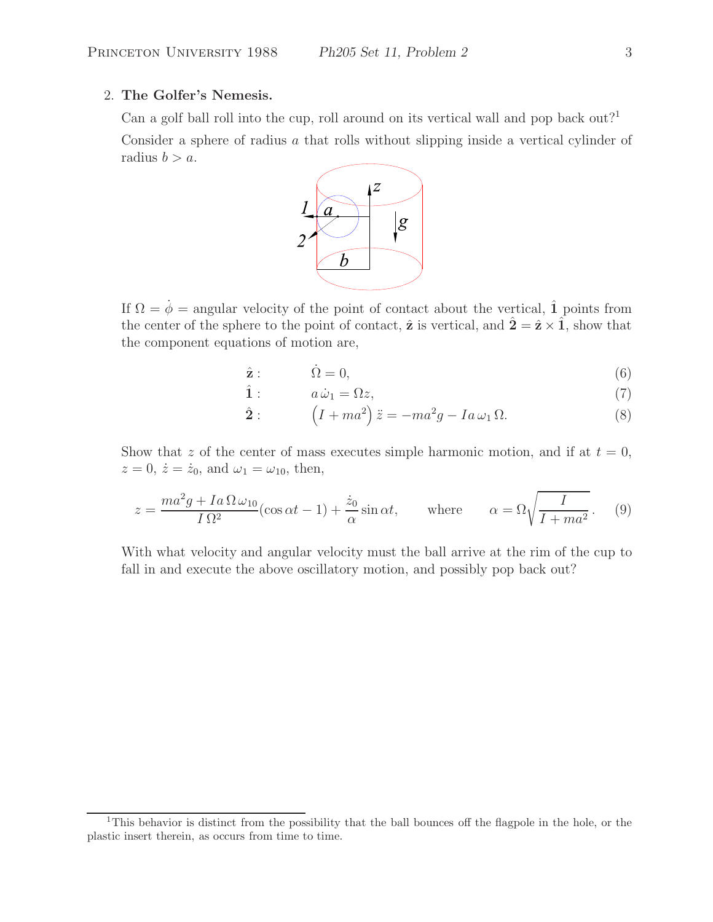2. **The Golfer's Nemesis.**

Can a golf ball roll into the cup, roll around on its vertical wall and pop back out?[1]

Consider a sphere of radius $a$ that rolls without slipping inside a vertical cylinder of radius $b > a$.

If $\Omega = \dot{\phi}$ = angular velocity of the point of contact about the vertical, $\hat{\mathbf{1}}$ points from the center of the sphere to the point of contact, $\hat{\mathbf{z}}$ is vertical, and $\hat{\mathbf{2}} = \hat{\mathbf{z}} \times \hat{\mathbf{1}}$, show that the component equations of motion are,

$$\hat{\mathbf{z}}: \qquad \dot{\Omega} = 0, \tag{6}$$

$$\hat{\mathbf{1}}: \qquad a\,\dot{\omega}_1 = \Omega z, \tag{7}$$

$$\hat{\mathbf{2}}: \qquad \left(I + ma^2\right)\ddot{z} = -ma^2 g - I a\,\omega_1\,\Omega. \tag{8}$$

Show that $z$ of the center of mass executes simple harmonic motion, and if at $t = 0$, $z = 0$, $\dot{z} = \dot{z}_0$, and $\omega_1 = \omega_{10}$, then,

$$z = \frac{ma^2 g + I a\,\Omega\,\omega_{10}}{I\,\Omega^2}(\cos\alpha t - 1) + \frac{\dot{z}_0}{\alpha}\sin\alpha t, \qquad \text{where} \qquad \alpha = \Omega\sqrt{\frac{I}{I + ma^2}}. \tag{9}$$

With what velocity and angular velocity must the ball arrive at the rim of the cup to fall in and execute the above oscillatory motion, and possibly pop back out?

---

[1] This behavior is distinct from the possibility that the ball bounces off the flagpole in the hole, or the plastic insert therein, as occurs from time to time.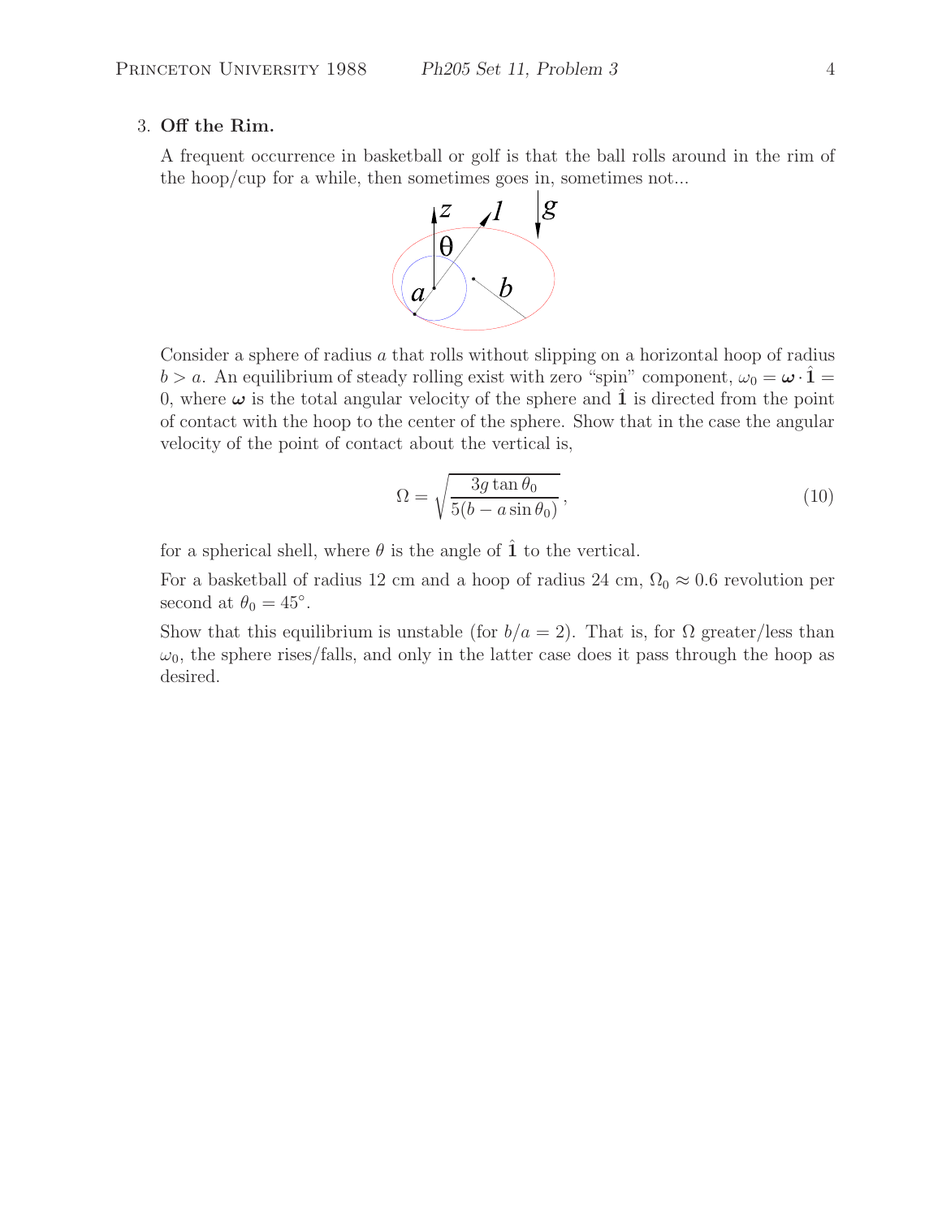3. **Off the Rim.**

A frequent occurrence in basketball or golf is that the ball rolls around in the rim of the hoop/cup for a while, then sometimes goes in, sometimes not...

Consider a sphere of radius $a$ that rolls without slipping on a horizontal hoop of radius $b > a$. An equilibrium of steady rolling exist with zero "spin" component, $\omega_0 = \boldsymbol{\omega} \cdot \hat{\mathbf{1}} = 0$, where $\boldsymbol{\omega}$ is the total angular velocity of the sphere and $\hat{\mathbf{1}}$ is directed from the point of contact with the hoop to the center of the sphere. Show that in the case the angular velocity of the point of contact about the vertical is,

$$\Omega = \sqrt{\frac{3g \tan\theta_0}{5(b - a\sin\theta_0)}}, \tag{10}$$

for a spherical shell, where $\theta$ is the angle of $\hat{\mathbf{1}}$ to the vertical.

For a basketball of radius 12 cm and a hoop of radius 24 cm, $\Omega_0 \approx 0.6$ revolution per second at $\theta_0 = 45^\circ$.

Show that this equilibrium is unstable (for $b/a = 2$). That is, for $\Omega$ greater/less than $\omega_0$, the sphere rises/falls, and only in the latter case does it pass through the hoop as desired.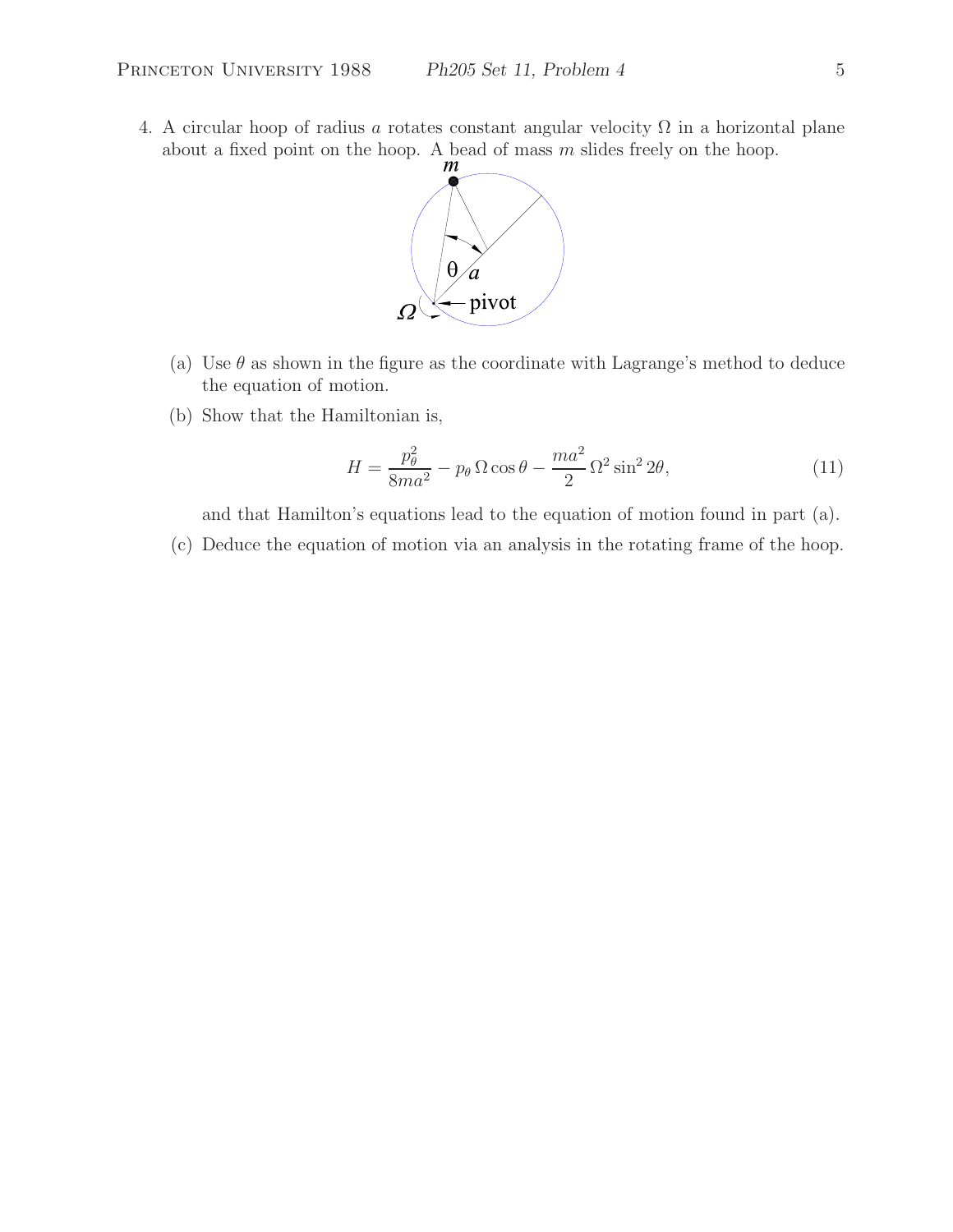4. A circular hoop of radius $a$ rotates constant angular velocity $\Omega$ in a horizontal plane about a fixed point on the hoop. A bead of mass $m$ slides freely on the hoop.

   (a) Use $\theta$ as shown in the figure as the coordinate with Lagrange's method to deduce the equation of motion.

   (b) Show that the Hamiltonian is,

$$H = \frac{p_\theta^2}{8ma^2} - p_\theta \, \Omega \cos\theta - \frac{ma^2}{2} \, \Omega^2 \sin^2 2\theta, \tag{11}$$

   and that Hamilton's equations lead to the equation of motion found in part (a).

   (c) Deduce the equation of motion via an analysis in the rotating frame of the hoop.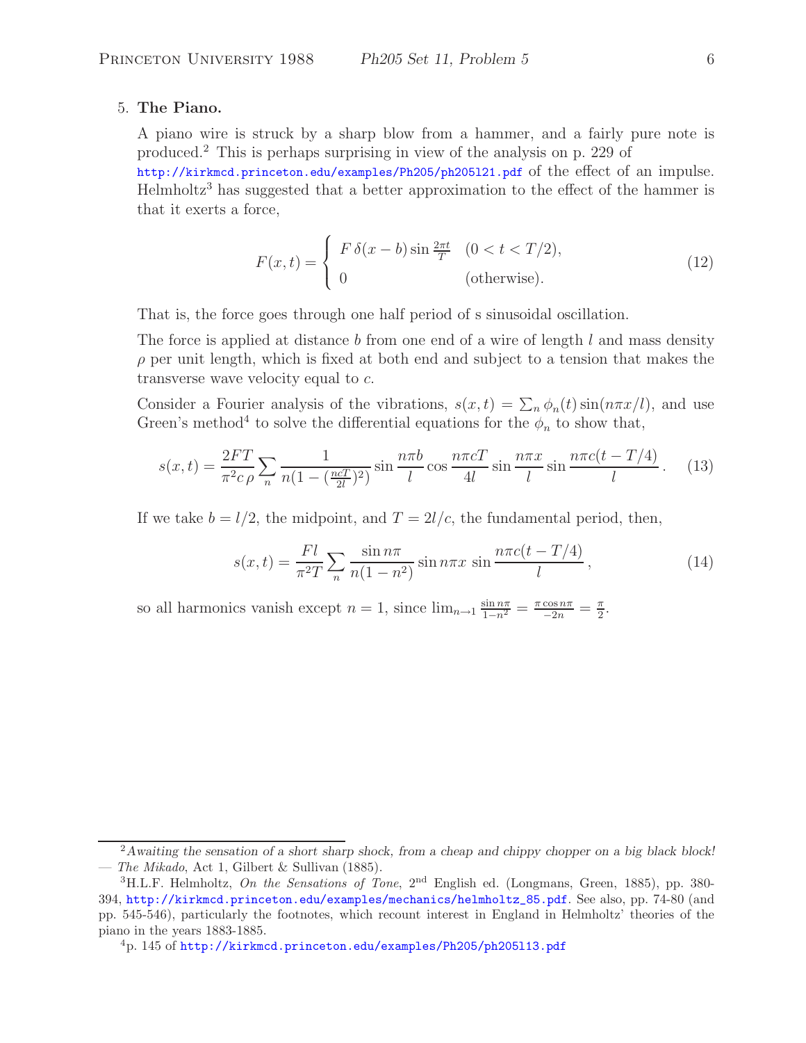5. **The Piano.**

A piano wire is struck by a sharp blow from a hammer, and a fairly pure note is produced.[2] This is perhaps surprising in view of the analysis on p. 229 of http://kirkmcd.princeton.edu/examples/Ph205/ph205l21.pdf of the effect of an impulse. Helmholtz[3] has suggested that a better approximation to the effect of the hammer is that it exerts a force,

$$F(x,t) = \begin{cases} F\,\delta(x-b)\sin\frac{2\pi t}{T} & (0 < t < T/2), \\ 0 & \text{(otherwise).} \end{cases} \tag{12}$$

That is, the force goes through one half period of s sinusoidal oscillation.

The force is applied at distance $b$ from one end of a wire of length $l$ and mass density $\rho$ per unit length, which is fixed at both end and subject to a tension that makes the transverse wave velocity equal to $c$.

Consider a Fourier analysis of the vibrations, $s(x,t) = \sum_n \phi_n(t)\sin(n\pi x/l)$, and use Green's method[4] to solve the differential equations for the $\phi_n$ to show that,

$$s(x,t) = \frac{2FT}{\pi^2 c\,\rho}\sum_n \frac{1}{n(1-(\frac{ncT}{2l})^2)}\sin\frac{n\pi b}{l}\cos\frac{n\pi cT}{4l}\sin\frac{n\pi x}{l}\sin\frac{n\pi c(t-T/4)}{l}\,. \tag{13}$$

If we take $b = l/2$, the midpoint, and $T = 2l/c$, the fundamental period, then,

$$s(x,t) = \frac{Fl}{\pi^2 T}\sum_n \frac{\sin n\pi}{n(1-n^2)}\sin n\pi x\,\sin\frac{n\pi c(t-T/4)}{l}\,, \tag{14}$$

so all harmonics vanish except $n = 1$, since $\lim_{n\to 1}\frac{\sin n\pi}{1-n^2} = \frac{\pi\cos n\pi}{-2n} = \frac{\pi}{2}$.

---

[2] *Awaiting the sensation of a short sharp shock, from a cheap and chippy chopper on a big black block!* — *The Mikado*, Act 1, Gilbert & Sullivan (1885).

[3] H.L.F. Helmholtz, *On the Sensations of Tone*, 2nd English ed. (Longmans, Green, 1885), pp. 380-394, http://kirkmcd.princeton.edu/examples/mechanics/helmholtz_85.pdf. See also, pp. 74-80 (and pp. 545-546), particularly the footnotes, which recount interest in England in Helmholtz' theories of the piano in the years 1883-1885.

[4] p. 145 of http://kirkmcd.princeton.edu/examples/Ph205/ph205l13.pdf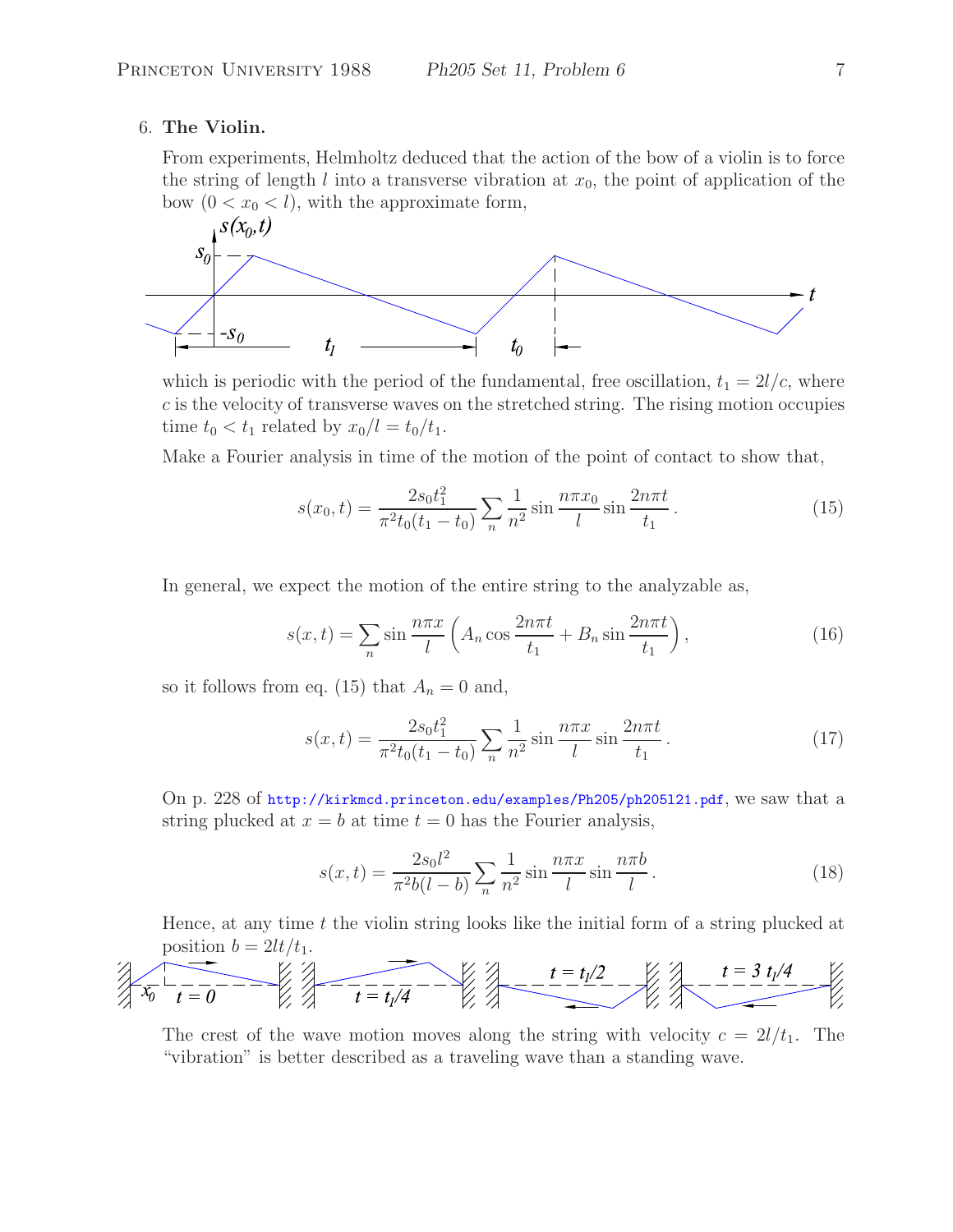6. **The Violin.**

From experiments, Helmholtz deduced that the action of the bow of a violin is to force the string of length $l$ into a transverse vibration at $x_0$, the point of application of the bow ($0 < x_0 < l$), with the approximate form,

which is periodic with the period of the fundamental, free oscillation, $t_1 = 2l/c$, where $c$ is the velocity of transverse waves on the stretched string. The rising motion occupies time $t_0 < t_1$ related by $x_0/l = t_0/t_1$.

Make a Fourier analysis in time of the motion of the point of contact to show that,

$$s(x_0, t) = \frac{2s_0 t_1^2}{\pi^2 t_0(t_1 - t_0)} \sum_n \frac{1}{n^2} \sin \frac{n\pi x_0}{l} \sin \frac{2n\pi t}{t_1} . \tag{15}$$

In general, we expect the motion of the entire string to the analyzable as,

$$s(x, t) = \sum_n \sin \frac{n\pi x}{l} \left( A_n \cos \frac{2n\pi t}{t_1} + B_n \sin \frac{2n\pi t}{t_1} \right), \tag{16}$$

so it follows from eq. (15) that $A_n = 0$ and,

$$s(x, t) = \frac{2s_0 t_1^2}{\pi^2 t_0(t_1 - t_0)} \sum_n \frac{1}{n^2} \sin \frac{n\pi x}{l} \sin \frac{2n\pi t}{t_1} . \tag{17}$$

On p. 228 of http://kirkmcd.princeton.edu/examples/Ph205/ph205l21.pdf, we saw that a string plucked at $x = b$ at time $t = 0$ has the Fourier analysis,

$$s(x, t) = \frac{2s_0 l^2}{\pi^2 b(l - b)} \sum_n \frac{1}{n^2} \sin \frac{n\pi x}{l} \sin \frac{n\pi b}{l} . \tag{18}$$

Hence, at any time $t$ the violin string looks like the initial form of a string plucked at position $b = 2lt/t_1$.

The crest of the wave motion moves along the string with velocity $c = 2l/t_1$. The "vibration" is better described as a traveling wave than a standing wave.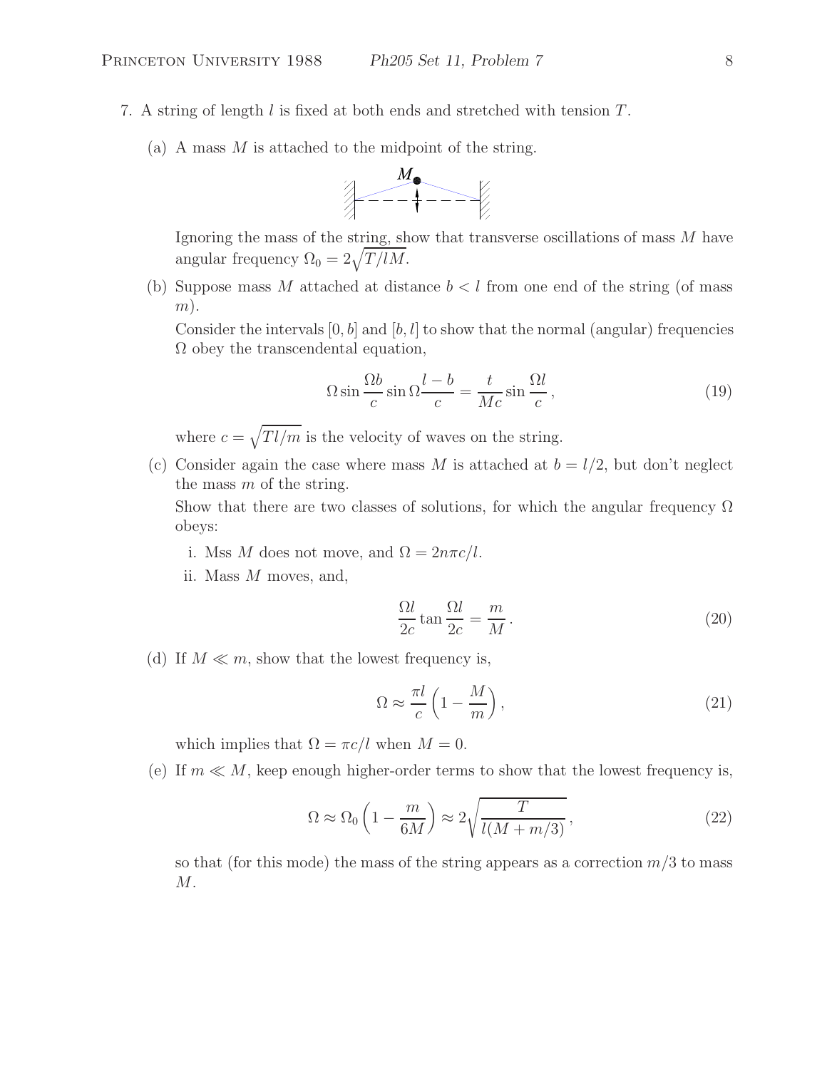7. A string of length $l$ is fixed at both ends and stretched with tension $T$.

   (a) A mass $M$ is attached to the midpoint of the string.

   Ignoring the mass of the string, show that transverse oscillations of mass $M$ have angular frequency $\Omega_0 = 2\sqrt{T/lM}$.

   (b) Suppose mass $M$ attached at distance $b < l$ from one end of the string (of mass $m$).

   Consider the intervals $[0, b]$ and $[b, l]$ to show that the normal (angular) frequencies $\Omega$ obey the transcendental equation,

$$\Omega \sin \frac{\Omega b}{c} \sin \Omega \frac{l-b}{c} = \frac{t}{Mc} \sin \frac{\Omega l}{c}\,, \tag{19}$$

   where $c = \sqrt{Tl/m}$ is the velocity of waves on the string.

   (c) Consider again the case where mass $M$ is attached at $b = l/2$, but don't neglect the mass $m$ of the string.

   Show that there are two classes of solutions, for which the angular frequency $\Omega$ obeys:

   i. Mss $M$ does not move, and $\Omega = 2n\pi c/l$.

   ii. Mass $M$ moves, and,

$$\frac{\Omega l}{2c} \tan \frac{\Omega l}{2c} = \frac{m}{M}\,. \tag{20}$$

   (d) If $M \ll m$, show that the lowest frequency is,

$$\Omega \approx \frac{\pi l}{c}\left(1 - \frac{M}{m}\right), \tag{21}$$

   which implies that $\Omega = \pi c/l$ when $M = 0$.

   (e) If $m \ll M$, keep enough higher-order terms to show that the lowest frequency is,

$$\Omega \approx \Omega_0 \left(1 - \frac{m}{6M}\right) \approx 2\sqrt{\frac{T}{l(M + m/3)}}\,, \tag{22}$$

   so that (for this mode) the mass of the string appears as a correction $m/3$ to mass $M$.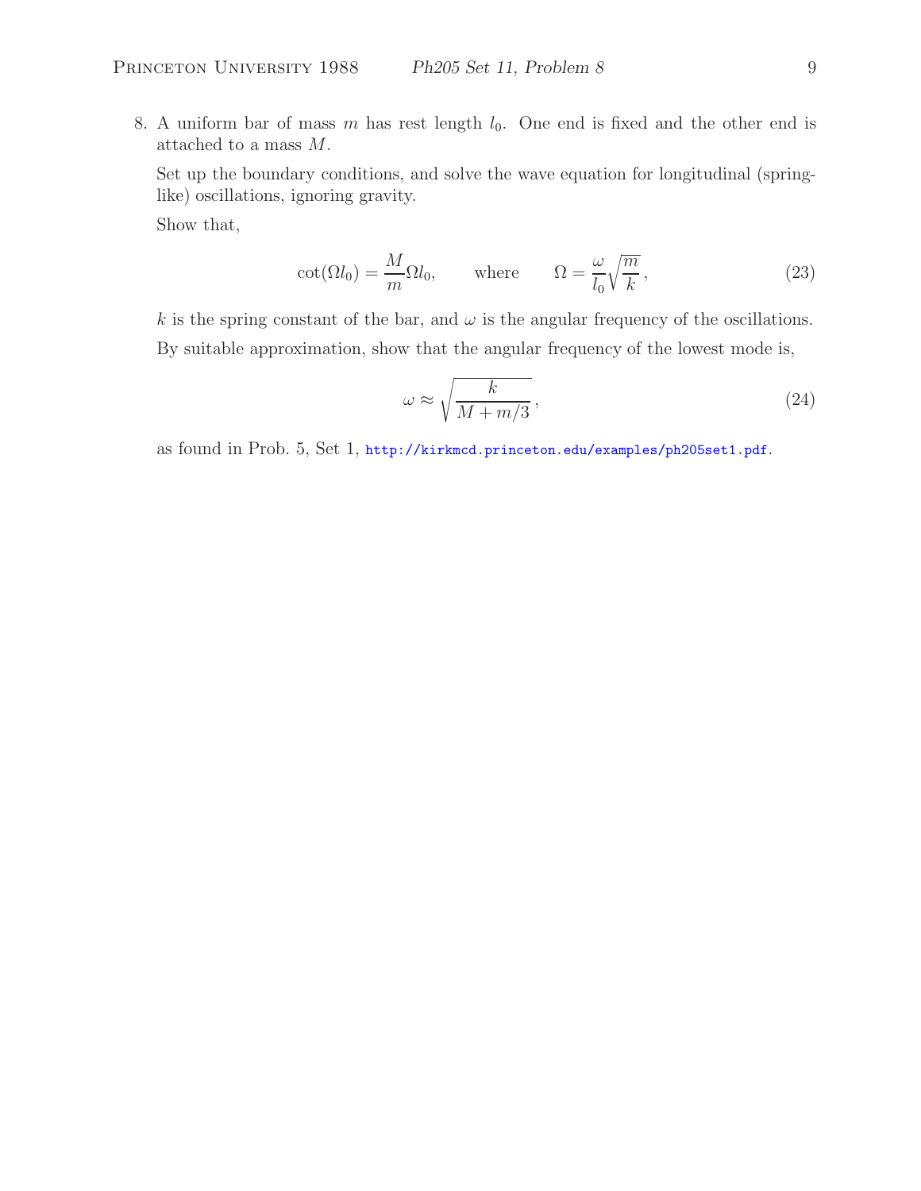8. A uniform bar of mass $m$ has rest length $l_0$. One end is fixed and the other end is attached to a mass $M$.

   Set up the boundary conditions, and solve the wave equation for longitudinal (spring-like) oscillations, ignoring gravity.

   Show that,

$$\cot(\Omega l_0) = \frac{M}{m}\Omega l_0, \qquad \text{where} \qquad \Omega = \frac{\omega}{l_0}\sqrt{\frac{m}{k}}\,, \tag{23}$$

   $k$ is the spring constant of the bar, and $\omega$ is the angular frequency of the oscillations.

   By suitable approximation, show that the angular frequency of the lowest mode is,

$$\omega \approx \sqrt{\frac{k}{M + m/3}}\,, \tag{24}$$

   as found in Prob. 5, Set 1, http://kirkmcd.princeton.edu/examples/ph205set1.pdf.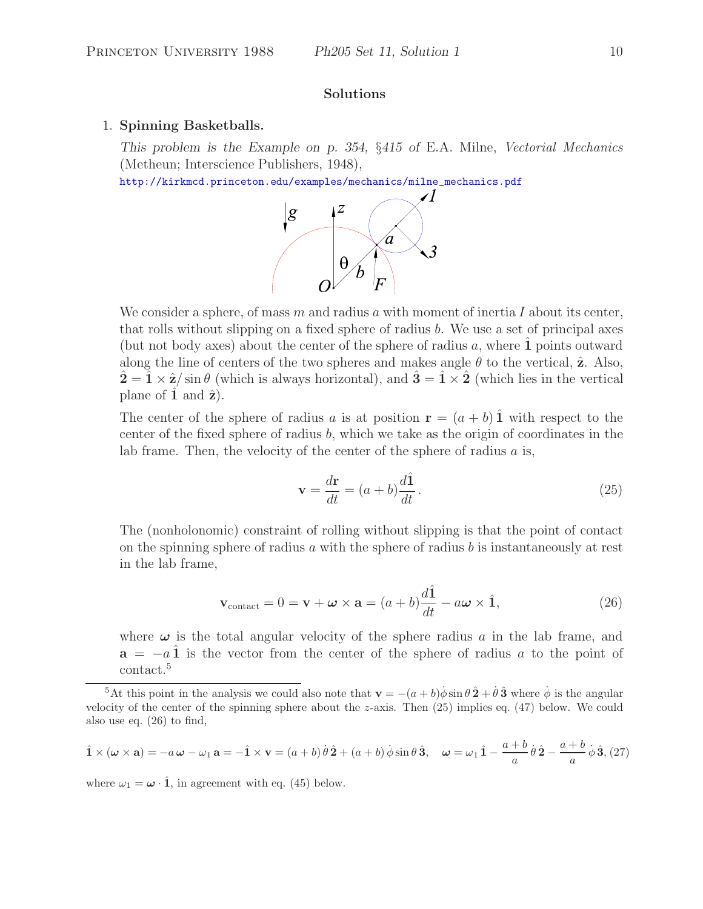## Solutions

1. **Spinning Basketballs.**

   *This problem is the Example on p. 354, §415 of* E.A. Milne, *Vectorial Mechanics* (Metheun; Interscience Publishers, 1948),
   http://kirkmcd.princeton.edu/examples/mechanics/milne_mechanics.pdf

   We consider a sphere, of mass $m$ and radius $a$ with moment of inertia $I$ about its center, that rolls without slipping on a fixed sphere of radius $b$. We use a set of principal axes (but not body axes) about the center of the sphere of radius $a$, where $\hat{\mathbf{1}}$ points outward along the line of centers of the two spheres and makes angle $\theta$ to the vertical, $\hat{\mathbf{z}}$. Also, $\hat{\mathbf{2}} = \hat{\mathbf{1}} \times \hat{\mathbf{z}} / \sin\theta$ (which is always horizontal), and $\hat{\mathbf{3}} = \hat{\mathbf{1}} \times \hat{\mathbf{2}}$ (which lies in the vertical plane of $\hat{\mathbf{1}}$ and $\hat{\mathbf{z}}$).

   The center of the sphere of radius $a$ is at position $\mathbf{r} = (a+b)\,\hat{\mathbf{1}}$ with respect to the center of the fixed sphere of radius $b$, which we take as the origin of coordinates in the lab frame. Then, the velocity of the center of the sphere of radius $a$ is,

$$\mathbf{v} = \frac{d\mathbf{r}}{dt} = (a+b)\frac{d\hat{\mathbf{1}}}{dt}. \tag{25}$$

   The (nonholonomic) constraint of rolling without slipping is that the point of contact on the spinning sphere of radius $a$ with the sphere of radius $b$ is instantaneously at rest in the lab frame,

$$\mathbf{v}_{\text{contact}} = 0 = \mathbf{v} + \boldsymbol{\omega} \times \mathbf{a} = (a+b)\frac{d\hat{\mathbf{1}}}{dt} - a\boldsymbol{\omega} \times \hat{\mathbf{1}}, \tag{26}$$

   where $\boldsymbol{\omega}$ is the total angular velocity of the sphere radius $a$ in the lab frame, and $\mathbf{a} = -a\,\hat{\mathbf{1}}$ is the vector from the center of the sphere of radius $a$ to the point of contact.[5]

---

[5]At this point in the analysis we could also note that $\mathbf{v} = -(a+b)\dot\phi\sin\theta\,\hat{\mathbf{2}} + \dot\theta\,\hat{\mathbf{3}}$ where $\dot\phi$ is the angular velocity of the center of the spinning sphere about the $z$-axis. Then (25) implies eq. (47) below. We could also use eq. (26) to find,

$$\hat{\mathbf{1}} \times (\boldsymbol{\omega} \times \mathbf{a}) = -a\,\boldsymbol{\omega} - \omega_1\,\mathbf{a} = -\hat{\mathbf{1}} \times \mathbf{v} = (a+b)\,\dot\theta\,\hat{\mathbf{2}} + (a+b)\,\dot\phi\sin\theta\,\hat{\mathbf{3}}, \quad \boldsymbol{\omega} = \omega_1\,\hat{\mathbf{1}} - \frac{a+b}{a}\,\dot\theta\,\hat{\mathbf{2}} - \frac{a+b}{a}\,\dot\phi\,\hat{\mathbf{3}}, \tag{27}$$

where $\omega_1 = \boldsymbol{\omega} \cdot \hat{\mathbf{1}}$, in agreement with eq. (45) below.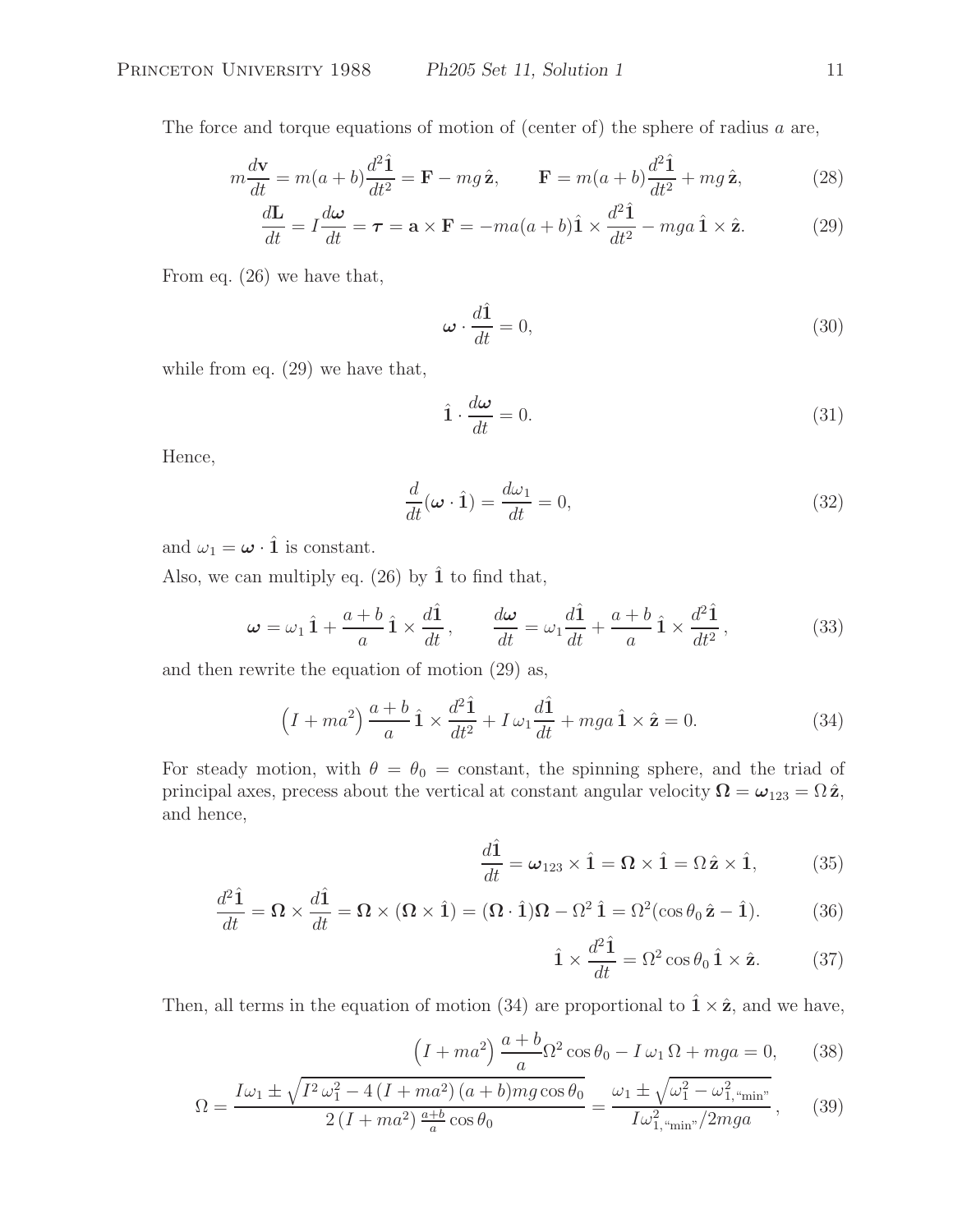The force and torque equations of motion of (center of) the sphere of radius $a$ are,

$$m\frac{d\mathbf{v}}{dt} = m(a+b)\frac{d^2\hat{\mathbf{1}}}{dt^2} = \mathbf{F} - mg\,\hat{\mathbf{z}}, \qquad \mathbf{F} = m(a+b)\frac{d^2\hat{\mathbf{1}}}{dt^2} + mg\,\hat{\mathbf{z}}, \tag{28}$$

$$\frac{d\mathbf{L}}{dt} = I\frac{d\boldsymbol{\omega}}{dt} = \boldsymbol{\tau} = \mathbf{a}\times\mathbf{F} = -ma(a+b)\hat{\mathbf{1}}\times\frac{d^2\hat{\mathbf{1}}}{dt^2} - mga\,\hat{\mathbf{1}}\times\hat{\mathbf{z}}. \tag{29}$$

From eq. (26) we have that,

$$\boldsymbol{\omega}\cdot\frac{d\hat{\mathbf{1}}}{dt} = 0, \tag{30}$$

while from eq. (29) we have that,

$$\hat{\mathbf{1}}\cdot\frac{d\boldsymbol{\omega}}{dt} = 0. \tag{31}$$

Hence,

$$\frac{d}{dt}(\boldsymbol{\omega}\cdot\hat{\mathbf{1}}) = \frac{d\omega_1}{dt} = 0, \tag{32}$$

and $\omega_1 = \boldsymbol{\omega}\cdot\hat{\mathbf{1}}$ is constant.

Also, we can multiply eq. (26) by $\hat{\mathbf{1}}$ to find that,

$$\boldsymbol{\omega} = \omega_1\,\hat{\mathbf{1}} + \frac{a+b}{a}\,\hat{\mathbf{1}}\times\frac{d\hat{\mathbf{1}}}{dt}\,, \qquad \frac{d\boldsymbol{\omega}}{dt} = \omega_1\frac{d\hat{\mathbf{1}}}{dt} + \frac{a+b}{a}\,\hat{\mathbf{1}}\times\frac{d^2\hat{\mathbf{1}}}{dt^2}\,, \tag{33}$$

and then rewrite the equation of motion (29) as,

$$\left(I + ma^2\right)\frac{a+b}{a}\,\hat{\mathbf{1}}\times\frac{d^2\hat{\mathbf{1}}}{dt^2} + I\,\omega_1\frac{d\hat{\mathbf{1}}}{dt} + mga\,\hat{\mathbf{1}}\times\hat{\mathbf{z}} = 0. \tag{34}$$

For steady motion, with $\theta = \theta_0 =$ constant, the spinning sphere, and the triad of principal axes, precess about the vertical at constant angular velocity $\boldsymbol{\Omega} = \boldsymbol{\omega}_{123} = \Omega\,\hat{\mathbf{z}}$, and hence,

$$\frac{d\hat{\mathbf{1}}}{dt} = \boldsymbol{\omega}_{123}\times\hat{\mathbf{1}} = \boldsymbol{\Omega}\times\hat{\mathbf{1}} = \Omega\,\hat{\mathbf{z}}\times\hat{\mathbf{1}}, \tag{35}$$

$$\frac{d^2\hat{\mathbf{1}}}{dt} = \boldsymbol{\Omega}\times\frac{d\hat{\mathbf{1}}}{dt} = \boldsymbol{\Omega}\times(\boldsymbol{\Omega}\times\hat{\mathbf{1}}) = (\boldsymbol{\Omega}\cdot\hat{\mathbf{1}})\boldsymbol{\Omega} - \Omega^2\,\hat{\mathbf{1}} = \Omega^2(\cos\theta_0\,\hat{\mathbf{z}} - \hat{\mathbf{1}}). \tag{36}$$

$$\hat{\mathbf{1}}\times\frac{d^2\hat{\mathbf{1}}}{dt} = \Omega^2\cos\theta_0\,\hat{\mathbf{1}}\times\hat{\mathbf{z}}. \tag{37}$$

Then, all terms in the equation of motion (34) are proportional to $\hat{\mathbf{1}}\times\hat{\mathbf{z}}$, and we have,

$$\left(I + ma^2\right)\frac{a+b}{a}\Omega^2\cos\theta_0 - I\,\omega_1\,\Omega + mga = 0, \tag{38}$$

$$\Omega = \frac{I\omega_1 \pm \sqrt{I^2\,\omega_1^2 - 4\left(I + ma^2\right)(a+b)mg\cos\theta_0}}{2\left(I + ma^2\right)\frac{a+b}{a}\cos\theta_0} = \frac{\omega_1 \pm \sqrt{\omega_1^2 - \omega_{1,\text{“min”}}^2}}{I\omega_{1,\text{“min”}}^2/2mga}\,, \tag{39}$$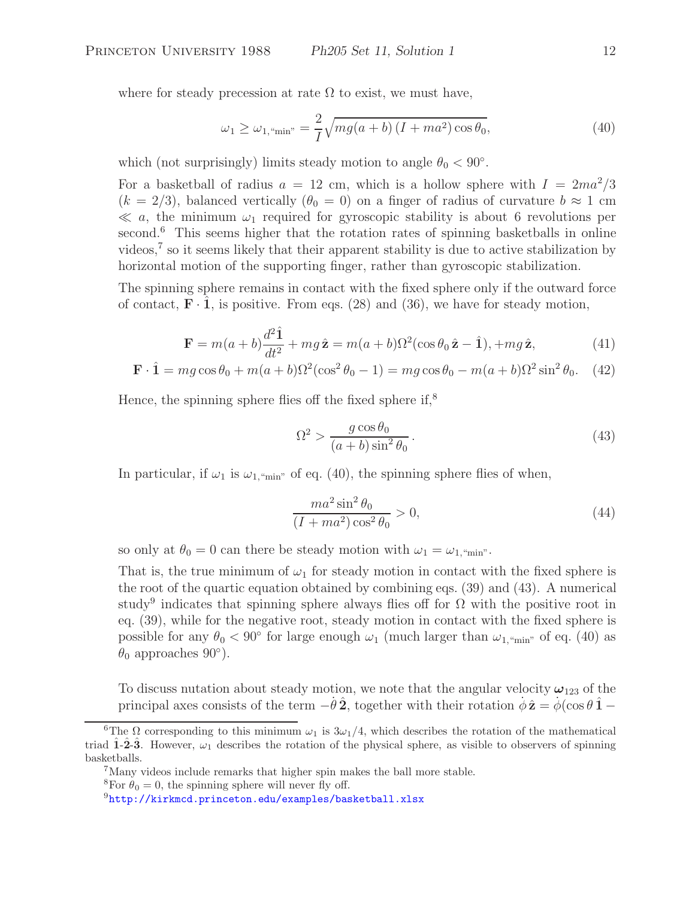where for steady precession at rate $\Omega$ to exist, we must have,

$$\omega_1 \geq \omega_{1,\text{“min”}} = \frac{2}{I}\sqrt{mg(a+b)\,(I+ma^2)\cos\theta_0}, \tag{40}$$

which (not surprisingly) limits steady motion to angle $\theta_0 < 90^\circ$.

For a basketball of radius $a = 12$ cm, which is a hollow sphere with $I = 2ma^2/3$ ($k = 2/3$), balanced vertically ($\theta_0 = 0$) on a finger of radius of curvature $b \approx 1$ cm $\ll a$, the minimum $\omega_1$ required for gyroscopic stability is about 6 revolutions per second.[6] This seems higher that the rotation rates of spinning basketballs in online videos,[7] so it seems likely that their apparent stability is due to active stabilization by horizontal motion of the supporting finger, rather than gyroscopic stabilization.

The spinning sphere remains in contact with the fixed sphere only if the outward force of contact, $\mathbf{F}\cdot\hat{\mathbf{1}}$, is positive. From eqs. (28) and (36), we have for steady motion,

$$\mathbf{F} = m(a+b)\frac{d^2\hat{\mathbf{1}}}{dt^2} + mg\,\hat{\mathbf{z}} = m(a+b)\Omega^2(\cos\theta_0\,\hat{\mathbf{z}} - \hat{\mathbf{1}}), + mg\,\hat{\mathbf{z}}, \tag{41}$$

$$\mathbf{F}\cdot\hat{\mathbf{1}} = mg\cos\theta_0 + m(a+b)\Omega^2(\cos^2\theta_0 - 1) = mg\cos\theta_0 - m(a+b)\Omega^2\sin^2\theta_0. \tag{42}$$

Hence, the spinning sphere flies off the fixed sphere if,[8]

$$\Omega^2 > \frac{g\cos\theta_0}{(a+b)\sin^2\theta_0}\,. \tag{43}$$

In particular, if $\omega_1$ is $\omega_{1,\text{“min”}}$ of eq. (40), the spinning sphere flies of when,

$$\frac{ma^2\sin^2\theta_0}{(I+ma^2)\cos^2\theta_0} > 0, \tag{44}$$

so only at $\theta_0 = 0$ can there be steady motion with $\omega_1 = \omega_{1,\text{“min”}}$.

That is, the true minimum of $\omega_1$ for steady motion in contact with the fixed sphere is the root of the quartic equation obtained by combining eqs. (39) and (43). A numerical study[9] indicates that spinning sphere always flies off for $\Omega$ with the positive root in eq. (39), while for the negative root, steady motion in contact with the fixed sphere is possible for any $\theta_0 < 90^\circ$ for large enough $\omega_1$ (much larger than $\omega_{1,\text{“min”}}$ of eq. (40) as $\theta_0$ approaches $90^\circ$).

To discuss nutation about steady motion, we note that the angular velocity $\boldsymbol{\omega}_{123}$ of the principal axes consists of the term $-\dot{\theta}\,\hat{\mathbf{2}}$, together with their rotation $\dot{\phi}\,\hat{\mathbf{z}} = \dot{\phi}(\cos\theta\,\hat{\mathbf{1}} -$

---

[6] The $\Omega$ corresponding to this minimum $\omega_1$ is $3\omega_1/4$, which describes the rotation of the mathematical triad $\hat{\mathbf{1}}$-$\hat{\mathbf{2}}$-$\hat{\mathbf{3}}$. However, $\omega_1$ describes the rotation of the physical sphere, as visible to observers of spinning basketballs.

[7] Many videos include remarks that higher spin makes the ball more stable.

[8] For $\theta_0 = 0$, the spinning sphere will never fly off.

[9] http://kirkmcd.princeton.edu/examples/basketball.xlsx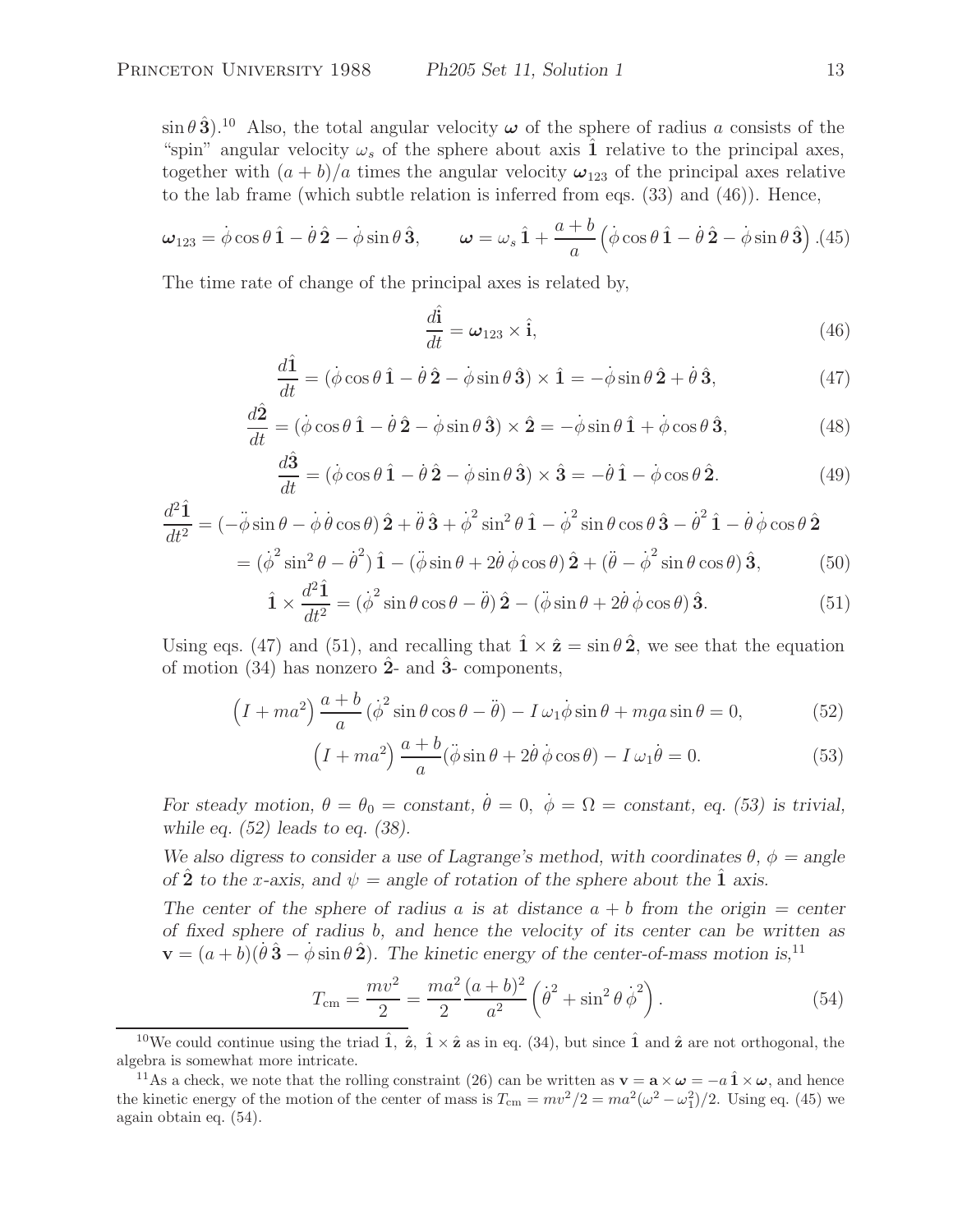$\sin\theta\,\hat{\mathbf{3}}$).[10] Also, the total angular velocity $\boldsymbol{\omega}$ of the sphere of radius $a$ consists of the "spin" angular velocity $\omega_s$ of the sphere about axis $\hat{\mathbf{1}}$ relative to the principal axes, together with $(a+b)/a$ times the angular velocity $\boldsymbol{\omega}_{123}$ of the principal axes relative to the lab frame (which subtle relation is inferred from eqs. (33) and (46)). Hence,

$$\boldsymbol{\omega}_{123} = \dot\phi\cos\theta\,\hat{\mathbf{1}} - \dot\theta\,\hat{\mathbf{2}} - \dot\phi\sin\theta\,\hat{\mathbf{3}}, \qquad \boldsymbol{\omega} = \omega_s\,\hat{\mathbf{1}} + \frac{a+b}{a}\left(\dot\phi\cos\theta\,\hat{\mathbf{1}} - \dot\theta\,\hat{\mathbf{2}} - \dot\phi\sin\theta\,\hat{\mathbf{3}}\right). \tag{45}$$

The time rate of change of the principal axes is related by,

$$\frac{d\hat{\mathbf{i}}}{dt} = \boldsymbol{\omega}_{123}\times\hat{\mathbf{i}}, \tag{46}$$

$$\frac{d\hat{\mathbf{1}}}{dt} = (\dot\phi\cos\theta\,\hat{\mathbf{1}} - \dot\theta\,\hat{\mathbf{2}} - \dot\phi\sin\theta\,\hat{\mathbf{3}})\times\hat{\mathbf{1}} = -\dot\phi\sin\theta\,\hat{\mathbf{2}} + \dot\theta\,\hat{\mathbf{3}}, \tag{47}$$

$$\frac{d\hat{\mathbf{2}}}{dt} = (\dot\phi\cos\theta\,\hat{\mathbf{1}} - \dot\theta\,\hat{\mathbf{2}} - \dot\phi\sin\theta\,\hat{\mathbf{3}})\times\hat{\mathbf{2}} = -\dot\phi\sin\theta\,\hat{\mathbf{1}} + \dot\phi\cos\theta\,\hat{\mathbf{3}}, \tag{48}$$

$$\frac{d\hat{\mathbf{3}}}{dt} = (\dot\phi\cos\theta\,\hat{\mathbf{1}} - \dot\theta\,\hat{\mathbf{2}} - \dot\phi\sin\theta\,\hat{\mathbf{3}})\times\hat{\mathbf{3}} = -\dot\theta\,\hat{\mathbf{1}} - \dot\phi\cos\theta\,\hat{\mathbf{2}}. \tag{49}$$

$$\begin{aligned}\frac{d^2\hat{\mathbf{1}}}{dt^2} &= (-\ddot\phi\sin\theta - \dot\phi\,\dot\theta\cos\theta)\,\hat{\mathbf{2}} + \ddot\theta\,\hat{\mathbf{3}} + \dot\phi^2\sin^2\theta\,\hat{\mathbf{1}} - \dot\phi^2\sin\theta\cos\theta\,\hat{\mathbf{3}} - \dot\theta^2\,\hat{\mathbf{1}} - \dot\theta\,\dot\phi\cos\theta\,\hat{\mathbf{2}} \\ &= (\dot\phi^2\sin^2\theta - \dot\theta^2)\,\hat{\mathbf{1}} - (\ddot\phi\sin\theta + 2\dot\theta\,\dot\phi\cos\theta)\,\hat{\mathbf{2}} + (\ddot\theta - \dot\phi^2\sin\theta\cos\theta)\,\hat{\mathbf{3}},\end{aligned} \tag{50}$$

$$\hat{\mathbf{1}}\times\frac{d^2\hat{\mathbf{1}}}{dt^2} = (\dot\phi^2\sin\theta\cos\theta - \ddot\theta)\,\hat{\mathbf{2}} - (\ddot\phi\sin\theta + 2\dot\theta\,\dot\phi\cos\theta)\,\hat{\mathbf{3}}. \tag{51}$$

Using eqs. (47) and (51), and recalling that $\hat{\mathbf{1}}\times\hat{\mathbf{z}} = \sin\theta\,\hat{\mathbf{2}}$, we see that the equation of motion (34) has nonzero $\hat{\mathbf{2}}$- and $\hat{\mathbf{3}}$- components,

$$\left(I + ma^2\right)\frac{a+b}{a}\,(\dot\phi^2\sin\theta\cos\theta - \ddot\theta) - I\,\omega_1\dot\phi\sin\theta + mga\sin\theta = 0, \tag{52}$$

$$\left(I + ma^2\right)\frac{a+b}{a}(\ddot\phi\sin\theta + 2\dot\theta\,\dot\phi\cos\theta) - I\,\omega_1\dot\theta = 0. \tag{53}$$

*For steady motion, $\theta = \theta_0 =$ constant, $\dot\theta = 0$, $\dot\phi = \Omega =$ constant, eq. (53) is trivial, while eq. (52) leads to eq. (38).*

*We also digress to consider a use of Lagrange's method, with coordinates $\theta$, $\phi$ = angle of $\hat{\mathbf{2}}$ to the x-axis, and $\psi$ = angle of rotation of the sphere about the $\hat{\mathbf{1}}$ axis.*

*The center of the sphere of radius $a$ is at distance $a+b$ from the origin = center of fixed sphere of radius $b$, and hence the velocity of its center can be written as $\mathbf{v} = (a+b)(\dot\theta\,\hat{\mathbf{3}} - \dot\phi\sin\theta\,\hat{\mathbf{2}})$. The kinetic energy of the center-of-mass motion is,*[11]

$$T_{\rm cm} = \frac{mv^2}{2} = \frac{ma^2}{2}\frac{(a+b)^2}{a^2}\left(\dot\theta^2 + \sin^2\theta\,\dot\phi^2\right). \tag{54}$$

---

[10] We could continue using the triad $\hat{\mathbf{1}}$, $\hat{\mathbf{z}}$, $\hat{\mathbf{1}}\times\hat{\mathbf{z}}$ as in eq. (34), but since $\hat{\mathbf{1}}$ and $\hat{\mathbf{z}}$ are not orthogonal, the algebra is somewhat more intricate.

[11] As a check, we note that the rolling constraint (26) can be written as $\mathbf{v} = \mathbf{a}\times\boldsymbol{\omega} = -a\,\hat{\mathbf{1}}\times\boldsymbol{\omega}$, and hence the kinetic energy of the motion of the center of mass is $T_{\rm cm} = mv^2/2 = ma^2(\omega^2 - \omega_1^2)/2$. Using eq. (45) we again obtain eq. (54).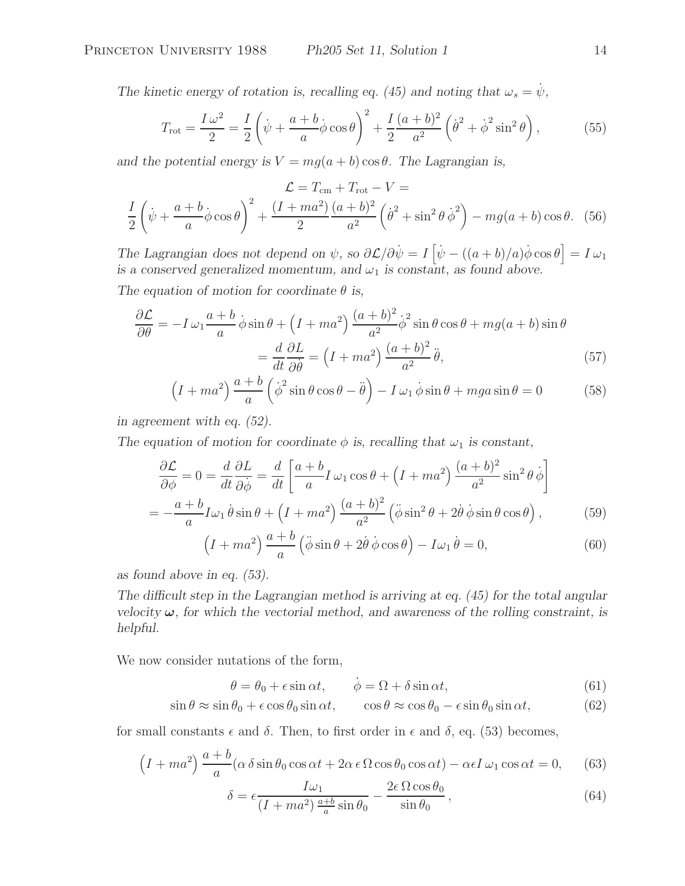*The kinetic energy of rotation is, recalling eq. (45) and noting that $\omega_s = \dot\psi$,*

$$T_{\rm rot} = \frac{I\,\omega^2}{2} = \frac{I}{2}\left(\dot\psi + \frac{a+b}{a}\dot\phi\cos\theta\right)^2 + \frac{I}{2}\frac{(a+b)^2}{a^2}\left(\dot\theta^2 + \dot\phi^2\sin^2\theta\right), \tag{55}$$

*and the potential energy is $V = mg(a+b)\cos\theta$. The Lagrangian is,*

$$\mathcal{L} = T_{\rm cm} + T_{\rm rot} - V =$$

$$\frac{I}{2}\left(\dot\psi + \frac{a+b}{a}\dot\phi\cos\theta\right)^2 + \frac{(I+ma^2)}{2}\frac{(a+b)^2}{a^2}\left(\dot\theta^2 + \sin^2\theta\,\dot\phi^2\right) - mg(a+b)\cos\theta. \tag{56}$$

*The Lagrangian does not depend on $\psi$, so $\partial\mathcal{L}/\partial\dot\psi = I\left[\dot\psi - ((a+b)/a)\dot\phi\cos\theta\right] = I\,\omega_1$ is a conserved generalized momentum, and $\omega_1$ is constant, as found above.*

*The equation of motion for coordinate $\theta$ is,*

$$\frac{\partial\mathcal{L}}{\partial\theta} = -I\,\omega_1\frac{a+b}{a}\,\dot\phi\sin\theta + \left(I+ma^2\right)\frac{(a+b)^2}{a^2}\dot\phi^2\sin\theta\cos\theta + mg(a+b)\sin\theta$$

$$= \frac{d}{dt}\frac{\partial L}{\partial\dot\theta} = \left(I+ma^2\right)\frac{(a+b)^2}{a^2}\,\ddot\theta, \tag{57}$$

$$\left(I+ma^2\right)\frac{a+b}{a}\left(\dot\phi^2\sin\theta\cos\theta - \ddot\theta\right) - I\,\omega_1\,\dot\phi\sin\theta + mga\sin\theta = 0 \tag{58}$$

*in agreement with eq. (52).*

*The equation of motion for coordinate $\phi$ is, recalling that $\omega_1$ is constant,*

$$\frac{\partial\mathcal{L}}{\partial\phi} = 0 = \frac{d}{dt}\frac{\partial L}{\partial\dot\phi} = \frac{d}{dt}\left[\frac{a+b}{a}I\,\omega_1\cos\theta + \left(I+ma^2\right)\frac{(a+b)^2}{a^2}\sin^2\theta\,\dot\phi\right]$$

$$= -\frac{a+b}{a}I\omega_1\,\dot\theta\sin\theta + \left(I+ma^2\right)\frac{(a+b)^2}{a^2}\left(\ddot\phi\sin^2\theta + 2\dot\theta\,\dot\phi\sin\theta\cos\theta\right), \tag{59}$$

$$\left(I+ma^2\right)\frac{a+b}{a}\left(\ddot\phi\sin\theta + 2\dot\theta\,\dot\phi\cos\theta\right) - I\omega_1\,\dot\theta = 0, \tag{60}$$

*as found above in eq. (53).*

*The difficult step in the Lagrangian method is arriving at eq. (45) for the total angular velocity $\boldsymbol{\omega}$, for which the vectorial method, and awareness of the rolling constraint, is helpful.*

We now consider nutations of the form,

$$\theta = \theta_0 + \epsilon\sin\alpha t, \qquad \dot\phi = \Omega + \delta\sin\alpha t, \tag{61}$$

$$\sin\theta \approx \sin\theta_0 + \epsilon\cos\theta_0\sin\alpha t, \qquad \cos\theta \approx \cos\theta_0 - \epsilon\sin\theta_0\sin\alpha t, \tag{62}$$

for small constants $\epsilon$ and $\delta$. Then, to first order in $\epsilon$ and $\delta$, eq. (53) becomes,

$$\left(I+ma^2\right)\frac{a+b}{a}(\alpha\,\delta\sin\theta_0\cos\alpha t + 2\alpha\,\epsilon\,\Omega\cos\theta_0\cos\alpha t) - \alpha\epsilon I\,\omega_1\cos\alpha t = 0, \tag{63}$$

$$\delta = \epsilon\frac{I\omega_1}{(I+ma^2)\frac{a+b}{a}\sin\theta_0} - \frac{2\epsilon\,\Omega\cos\theta_0}{\sin\theta_0}, \tag{64}$$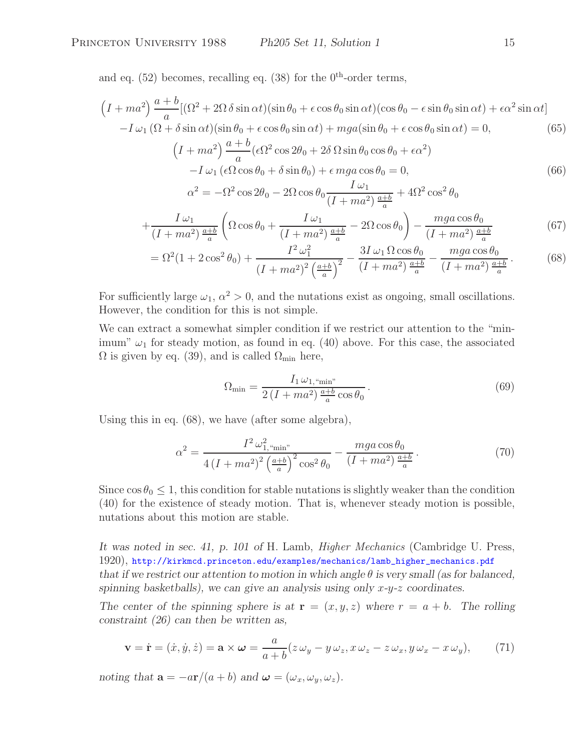and eq. (52) becomes, recalling eq. (38) for the $0^{\rm th}$-order terms,

$$
\begin{aligned}
&\left(I + ma^2\right) \frac{a+b}{a} [(\Omega^2 + 2\Omega\,\delta \sin\alpha t)(\sin\theta_0 + \epsilon\cos\theta_0 \sin\alpha t)(\cos\theta_0 - \epsilon \sin\theta_0 \sin\alpha t) + \epsilon\alpha^2 \sin\alpha t] \\
&\quad - I\,\omega_1\,(\Omega + \delta \sin\alpha t)(\sin\theta_0 + \epsilon\cos\theta_0\sin\alpha t) + mga(\sin\theta_0 + \epsilon\cos\theta_0 \sin\alpha t) = 0, \qquad (65)
\end{aligned}
$$

$$
\begin{aligned}
&\left(I + ma^2\right) \frac{a+b}{a} (\epsilon\Omega^2 \cos 2\theta_0 + 2\delta\,\Omega \sin\theta_0 \cos\theta_0 + \epsilon\alpha^2) \\
&\quad - I\,\omega_1\,(\epsilon\Omega\cos\theta_0 + \delta\sin\theta_0) + \epsilon\, mga\cos\theta_0 = 0, \qquad (66)
\end{aligned}
$$

$$
\begin{aligned}
\alpha^2 &= -\Omega^2 \cos 2\theta_0 - 2\Omega\cos\theta_0 \frac{I\,\omega_1}{(I + ma^2)\,\frac{a+b}{a}} + 4\Omega^2\cos^2\theta_0 \\
&\quad + \frac{I\,\omega_1}{(I + ma^2)\,\frac{a+b}{a}} \left( \Omega\cos\theta_0 + \frac{I\,\omega_1}{(I + ma^2)\,\frac{a+b}{a}} - 2\Omega\cos\theta_0 \right) - \frac{mga\cos\theta_0}{(I + ma^2)\,\frac{a+b}{a}} \qquad (67) \\
&= \Omega^2(1 + 2\cos^2\theta_0) + \frac{I^2\,\omega_1^2}{(I + ma^2)^2 \left(\frac{a+b}{a}\right)^2} - \frac{3I\,\omega_1\,\Omega\cos\theta_0}{(I + ma^2)\,\frac{a+b}{a}} - \frac{mga\cos\theta_0}{(I + ma^2)\,\frac{a+b}{a}}\,. \qquad (68)
\end{aligned}
$$

For sufficiently large $\omega_1$, $\alpha^2 > 0$, and the nutations exist as ongoing, small oscillations. However, the condition for this is not simple.

We can extract a somewhat simpler condition if we restrict our attention to the "minimum" $\omega_1$ for steady motion, as found in eq. (40) above. For this case, the associated $\Omega$ is given by eq. (39), and is called $\Omega_{\rm min}$ here,

$$
\Omega_{\rm min} = \frac{I_1\,\omega_{1,\text{``min''}}}{2\,(I + ma^2)\,\frac{a+b}{a}\cos\theta_0}\,. \qquad (69)
$$

Using this in eq. (68), we have (after some algebra),

$$
\alpha^2 = \frac{I^2\,\omega_{1,\text{``min''}}^2}{4\,(I + ma^2)^2 \left(\frac{a+b}{a}\right)^2 \cos^2\theta_0} - \frac{mga\cos\theta_0}{(I + ma^2)\,\frac{a+b}{a}}\,. \qquad (70)
$$

Since $\cos\theta_0 \le 1$, this condition for stable nutations is slightly weaker than the condition (40) for the existence of steady motion. That is, whenever steady motion is possible, nutations about this motion are stable.

*It was noted in sec. 41, p. 101 of* H. Lamb, *Higher Mechanics* (Cambridge U. Press, 1920), http://kirkmcd.princeton.edu/examples/mechanics/lamb_higher_mechanics.pdf *that if we restrict our attention to motion in which angle $\theta$ is very small (as for balanced, spinning basketballs), we can give an analysis using only x-y-z coordinates.*

*The center of the spinning sphere is at $\mathbf{r} = (x, y, z)$ where $r = a + b$. The rolling constraint (26) can then be written as,*

$$
\mathbf{v} = \dot{\mathbf{r}} = (\dot x, \dot y, \dot z) = \mathbf{a} \times \boldsymbol{\omega} = \frac{a}{a+b}(z\,\omega_y - y\,\omega_z, x\,\omega_z - z\,\omega_x, y\,\omega_x - x\,\omega_y), \qquad (71)
$$

*noting that $\mathbf{a} = -a\mathbf{r}/(a+b)$ and $\boldsymbol{\omega} = (\omega_x, \omega_y, \omega_z)$.*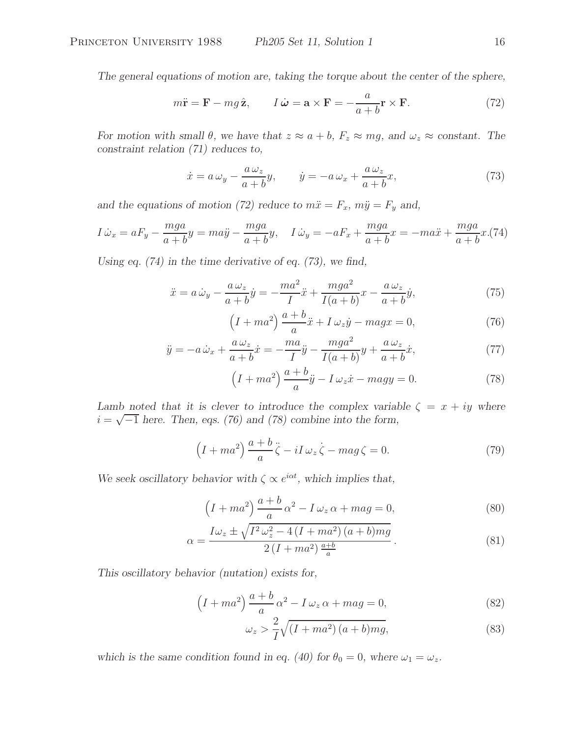*The general equations of motion are, taking the torque about the center of the sphere,*

$$m\ddot{\mathbf{r}} = \mathbf{F} - mg\,\hat{\mathbf{z}}, \qquad I\,\dot{\boldsymbol{\omega}} = \mathbf{a} \times \mathbf{F} = -\frac{a}{a+b}\mathbf{r} \times \mathbf{F}. \tag{72}$$

*For motion with small $\theta$, we have that $z \approx a + b$, $F_z \approx mg$, and $\omega_z \approx$ constant. The constraint relation (71) reduces to,*

$$\dot{x} = a\,\omega_y - \frac{a\,\omega_z}{a+b}y, \qquad \dot{y} = -a\,\omega_x + \frac{a\,\omega_z}{a+b}x, \tag{73}$$

*and the equations of motion (72) reduce to $m\ddot{x} = F_x$, $m\ddot{y} = F_y$ and,*

$$I\,\dot{\omega}_x = aF_y - \frac{mga}{a+b}y = ma\ddot{y} - \frac{mga}{a+b}y, \quad I\,\dot{\omega}_y = -aF_x + \frac{mga}{a+b}x = -ma\ddot{x} + \frac{mga}{a+b}x. \tag{74}$$

*Using eq. (74) in the time derivative of eq. (73), we find,*

$$\ddot{x} = a\,\dot{\omega}_y - \frac{a\,\omega_z}{a+b}\dot{y} = -\frac{ma^2}{I}\ddot{x} + \frac{mga^2}{I(a+b)}x - \frac{a\,\omega_z}{a+b}\dot{y}, \tag{75}$$

$$\left(I + ma^2\right)\frac{a+b}{a}\ddot{x} + I\,\omega_z\dot{y} - magx = 0, \tag{76}$$

$$\ddot{y} = -a\,\dot{\omega}_x + \frac{a\,\omega_z}{a+b}\dot{x} = -\frac{ma}{I}\ddot{y} - \frac{mga^2}{I(a+b)}y + \frac{a\,\omega_z}{a+b}\dot{x}, \tag{77}$$

$$\left(I + ma^2\right)\frac{a+b}{a}\ddot{y} - I\,\omega_z\dot{x} - magy = 0. \tag{78}$$

*Lamb noted that it is clever to introduce the complex variable $\zeta = x + iy$ where $i = \sqrt{-1}$ here. Then, eqs. (76) and (78) combine into the form,*

$$\left(I + ma^2\right)\frac{a+b}{a}\,\ddot{\zeta} - iI\,\omega_z\,\dot{\zeta} - mag\,\zeta = 0. \tag{79}$$

*We seek oscillatory behavior with $\zeta \propto e^{i\alpha t}$, which implies that,*

$$\left(I + ma^2\right)\frac{a+b}{a}\,\alpha^2 - I\,\omega_z\,\alpha + mag = 0, \tag{80}$$

$$\alpha = \frac{I\omega_z \pm \sqrt{I^2\,\omega_z^2 - 4\left(I + ma^2\right)(a+b)mg}}{2\left(I + ma^2\right)\frac{a+b}{a}}\,. \tag{81}$$

*This oscillatory behavior (nutation) exists for,*

$$\left(I + ma^2\right)\frac{a+b}{a}\,\alpha^2 - I\,\omega_z\,\alpha + mag = 0, \tag{82}$$

$$\omega_z > \frac{2}{I}\sqrt{\left(I + ma^2\right)(a+b)mg}, \tag{83}$$

*which is the same condition found in eq. (40) for $\theta_0 = 0$, where $\omega_1 = \omega_z$.*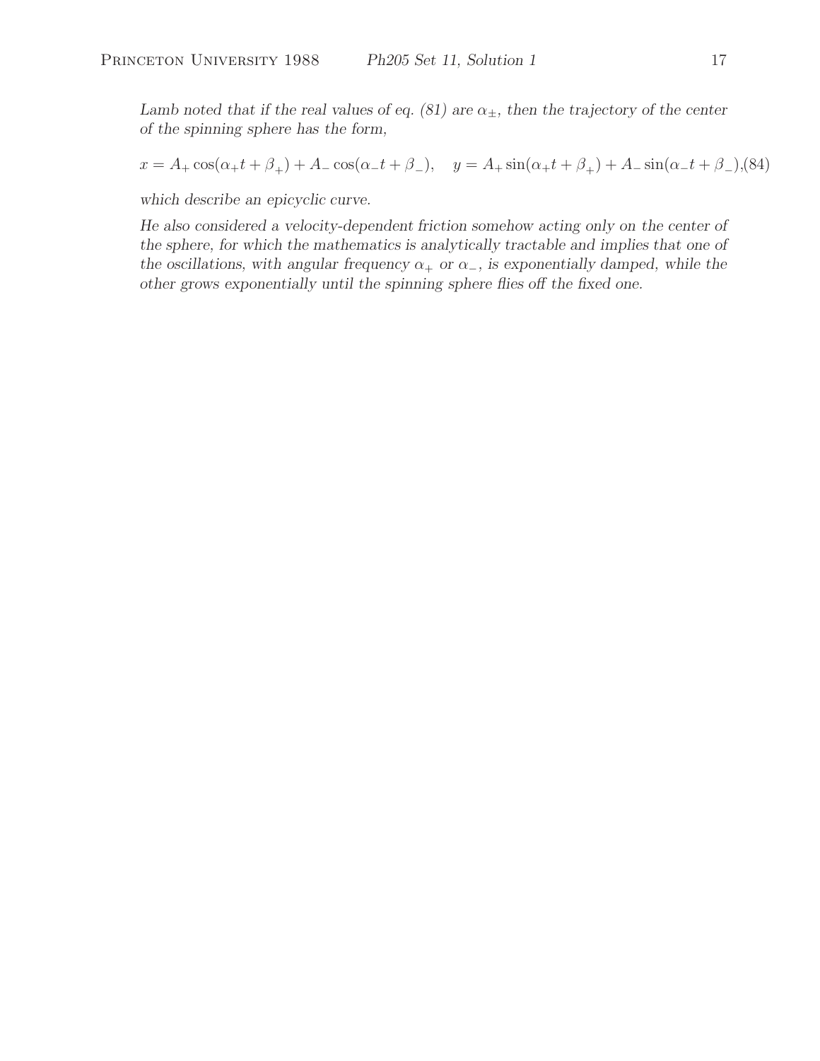*Lamb noted that if the real values of eq. (81) are $\alpha_\pm$, then the trajectory of the center of the spinning sphere has the form,*

$$x = A_+ \cos(\alpha_+ t + \beta_+) + A_- \cos(\alpha_- t + \beta_-), \quad y = A_+ \sin(\alpha_+ t + \beta_+) + A_- \sin(\alpha_- t + \beta_-), \tag{84}$$

*which describe an epicyclic curve.*

*He also considered a velocity-dependent friction somehow acting only on the center of the sphere, for which the mathematics is analytically tractable and implies that one of the oscillations, with angular frequency $\alpha_+$ or $\alpha_-$, is exponentially damped, while the other grows exponentially until the spinning sphere flies off the fixed one.*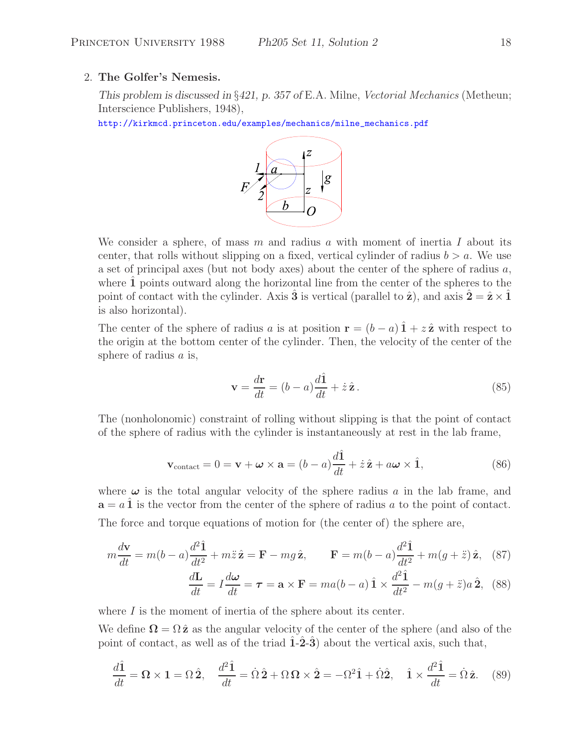2. **The Golfer's Nemesis.**

*This problem is discussed in §421, p. 357 of* E.A. Milne, *Vectorial Mechanics* (Metheun; Interscience Publishers, 1948),

http://kirkmcd.princeton.edu/examples/mechanics/milne_mechanics.pdf

We consider a sphere, of mass $m$ and radius $a$ with moment of inertia $I$ about its center, that rolls without slipping on a fixed, vertical cylinder of radius $b > a$. We use a set of principal axes (but not body axes) about the center of the sphere of radius $a$, where $\hat{\mathbf{1}}$ points outward along the horizontal line from the center of the spheres to the point of contact with the cylinder. Axis $\hat{\mathbf{3}}$ is vertical (parallel to $\hat{\mathbf{z}}$), and axis $\hat{\mathbf{2}} = \hat{\mathbf{z}} \times \hat{\mathbf{1}}$ is also horizontal).

The center of the sphere of radius $a$ is at position $\mathbf{r} = (b - a)\,\hat{\mathbf{1}} + z\,\hat{\mathbf{z}}$ with respect to the origin at the bottom center of the cylinder. Then, the velocity of the center of the sphere of radius $a$ is,

$$\mathbf{v} = \frac{d\mathbf{r}}{dt} = (b-a)\frac{d\hat{\mathbf{1}}}{dt} + \dot{z}\,\hat{\mathbf{z}}. \tag{85}$$

The (nonholonomic) constraint of rolling without slipping is that the point of contact of the sphere of radius with the cylinder is instantaneously at rest in the lab frame,

$$\mathbf{v}_{\rm contact} = 0 = \mathbf{v} + \boldsymbol{\omega} \times \mathbf{a} = (b-a)\frac{d\hat{\mathbf{1}}}{dt} + \dot{z}\,\hat{\mathbf{z}} + a\boldsymbol{\omega} \times \hat{\mathbf{1}}, \tag{86}$$

where $\boldsymbol{\omega}$ is the total angular velocity of the sphere radius $a$ in the lab frame, and $\mathbf{a} = a\,\hat{\mathbf{1}}$ is the vector from the center of the sphere of radius $a$ to the point of contact.

The force and torque equations of motion for (the center of) the sphere are,

$$m\frac{d\mathbf{v}}{dt} = m(b-a)\frac{d^2\hat{\mathbf{1}}}{dt^2} + m\ddot{z}\,\hat{\mathbf{z}} = \mathbf{F} - mg\,\hat{\mathbf{z}}, \qquad \mathbf{F} = m(b-a)\frac{d^2\hat{\mathbf{1}}}{dt^2} + m(g+\ddot{z})\,\hat{\mathbf{z}}, \tag{87}$$

$$\frac{d\mathbf{L}}{dt} = I\frac{d\boldsymbol{\omega}}{dt} = \boldsymbol{\tau} = \mathbf{a} \times \mathbf{F} = ma(b-a)\,\hat{\mathbf{1}} \times \frac{d^2\hat{\mathbf{1}}}{dt^2} - m(g+\ddot{z})a\,\hat{\mathbf{2}}, \tag{88}$$

where $I$ is the moment of inertia of the sphere about its center.

We define $\boldsymbol{\Omega} = \Omega\,\hat{\mathbf{z}}$ as the angular velocity of the center of the sphere (and also of the point of contact, as well as of the triad $\hat{\mathbf{1}}$-$\hat{\mathbf{2}}$-$\hat{\mathbf{3}}$) about the vertical axis, such that,

$$\frac{d\hat{\mathbf{1}}}{dt} = \boldsymbol{\Omega} \times \mathbf{1} = \Omega\,\hat{\mathbf{2}}, \quad \frac{d^2\hat{\mathbf{1}}}{dt^2} = \dot{\Omega}\,\hat{\mathbf{2}} + \Omega\,\boldsymbol{\Omega} \times \hat{\mathbf{2}} = -\Omega^2\hat{\mathbf{1}} + \dot{\Omega}\hat{\mathbf{2}}, \quad \hat{\mathbf{1}} \times \frac{d^2\hat{\mathbf{1}}}{dt^2} = \dot{\Omega}\,\hat{\mathbf{z}}. \tag{89}$$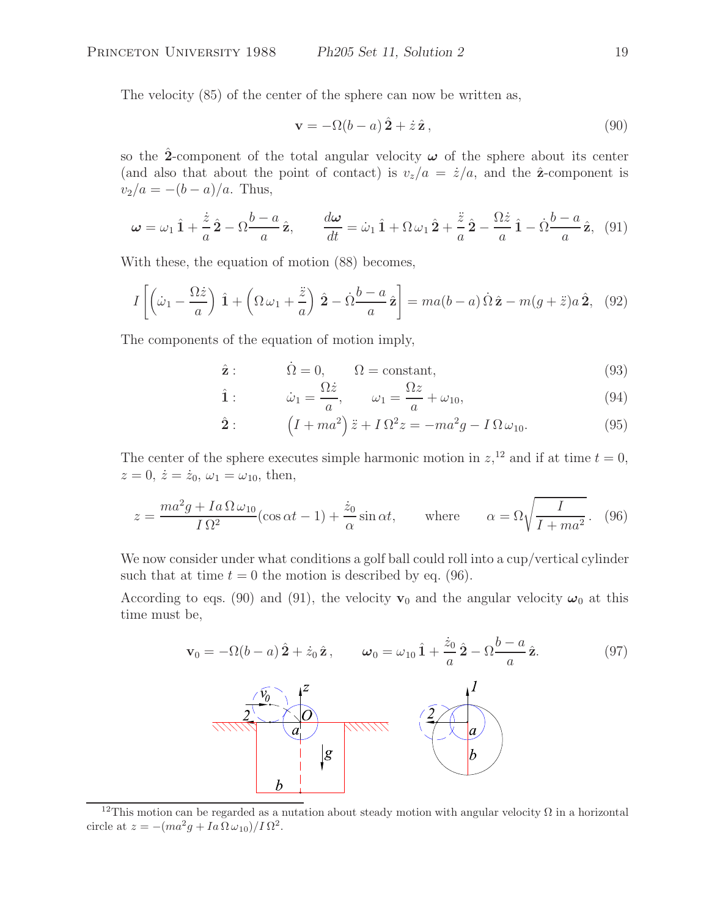The velocity (85) of the center of the sphere can now be written as,

$$\mathbf{v} = -\Omega(b-a)\,\hat{\mathbf{2}} + \dot{z}\,\hat{\mathbf{z}}\,, \tag{90}$$

so the $\hat{\mathbf{2}}$-component of the total angular velocity $\boldsymbol{\omega}$ of the sphere about its center (and also that about the point of contact) is $v_z/a = \dot{z}/a$, and the $\hat{\mathbf{z}}$-component is $v_2/a = -(b-a)/a$. Thus,

$$\boldsymbol{\omega} = \omega_1\,\hat{\mathbf{1}} + \frac{\dot{z}}{a}\,\hat{\mathbf{2}} - \Omega\frac{b-a}{a}\,\hat{\mathbf{z}}, \qquad \frac{d\boldsymbol{\omega}}{dt} = \dot{\omega}_1\,\hat{\mathbf{1}} + \Omega\,\omega_1\,\hat{\mathbf{2}} + \frac{\ddot{z}}{a}\,\hat{\mathbf{2}} - \frac{\Omega\dot{z}}{a}\,\hat{\mathbf{1}} - \dot{\Omega}\frac{b-a}{a}\,\hat{\mathbf{z}}, \tag{91}$$

With these, the equation of motion (88) becomes,

$$I\left[\left(\dot{\omega}_1 - \frac{\Omega\dot{z}}{a}\right)\,\hat{\mathbf{1}} + \left(\Omega\,\omega_1 + \frac{\ddot{z}}{a}\right)\,\hat{\mathbf{2}} - \dot{\Omega}\frac{b-a}{a}\,\hat{\mathbf{z}}\right] = ma(b-a)\,\dot{\Omega}\,\hat{\mathbf{z}} - m(g+\ddot{z})a\,\hat{\mathbf{2}}, \tag{92}$$

The components of the equation of motion imply,

$$\hat{\mathbf{z}}: \qquad \dot{\Omega} = 0, \qquad \Omega = \text{constant}, \tag{93}$$

$$\hat{\mathbf{1}}: \qquad \dot{\omega}_1 = \frac{\Omega\dot{z}}{a}, \qquad \omega_1 = \frac{\Omega z}{a} + \omega_{10}, \tag{94}$$

$$\hat{\mathbf{2}}: \qquad \left(I + ma^2\right)\ddot{z} + I\,\Omega^2 z = -ma^2 g - I\,\Omega\,\omega_{10}. \tag{95}$$

The center of the sphere executes simple harmonic motion in $z$,[12] and if at time $t = 0$, $z = 0$, $\dot{z} = \dot{z}_0$, $\omega_1 = \omega_{10}$, then,

$$z = \frac{ma^2 g + Ia\,\Omega\,\omega_{10}}{I\,\Omega^2}(\cos\alpha t - 1) + \frac{\dot{z}_0}{\alpha}\sin\alpha t, \qquad \text{where} \qquad \alpha = \Omega\sqrt{\frac{I}{I + ma^2}}. \tag{96}$$

We now consider under what conditions a golf ball could roll into a cup/vertical cylinder such that at time $t = 0$ the motion is described by eq. (96).

According to eqs. (90) and (91), the velocity $\mathbf{v}_0$ and the angular velocity $\boldsymbol{\omega}_0$ at this time must be,

$$\mathbf{v}_0 = -\Omega(b-a)\,\hat{\mathbf{2}} + \dot{z}_0\,\hat{\mathbf{z}}\,, \qquad \boldsymbol{\omega}_0 = \omega_{10}\,\hat{\mathbf{1}} + \frac{\dot{z}_0}{a}\,\hat{\mathbf{2}} - \Omega\frac{b-a}{a}\,\hat{\mathbf{z}}. \tag{97}$$

[12] This motion can be regarded as a nutation about steady motion with angular velocity $\Omega$ in a horizontal circle at $z = -(ma^2 g + Ia\,\Omega\,\omega_{10})/I\,\Omega^2$.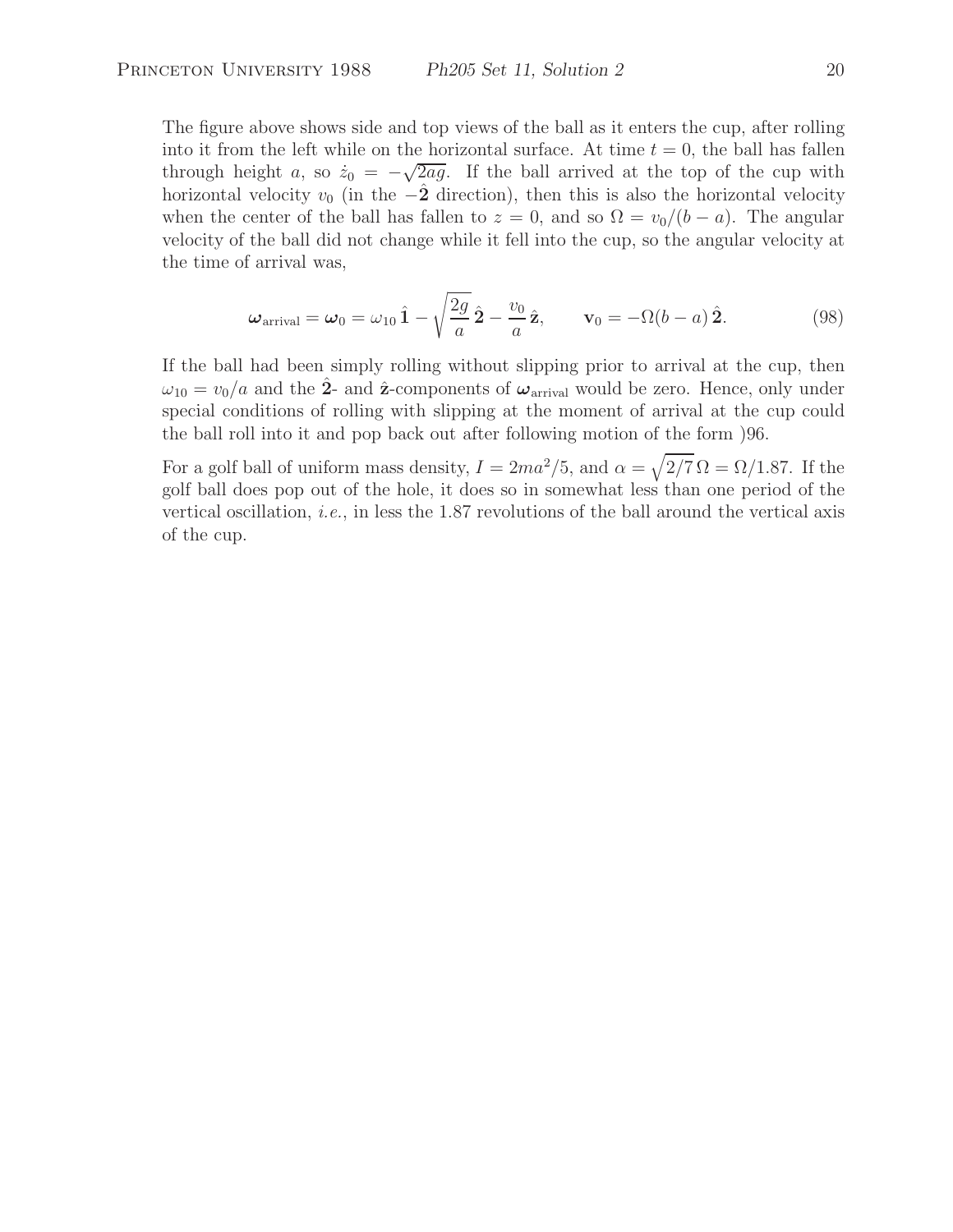The figure above shows side and top views of the ball as it enters the cup, after rolling into it from the left while on the horizontal surface. At time $t = 0$, the ball has fallen through height $a$, so $\dot{z}_0 = -\sqrt{2ag}$. If the ball arrived at the top of the cup with horizontal velocity $v_0$ (in the $-\hat{\mathbf{2}}$ direction), then this is also the horizontal velocity when the center of the ball has fallen to $z = 0$, and so $\Omega = v_0/(b - a)$. The angular velocity of the ball did not change while it fell into the cup, so the angular velocity at the time of arrival was,

$$\boldsymbol{\omega}_{\text{arrival}} = \boldsymbol{\omega}_0 = \omega_{10}\,\hat{\mathbf{1}} - \sqrt{\frac{2g}{a}}\,\hat{\mathbf{2}} - \frac{v_0}{a}\,\hat{\mathbf{z}}, \qquad \mathbf{v}_0 = -\Omega(b-a)\,\hat{\mathbf{2}}. \tag{98}$$

If the ball had been simply rolling without slipping prior to arrival at the cup, then $\omega_{10} = v_0/a$ and the $\hat{\mathbf{2}}$- and $\hat{\mathbf{z}}$-components of $\boldsymbol{\omega}_{\text{arrival}}$ would be zero. Hence, only under special conditions of rolling with slipping at the moment of arrival at the cup could the ball roll into it and pop back out after following motion of the form )96.

For a golf ball of uniform mass density, $I = 2ma^2/5$, and $\alpha = \sqrt{2/7}\,\Omega = \Omega/1.87$. If the golf ball does pop out of the hole, it does so in somewhat less than one period of the vertical oscillation, *i.e.*, in less the 1.87 revolutions of the ball around the vertical axis of the cup.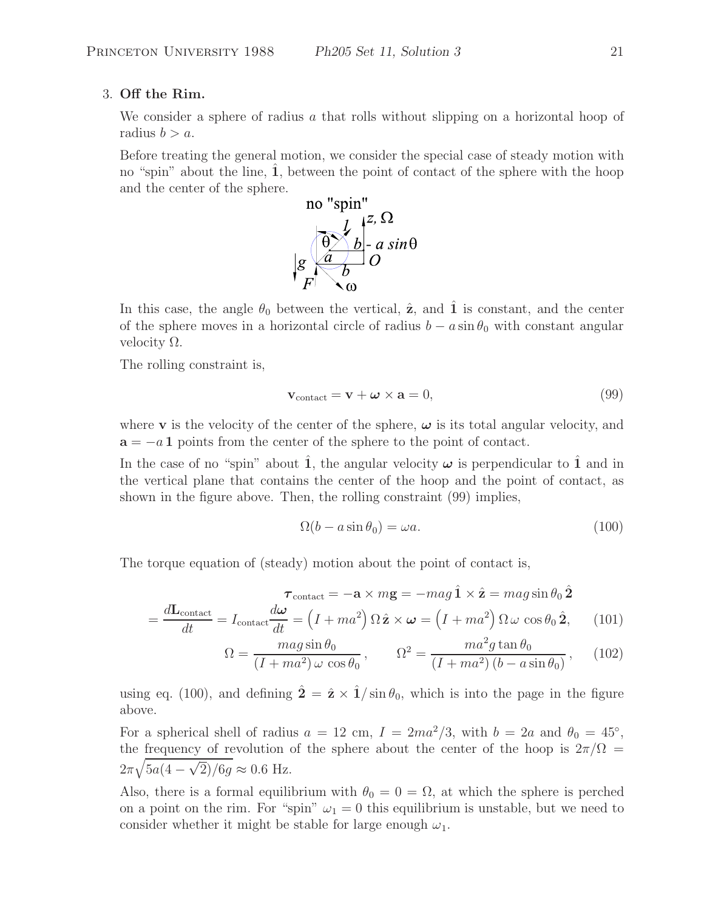3. **Off the Rim.**

We consider a sphere of radius $a$ that rolls without slipping on a horizontal hoop of radius $b > a$.

Before treating the general motion, we consider the special case of steady motion with no "spin" about the line, $\hat{\mathbf{1}}$, between the point of contact of the sphere with the hoop and the center of the sphere.

no "spin"

In this case, the angle $\theta_0$ between the vertical, $\hat{\mathbf{z}}$, and $\hat{\mathbf{1}}$ is constant, and the center of the sphere moves in a horizontal circle of radius $b - a\sin\theta_0$ with constant angular velocity $\Omega$.

The rolling constraint is,

$$\mathbf{v}_{\rm contact} = \mathbf{v} + \boldsymbol{\omega} \times \mathbf{a} = 0, \tag{99}$$

where $\mathbf{v}$ is the velocity of the center of the sphere, $\boldsymbol{\omega}$ is its total angular velocity, and $\mathbf{a} = -a\,\mathbf{1}$ points from the center of the sphere to the point of contact.

In the case of no "spin" about $\hat{\mathbf{1}}$, the angular velocity $\boldsymbol{\omega}$ is perpendicular to $\hat{\mathbf{1}}$ and in the vertical plane that contains the center of the hoop and the point of contact, as shown in the figure above. Then, the rolling constraint (99) implies,

$$\Omega(b - a\sin\theta_0) = \omega a. \tag{100}$$

The torque equation of (steady) motion about the point of contact is,

$$\boldsymbol{\tau}_{\rm contact} = -\mathbf{a} \times m\mathbf{g} = -mag\,\hat{\mathbf{1}} \times \hat{\mathbf{z}} = mag\sin\theta_0\,\hat{\mathbf{2}}$$

$$= \frac{d\mathbf{L}_{\rm contact}}{dt} = I_{\rm contact}\frac{d\boldsymbol{\omega}}{dt} = \left(I + ma^2\right)\Omega\,\hat{\mathbf{z}} \times \boldsymbol{\omega} = \left(I + ma^2\right)\Omega\,\omega\,\cos\theta_0\,\hat{\mathbf{2}}, \tag{101}$$

$$\Omega = \frac{mag\sin\theta_0}{(I + ma^2)\,\omega\,\cos\theta_0}\,, \qquad \Omega^2 = \frac{ma^2 g\tan\theta_0}{(I + ma^2)\,(b - a\sin\theta_0)}\,, \tag{102}$$

using eq. (100), and defining $\hat{\mathbf{2}} = \hat{\mathbf{z}} \times \hat{\mathbf{1}}/\sin\theta_0$, which is into the page in the figure above.

For a spherical shell of radius $a = 12$ cm, $I = 2ma^2/3$, with $b = 2a$ and $\theta_0 = 45^\circ$, the frequency of revolution of the sphere about the center of the hoop is $2\pi/\Omega = 2\pi\sqrt{5a(4 - \sqrt{2})/6g} \approx 0.6$ Hz.

Also, there is a formal equilibrium with $\theta_0 = 0 = \Omega$, at which the sphere is perched on a point on the rim. For "spin" $\omega_1 = 0$ this equilibrium is unstable, but we need to consider whether it might be stable for large enough $\omega_1$.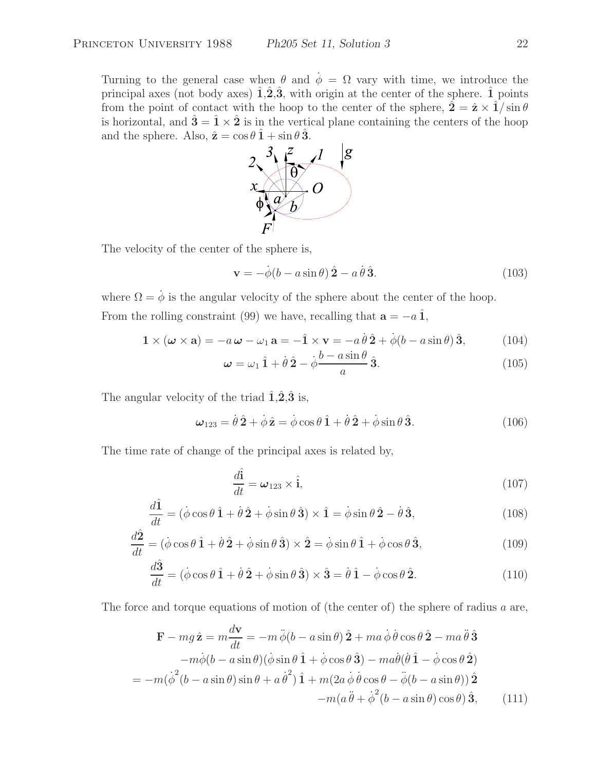Turning to the general case when $\theta$ and $\dot\phi = \Omega$ vary with time, we introduce the principal axes (not body axes) $\hat{\mathbf{1}}$,$\hat{\mathbf{2}}$,$\hat{\mathbf{3}}$, with origin at the center of the sphere. $\hat{\mathbf{1}}$ points from the point of contact with the hoop to the center of the sphere, $\hat{\mathbf{2}} = \hat{\mathbf{z}} \times \hat{\mathbf{1}}/\sin\theta$ is horizontal, and $\hat{\mathbf{3}} = \hat{\mathbf{1}} \times \hat{\mathbf{2}}$ is in the vertical plane containing the centers of the hoop and the sphere. Also, $\hat{\mathbf{z}} = \cos\theta\,\hat{\mathbf{1}} + \sin\theta\,\hat{\mathbf{3}}$.

The velocity of the center of the sphere is,

$$\mathbf{v} = -\dot\phi(b - a\sin\theta)\,\hat{\mathbf{2}} - a\,\dot\theta\,\hat{\mathbf{3}}. \tag{103}$$

where $\Omega = \dot\phi$ is the angular velocity of the sphere about the center of the hoop.

From the rolling constraint (99) we have, recalling that $\mathbf{a} = -a\,\hat{\mathbf{1}}$,

$$\mathbf{1} \times (\boldsymbol{\omega} \times \mathbf{a}) = -a\,\boldsymbol{\omega} - \omega_1\,\mathbf{a} = -\hat{\mathbf{1}} \times \mathbf{v} = -a\,\dot\theta\,\hat{\mathbf{2}} + \dot\phi(b - a\sin\theta)\,\hat{\mathbf{3}}, \tag{104}$$

$$\boldsymbol{\omega} = \omega_1\,\hat{\mathbf{1}} + \dot\theta\,\hat{\mathbf{2}} - \dot\phi\frac{b - a\sin\theta}{a}\,\hat{\mathbf{3}}. \tag{105}$$

The angular velocity of the triad $\hat{\mathbf{1}}$,$\hat{\mathbf{2}}$,$\hat{\mathbf{3}}$ is,

$$\boldsymbol{\omega}_{123} = \dot\theta\,\hat{\mathbf{2}} + \dot\phi\,\hat{\mathbf{z}} = \dot\phi\cos\theta\,\hat{\mathbf{1}} + \dot\theta\,\hat{\mathbf{2}} + \dot\phi\sin\theta\,\hat{\mathbf{3}}. \tag{106}$$

The time rate of change of the principal axes is related by,

$$\frac{d\hat{\mathbf{i}}}{dt} = \boldsymbol{\omega}_{123} \times \hat{\mathbf{i}}, \tag{107}$$

$$\frac{d\hat{\mathbf{1}}}{dt} = (\dot\phi\cos\theta\,\hat{\mathbf{1}} + \dot\theta\,\hat{\mathbf{2}} + \dot\phi\sin\theta\,\hat{\mathbf{3}}) \times \hat{\mathbf{1}} = \dot\phi\sin\theta\,\hat{\mathbf{2}} - \dot\theta\,\hat{\mathbf{3}}, \tag{108}$$

$$\frac{d\hat{\mathbf{2}}}{dt} = (\dot\phi\cos\theta\,\hat{\mathbf{1}} + \dot\theta\,\hat{\mathbf{2}} + \dot\phi\sin\theta\,\hat{\mathbf{3}}) \times \hat{\mathbf{2}} = \dot\phi\sin\theta\,\hat{\mathbf{1}} + \dot\phi\cos\theta\,\hat{\mathbf{3}}, \tag{109}$$

$$\frac{d\hat{\mathbf{3}}}{dt} = (\dot\phi\cos\theta\,\hat{\mathbf{1}} + \dot\theta\,\hat{\mathbf{2}} + \dot\phi\sin\theta\,\hat{\mathbf{3}}) \times \hat{\mathbf{3}} = \dot\theta\,\hat{\mathbf{1}} - \dot\phi\cos\theta\,\hat{\mathbf{2}}. \tag{110}$$

The force and torque equations of motion of (the center of) the sphere of radius $a$ are,

$$\begin{aligned}
\mathbf{F} - mg\,\hat{\mathbf{z}} = m\frac{d\mathbf{v}}{dt} &= -m\,\ddot\phi(b - a\sin\theta)\,\hat{\mathbf{2}} + ma\,\dot\phi\,\dot\theta\cos\theta\,\hat{\mathbf{2}} - ma\,\ddot\theta\,\hat{\mathbf{3}} \\
&\quad - m\dot\phi(b - a\sin\theta)(\dot\phi\sin\theta\,\hat{\mathbf{1}} + \dot\phi\cos\theta\,\hat{\mathbf{3}}) - ma\dot\theta(\dot\theta\,\hat{\mathbf{1}} - \dot\phi\cos\theta\,\hat{\mathbf{2}}) \\
&= -m(\dot\phi^2(b - a\sin\theta)\sin\theta + a\,\dot\theta^2)\,\hat{\mathbf{1}} + m(2a\,\dot\phi\,\dot\theta\cos\theta - \ddot\phi(b - a\sin\theta))\,\hat{\mathbf{2}} \\
&\quad - m(a\,\ddot\theta + \dot\phi^2(b - a\sin\theta)\cos\theta)\,\hat{\mathbf{3}},
\end{aligned} \tag{111}$$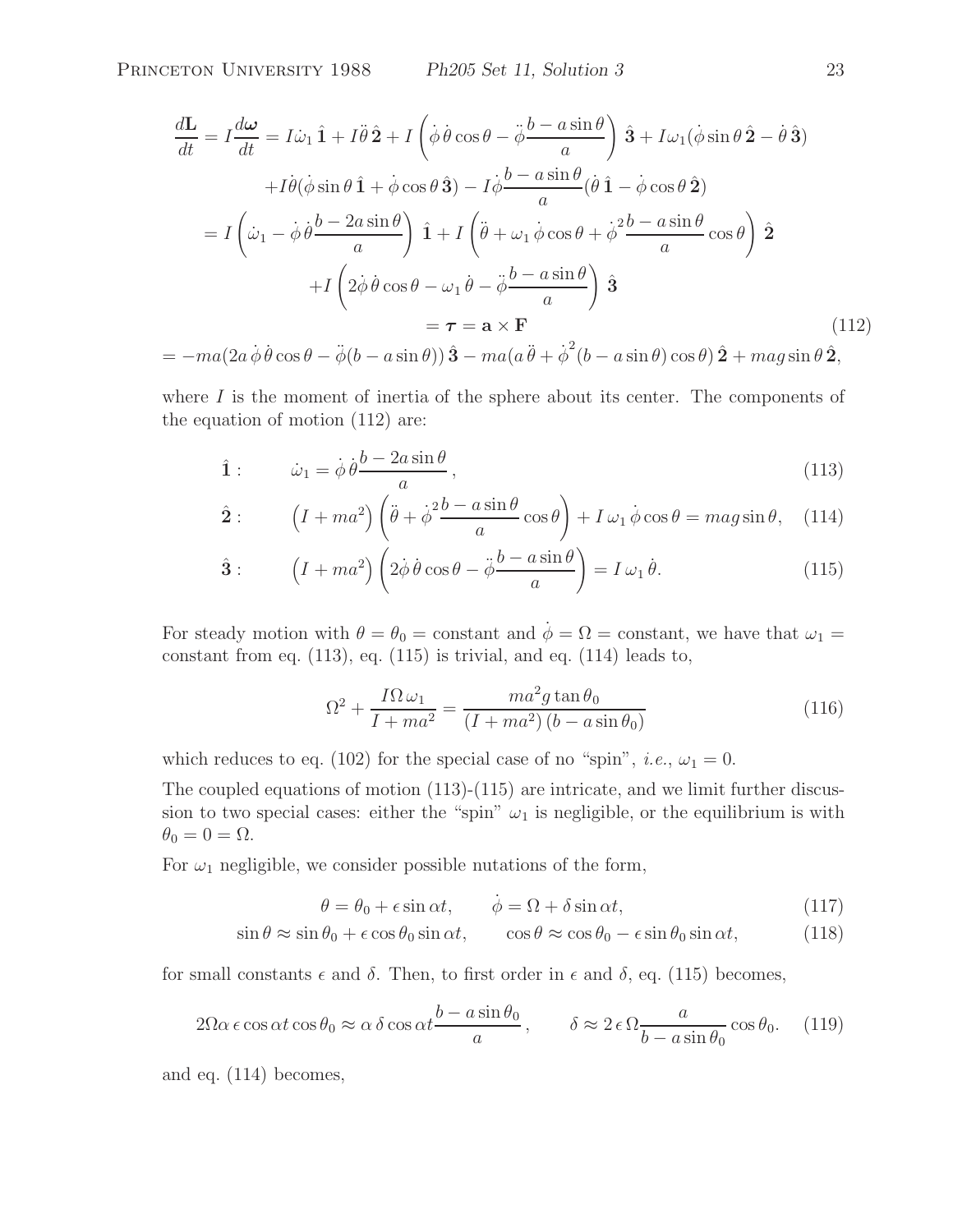$$
\begin{aligned}
\frac{d\mathbf{L}}{dt} = I\frac{d\boldsymbol{\omega}}{dt} &= I\dot{\omega}_1\,\hat{\mathbf{1}} + I\ddot{\theta}\,\hat{\mathbf{2}} + I\left(\dot{\phi}\,\dot{\theta}\cos\theta - \ddot{\phi}\frac{b-a\sin\theta}{a}\right)\,\hat{\mathbf{3}} + I\omega_1(\dot{\phi}\sin\theta\,\hat{\mathbf{2}} - \dot{\theta}\,\hat{\mathbf{3}}) \\
&\quad + I\dot{\theta}(\dot{\phi}\sin\theta\,\hat{\mathbf{1}} + \dot{\phi}\cos\theta\,\hat{\mathbf{3}}) - I\dot{\phi}\frac{b-a\sin\theta}{a}(\dot{\theta}\,\hat{\mathbf{1}} - \dot{\phi}\cos\theta\,\hat{\mathbf{2}}) \\
&= I\left(\dot{\omega}_1 - \dot{\phi}\,\dot{\theta}\frac{b-2a\sin\theta}{a}\right)\,\hat{\mathbf{1}} + I\left(\ddot{\theta} + \omega_1\,\dot{\phi}\cos\theta + \dot{\phi}^2\frac{b-a\sin\theta}{a}\cos\theta\right)\,\hat{\mathbf{2}} \\
&\quad + I\left(2\dot{\phi}\,\dot{\theta}\cos\theta - \omega_1\,\dot{\theta} - \ddot{\phi}\frac{b-a\sin\theta}{a}\right)\,\hat{\mathbf{3}} \\
&= \boldsymbol{\tau} = \mathbf{a}\times\mathbf{F} \qquad (112)\\
= -ma(2a\,\dot{\phi}\,\dot{\theta}\cos\theta &- \ddot{\phi}(b-a\sin\theta))\,\hat{\mathbf{3}} - ma(a\,\ddot{\theta} + \dot{\phi}^2(b-a\sin\theta)\cos\theta)\,\hat{\mathbf{2}} + mag\sin\theta\,\hat{\mathbf{2}},
\end{aligned}
$$

where $I$ is the moment of inertia of the sphere about its center. The components of the equation of motion (112) are:

$$
\hat{\mathbf{1}}: \qquad \dot{\omega}_1 = \dot{\phi}\,\dot{\theta}\frac{b-2a\sin\theta}{a}, \tag{113}
$$

$$
\hat{\mathbf{2}}: \qquad \left(I + ma^2\right)\left(\ddot{\theta} + \dot{\phi}^2\frac{b-a\sin\theta}{a}\cos\theta\right) + I\,\omega_1\,\dot{\phi}\cos\theta = mag\sin\theta, \tag{114}
$$

$$
\hat{\mathbf{3}}: \qquad \left(I + ma^2\right)\left(2\dot{\phi}\,\dot{\theta}\cos\theta - \ddot{\phi}\frac{b-a\sin\theta}{a}\right) = I\,\omega_1\,\dot{\theta}. \tag{115}
$$

For steady motion with $\theta = \theta_0 =$ constant and $\dot{\phi} = \Omega =$ constant, we have that $\omega_1 =$ constant from eq. (113), eq. (115) is trivial, and eq. (114) leads to,

$$
\Omega^2 + \frac{I\Omega\,\omega_1}{I + ma^2} = \frac{ma^2 g\tan\theta_0}{(I + ma^2)\,(b - a\sin\theta_0)} \tag{116}
$$

which reduces to eq. (102) for the special case of no "spin", *i.e.*, $\omega_1 = 0$.

The coupled equations of motion (113)-(115) are intricate, and we limit further discussion to two special cases: either the "spin" $\omega_1$ is negligible, or the equilibrium is with $\theta_0 = 0 = \Omega$.

For $\omega_1$ negligible, we consider possible nutations of the form,

$$
\theta = \theta_0 + \epsilon\sin\alpha t, \qquad \dot{\phi} = \Omega + \delta\sin\alpha t, \tag{117}
$$

$$
\sin\theta \approx \sin\theta_0 + \epsilon\cos\theta_0\sin\alpha t, \qquad \cos\theta \approx \cos\theta_0 - \epsilon\sin\theta_0\sin\alpha t, \tag{118}
$$

for small constants $\epsilon$ and $\delta$. Then, to first order in $\epsilon$ and $\delta$, eq. (115) becomes,

$$
2\Omega\alpha\,\epsilon\cos\alpha t\cos\theta_0 \approx \alpha\,\delta\cos\alpha t\frac{b-a\sin\theta_0}{a}, \qquad \delta \approx 2\,\epsilon\,\Omega\frac{a}{b-a\sin\theta_0}\cos\theta_0. \tag{119}
$$

and eq. (114) becomes,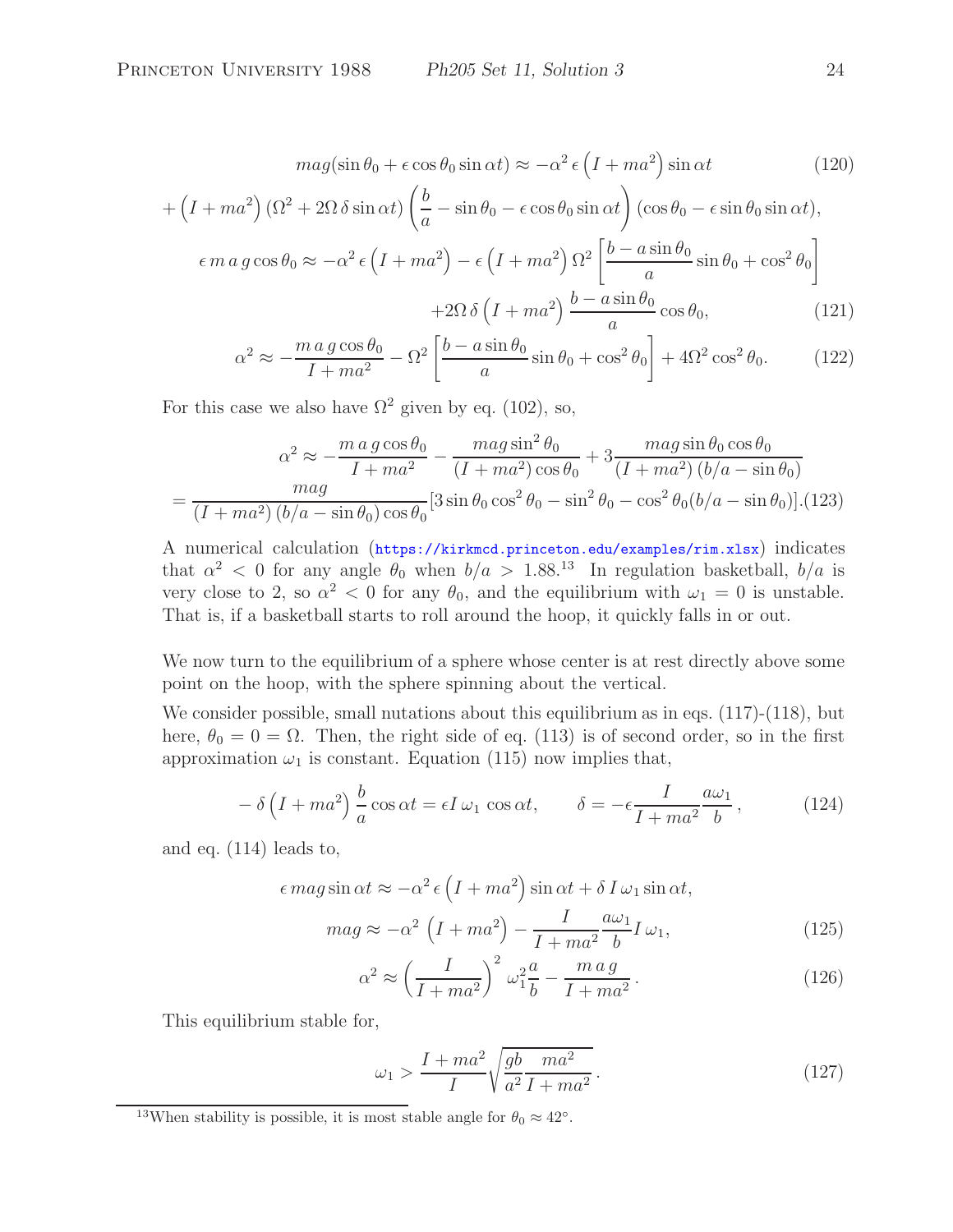$$
mag(\sin\theta_0 + \epsilon\cos\theta_0 \sin\alpha t) \approx -\alpha^2\,\epsilon\left(I + ma^2\right)\sin\alpha t \tag{120}
$$

$$
+\left(I + ma^2\right)\left(\Omega^2 + 2\Omega\,\delta\sin\alpha t\right)\left(\frac{b}{a} - \sin\theta_0 - \epsilon\cos\theta_0\sin\alpha t\right)(\cos\theta_0 - \epsilon\sin\theta_0\sin\alpha t),
$$

$$
\epsilon\, m\, a\, g\cos\theta_0 \approx -\alpha^2\,\epsilon\left(I + ma^2\right) - \epsilon\left(I + ma^2\right)\Omega^2\left[\frac{b - a\sin\theta_0}{a}\sin\theta_0 + \cos^2\theta_0\right]
$$

$$
+2\Omega\,\delta\left(I + ma^2\right)\frac{b - a\sin\theta_0}{a}\cos\theta_0, \tag{121}
$$

$$
\alpha^2 \approx -\frac{m\,a\,g\cos\theta_0}{I + ma^2} - \Omega^2\left[\frac{b - a\sin\theta_0}{a}\sin\theta_0 + \cos^2\theta_0\right] + 4\Omega^2\cos^2\theta_0. \tag{122}
$$

For this case we also have $\Omega^2$ given by eq. (102), so,

$$
\alpha^2 \approx -\frac{m\,a\,g\cos\theta_0}{I + ma^2} - \frac{mag\sin^2\theta_0}{(I + ma^2)\cos\theta_0} + 3\frac{mag\sin\theta_0\cos\theta_0}{(I + ma^2)\,(b/a - \sin\theta_0)}
$$

$$
= \frac{mag}{(I + ma^2)\,(b/a - \sin\theta_0)\cos\theta_0}[3\sin\theta_0\cos^2\theta_0 - \sin^2\theta_0 - \cos^2\theta_0(b/a - \sin\theta_0)]. \tag{123}
$$

A numerical calculation (https://kirkmcd.princeton.edu/examples/rim.xlsx) indicates that $\alpha^2 < 0$ for any angle $\theta_0$ when $b/a > 1.88$.[13] In regulation basketball, $b/a$ is very close to 2, so $\alpha^2 < 0$ for any $\theta_0$, and the equilibrium with $\omega_1 = 0$ is unstable. That is, if a basketball starts to roll around the hoop, it quickly falls in or out.

We now turn to the equilibrium of a sphere whose center is at rest directly above some point on the hoop, with the sphere spinning about the vertical.

We consider possible, small nutations about this equilibrium as in eqs. (117)-(118), but here, $\theta_0 = 0 = \Omega$. Then, the right side of eq. (113) is of second order, so in the first approximation $\omega_1$ is constant. Equation (115) now implies that,

$$
-\delta\left(I + ma^2\right)\frac{b}{a}\cos\alpha t = \epsilon I\,\omega_1\cos\alpha t, \qquad \delta = -\epsilon\frac{I}{I + ma^2}\frac{a\omega_1}{b}, \tag{124}
$$

and eq. (114) leads to,

$$
\epsilon\, mag\sin\alpha t \approx -\alpha^2\,\epsilon\left(I + ma^2\right)\sin\alpha t + \delta\, I\,\omega_1\sin\alpha t,
$$

$$
mag \approx -\alpha^2\left(I + ma^2\right) - \frac{I}{I + ma^2}\frac{a\omega_1}{b}I\,\omega_1, \tag{125}
$$

$$
\alpha^2 \approx \left(\frac{I}{I + ma^2}\right)^2\omega_1^2\frac{a}{b} - \frac{m\,a\,g}{I + ma^2}. \tag{126}
$$

This equilibrium stable for,

$$
\omega_1 > \frac{I + ma^2}{I}\sqrt{\frac{gb}{a^2}\frac{ma^2}{I + ma^2}}. \tag{127}
$$

---

[13] When stability is possible, it is most stable angle for $\theta_0 \approx 42°$.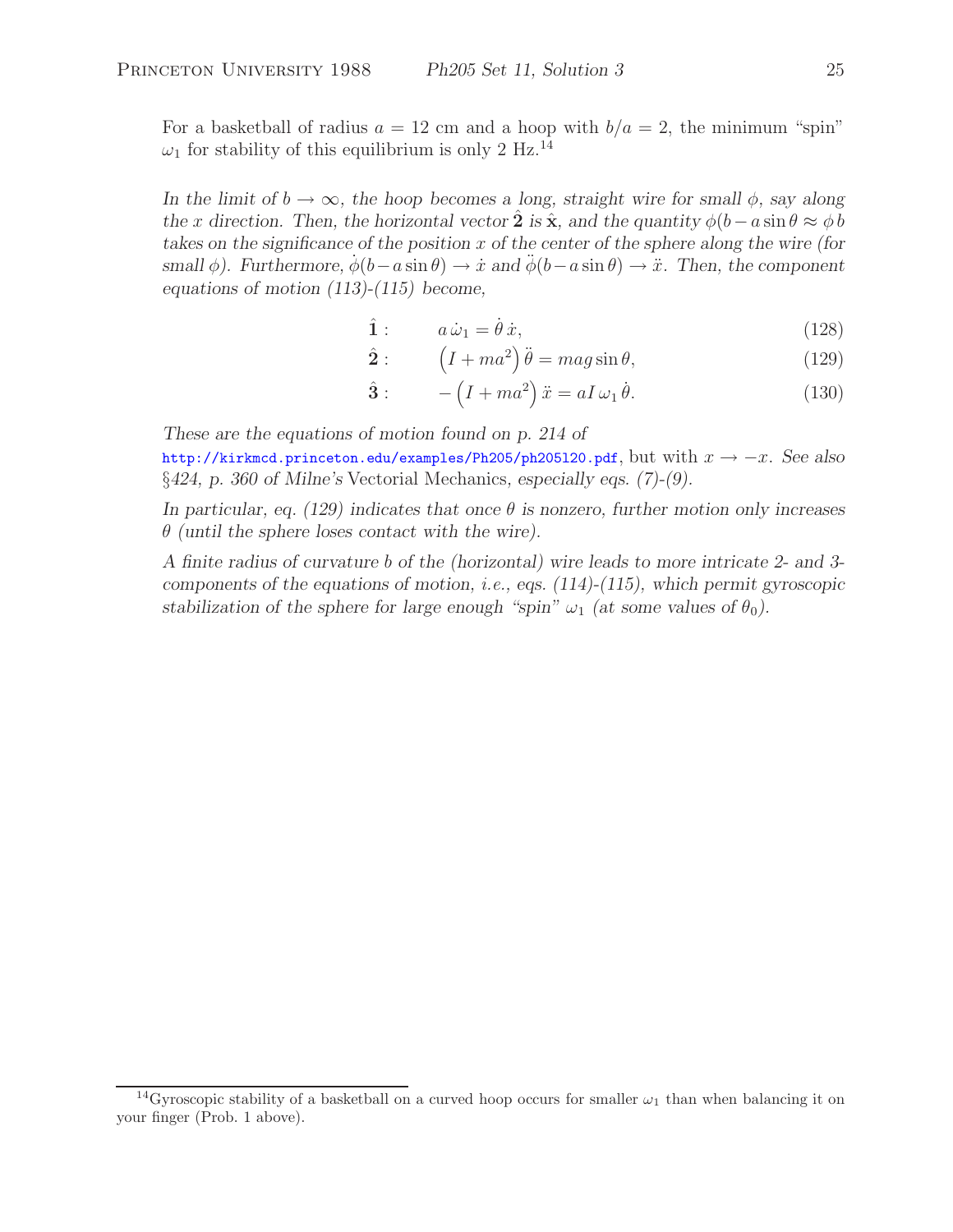For a basketball of radius $a = 12$ cm and a hoop with $b/a = 2$, the minimum "spin" $\omega_1$ for stability of this equilibrium is only 2 Hz.[14]

*In the limit of $b \to \infty$, the hoop becomes a long, straight wire for small $\phi$, say along the $x$ direction. Then, the horizontal vector $\hat{\mathbf{2}}$ is $\hat{\mathbf{x}}$, and the quantity $\phi(b - a\sin\theta \approx \phi\, b$ takes on the significance of the position $x$ of the center of the sphere along the wire (for small $\phi$). Furthermore, $\dot\phi(b - a\sin\theta) \to \dot x$ and $\ddot\phi(b - a\sin\theta) \to \ddot x$. Then, the component equations of motion (113)-(115) become,*

$$\hat{\mathbf{1}}: \qquad a\,\dot\omega_1 = \dot\theta\,\dot x, \tag{128}$$

$$\hat{\mathbf{2}}: \qquad \left(I + ma^2\right)\ddot\theta = mag\sin\theta, \tag{129}$$

$$\hat{\mathbf{3}}: \qquad -\left(I + ma^2\right)\ddot x = aI\,\omega_1\,\dot\theta. \tag{130}$$

*These are the equations of motion found on p. 214 of* http://kirkmcd.princeton.edu/examples/Ph205/ph205l20.pdf, but with $x \to -x$. *See also* §*424, p. 360 of Milne's* Vectorial Mechanics, *especially eqs. (7)-(9).*

*In particular, eq. (129) indicates that once $\theta$ is nonzero, further motion only increases $\theta$ (until the sphere loses contact with the wire).*

*A finite radius of curvature $b$ of the (horizontal) wire leads to more intricate 2- and 3-components of the equations of motion, i.e., eqs. (114)-(115), which permit gyroscopic stabilization of the sphere for large enough "spin" $\omega_1$ (at some values of $\theta_0$).*

---

[14] Gyroscopic stability of a basketball on a curved hoop occurs for smaller $\omega_1$ than when balancing it on your finger (Prob. 1 above).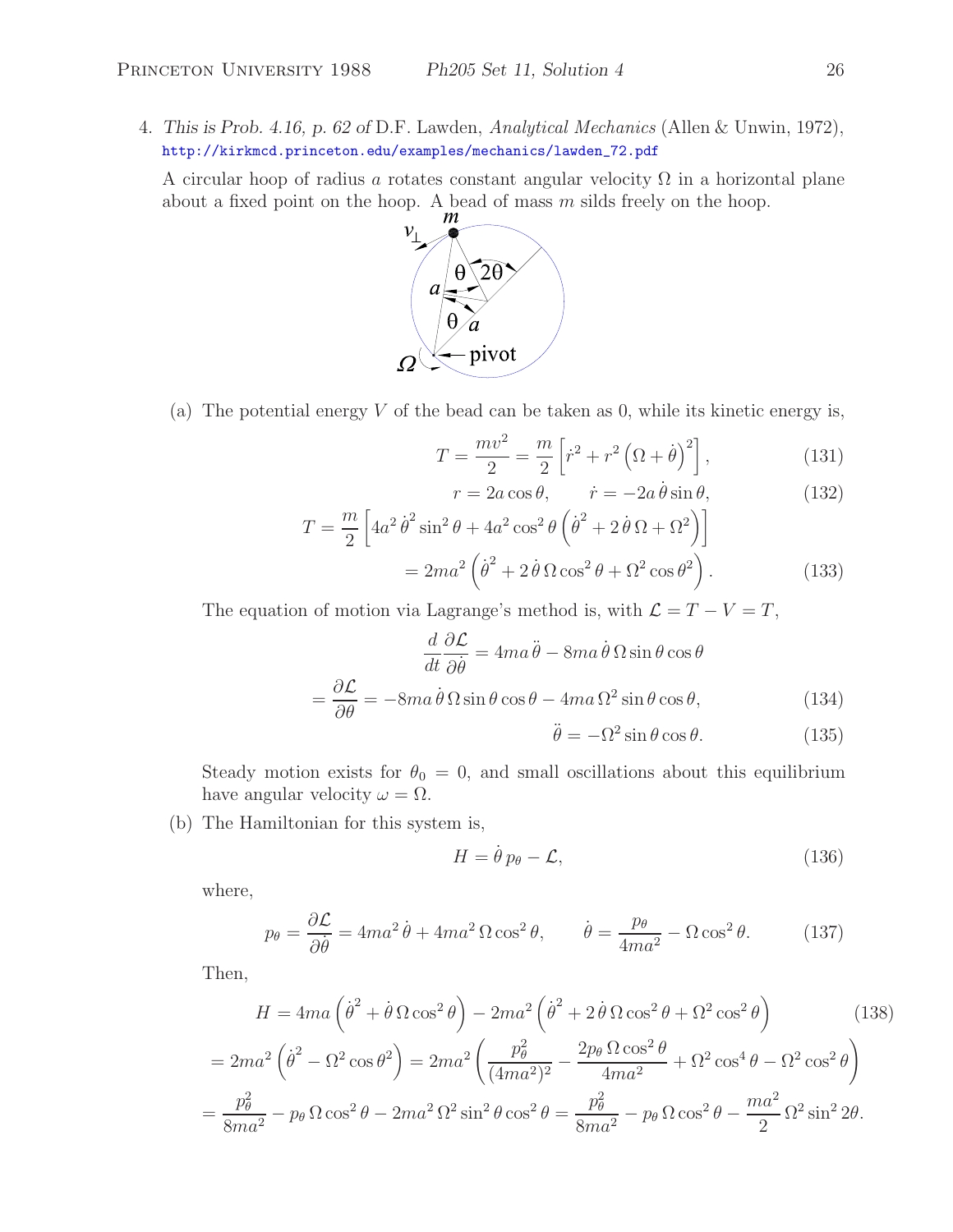4. *This is Prob. 4.16, p. 62 of* D.F. Lawden, *Analytical Mechanics* (Allen & Unwin, 1972), http://kirkmcd.princeton.edu/examples/mechanics/lawden_72.pdf

A circular hoop of radius $a$ rotates constant angular velocity $\Omega$ in a horizontal plane about a fixed point on the hoop. A bead of mass $m$ silds freely on the hoop.

(a) The potential energy $V$ of the bead can be taken as 0, while its kinetic energy is,

$$T = \frac{mv^2}{2} = \frac{m}{2}\left[\dot{r}^2 + r^2\left(\Omega + \dot{\theta}\right)^2\right], \tag{131}$$

$$r = 2a\cos\theta, \qquad \dot{r} = -2a\,\dot{\theta}\sin\theta, \tag{132}$$

$$T = \frac{m}{2}\left[4a^2\,\dot{\theta}^2\sin^2\theta + 4a^2\cos^2\theta\left(\dot{\theta}^2 + 2\,\dot{\theta}\,\Omega + \Omega^2\right)\right]$$
$$= 2ma^2\left(\dot{\theta}^2 + 2\,\dot{\theta}\,\Omega\cos^2\theta + \Omega^2\cos\theta^2\right). \tag{133}$$

The equation of motion via Lagrange's method is, with $\mathcal{L} = T - V = T$,

$$\frac{d}{dt}\frac{\partial\mathcal{L}}{\partial\dot{\theta}} = 4ma\,\ddot{\theta} - 8ma\,\dot{\theta}\,\Omega\sin\theta\cos\theta$$
$$= \frac{\partial\mathcal{L}}{\partial\theta} = -8ma\,\dot{\theta}\,\Omega\sin\theta\cos\theta - 4ma\,\Omega^2\sin\theta\cos\theta, \tag{134}$$
$$\ddot{\theta} = -\Omega^2\sin\theta\cos\theta. \tag{135}$$

Steady motion exists for $\theta_0 = 0$, and small oscillations about this equilibrium have angular velocity $\omega = \Omega$.

(b) The Hamiltonian for this system is,

$$H = \dot{\theta}\,p_\theta - \mathcal{L}, \tag{136}$$

where,

$$p_\theta = \frac{\partial\mathcal{L}}{\partial\dot{\theta}} = 4ma^2\,\dot{\theta} + 4ma^2\,\Omega\cos^2\theta, \qquad \dot{\theta} = \frac{p_\theta}{4ma^2} - \Omega\cos^2\theta. \tag{137}$$

Then,

$$H = 4ma\left(\dot{\theta}^2 + \dot{\theta}\,\Omega\cos^2\theta\right) - 2ma^2\left(\dot{\theta}^2 + 2\,\dot{\theta}\,\Omega\cos^2\theta + \Omega^2\cos^2\theta\right) \tag{138}$$
$$= 2ma^2\left(\dot{\theta}^2 - \Omega^2\cos\theta^2\right) = 2ma^2\left(\frac{p_\theta^2}{(4ma^2)^2} - \frac{2p_\theta\,\Omega\cos^2\theta}{4ma^2} + \Omega^2\cos^4\theta - \Omega^2\cos^2\theta\right)$$
$$= \frac{p_\theta^2}{8ma^2} - p_\theta\,\Omega\cos^2\theta - 2ma^2\,\Omega^2\sin^2\theta\cos^2\theta = \frac{p_\theta^2}{8ma^2} - p_\theta\,\Omega\cos^2\theta - \frac{ma^2}{2}\,\Omega^2\sin^2 2\theta.$$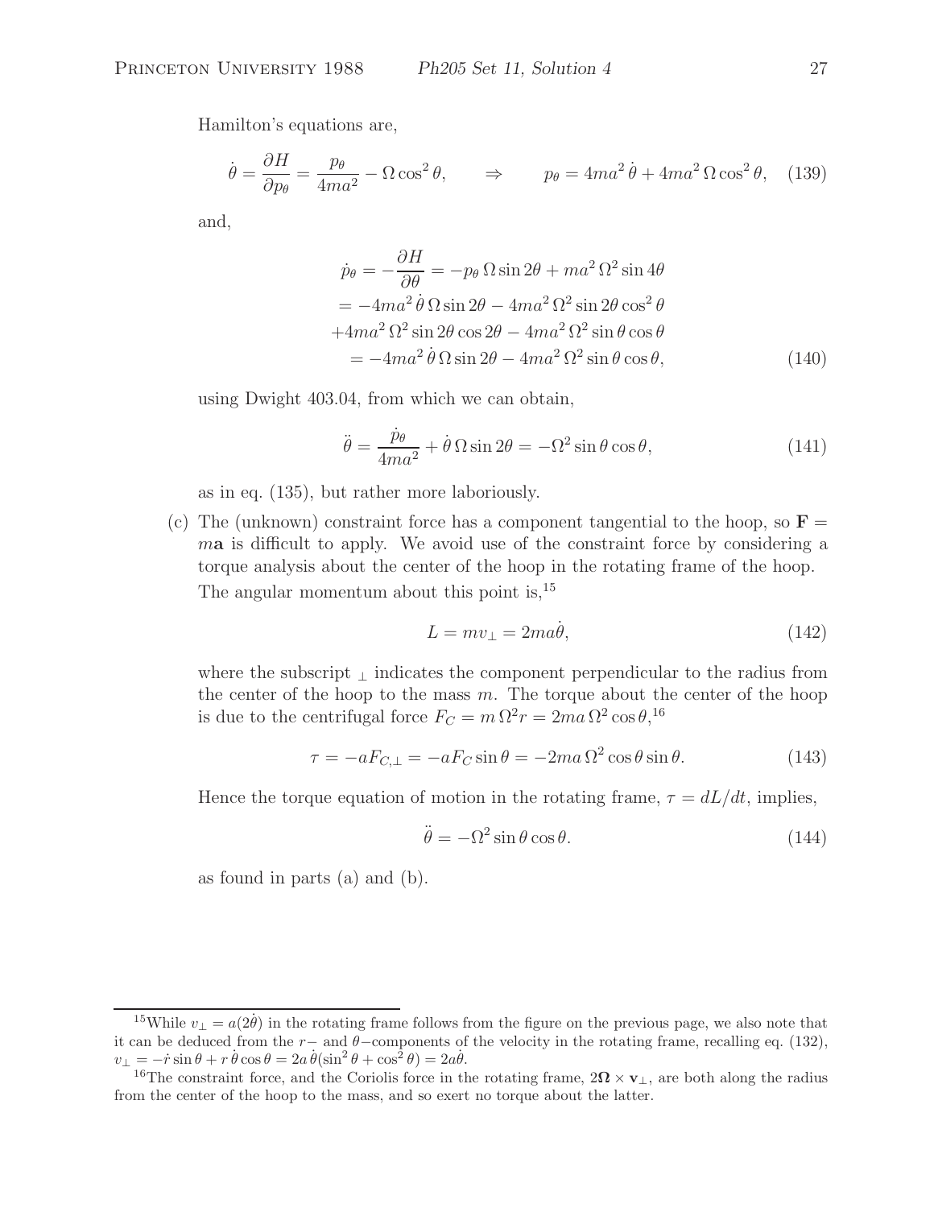Hamilton's equations are,

$$\dot{\theta} = \frac{\partial H}{\partial p_\theta} = \frac{p_\theta}{4ma^2} - \Omega \cos^2\theta, \qquad \Rightarrow \qquad p_\theta = 4ma^2\,\dot{\theta} + 4ma^2\,\Omega\cos^2\theta, \tag{139}$$

and,

$$\begin{aligned}
\dot{p}_\theta = -\frac{\partial H}{\partial \theta} &= -p_\theta\,\Omega\sin 2\theta + ma^2\,\Omega^2\sin 4\theta \\
&= -4ma^2\,\dot{\theta}\,\Omega\sin 2\theta - 4ma^2\,\Omega^2\sin 2\theta\cos^2\theta \\
&\quad +4ma^2\,\Omega^2\sin 2\theta\cos 2\theta - 4ma^2\,\Omega^2\sin\theta\cos\theta \\
&= -4ma^2\,\dot{\theta}\,\Omega\sin 2\theta - 4ma^2\,\Omega^2\sin\theta\cos\theta,
\end{aligned} \tag{140}$$

using Dwight 403.04, from which we can obtain,

$$\ddot{\theta} = \frac{\dot{p}_\theta}{4ma^2} + \dot{\theta}\,\Omega\sin 2\theta = -\Omega^2\sin\theta\cos\theta, \tag{141}$$

as in eq. (135), but rather more laboriously.

(c) The (unknown) constraint force has a component tangential to the hoop, so $\mathbf{F} = m\mathbf{a}$ is difficult to apply. We avoid use of the constraint force by considering a torque analysis about the center of the hoop in the rotating frame of the hoop. The angular momentum about this point is,[15]

$$L = mv_\perp = 2ma\dot{\theta}, \tag{142}$$

where the subscript $_\perp$ indicates the component perpendicular to the radius from the center of the hoop to the mass $m$. The torque about the center of the hoop is due to the centrifugal force $F_C = m\,\Omega^2 r = 2ma\,\Omega^2\cos\theta$,[16]

$$\tau = -aF_{C,\perp} = -aF_C\sin\theta = -2ma\,\Omega^2\cos\theta\sin\theta. \tag{143}$$

Hence the torque equation of motion in the rotating frame, $\tau = dL/dt$, implies,

$$\ddot{\theta} = -\Omega^2\sin\theta\cos\theta. \tag{144}$$

as found in parts (a) and (b).

---

[15] While $v_\perp = a(2\dot{\theta})$ in the rotating frame follows from the figure on the previous page, we also note that it can be deduced from the $r-$ and $\theta-$components of the velocity in the rotating frame, recalling eq. (132), $v_\perp = -\dot{r}\sin\theta + r\,\dot{\theta}\cos\theta = 2a\,\dot{\theta}(\sin^2\theta + \cos^2\theta) = 2a\dot{\theta}$.

[16] The constraint force, and the Coriolis force in the rotating frame, $2\mathbf{\Omega}\times\mathbf{v}_\perp$, are both along the radius from the center of the hoop to the mass, and so exert no torque about the latter.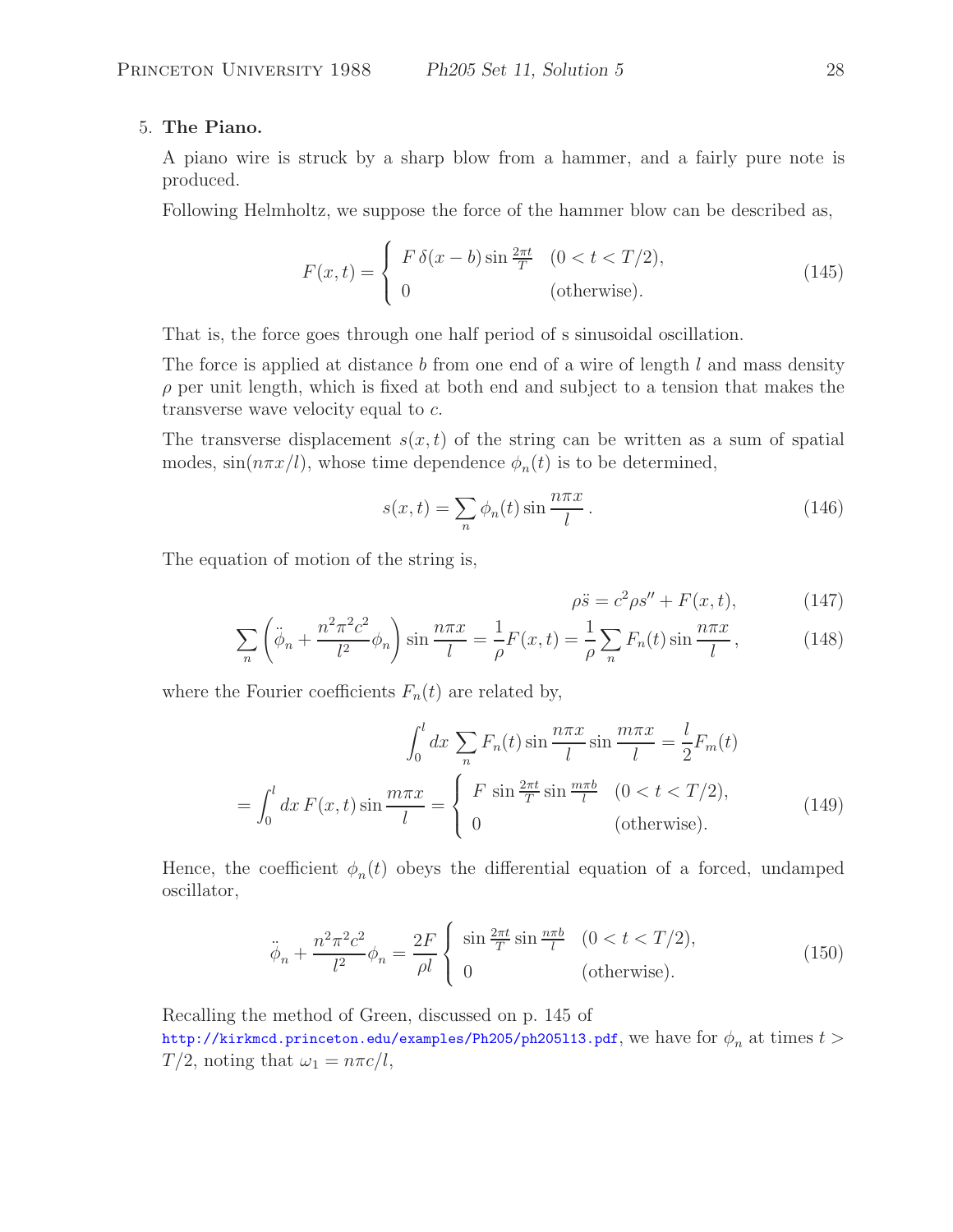5. **The Piano.**

A piano wire is struck by a sharp blow from a hammer, and a fairly pure note is produced.

Following Helmholtz, we suppose the force of the hammer blow can be described as,

$$F(x,t) = \begin{cases} F\,\delta(x-b)\sin\frac{2\pi t}{T} & (0 < t < T/2), \\ 0 & \text{(otherwise)}. \end{cases} \tag{145}$$

That is, the force goes through one half period of s sinusoidal oscillation.

The force is applied at distance $b$ from one end of a wire of length $l$ and mass density $\rho$ per unit length, which is fixed at both end and subject to a tension that makes the transverse wave velocity equal to $c$.

The transverse displacement $s(x,t)$ of the string can be written as a sum of spatial modes, $\sin(n\pi x/l)$, whose time dependence $\phi_n(t)$ is to be determined,

$$s(x,t) = \sum_n \phi_n(t)\sin\frac{n\pi x}{l}\,. \tag{146}$$

The equation of motion of the string is,

$$\rho\ddot{s} = c^2\rho s'' + F(x,t), \tag{147}$$

$$\sum_n\left(\ddot{\phi}_n + \frac{n^2\pi^2c^2}{l^2}\phi_n\right)\sin\frac{n\pi x}{l} = \frac{1}{\rho}F(x,t) = \frac{1}{\rho}\sum_n F_n(t)\sin\frac{n\pi x}{l}\,, \tag{148}$$

where the Fourier coefficients $F_n(t)$ are related by,

$$\int_0^l dx\,\sum_n F_n(t)\sin\frac{n\pi x}{l}\sin\frac{m\pi x}{l} = \frac{l}{2}F_m(t)$$

$$= \int_0^l dx\,F(x,t)\sin\frac{m\pi x}{l} = \begin{cases} F\,\sin\frac{2\pi t}{T}\sin\frac{m\pi b}{l} & (0 < t < T/2), \\ 0 & \text{(otherwise)}. \end{cases} \tag{149}$$

Hence, the coefficient $\phi_n(t)$ obeys the differential equation of a forced, undamped oscillator,

$$\ddot{\phi}_n + \frac{n^2\pi^2c^2}{l^2}\phi_n = \frac{2F}{\rho l}\begin{cases} \sin\frac{2\pi t}{T}\sin\frac{n\pi b}{l} & (0 < t < T/2), \\ 0 & \text{(otherwise)}. \end{cases} \tag{150}$$

Recalling the method of Green, discussed on p. 145 of http://kirkmcd.princeton.edu/examples/Ph205/ph205l13.pdf, we have for $\phi_n$ at times $t > T/2$, noting that $\omega_1 = n\pi c/l$,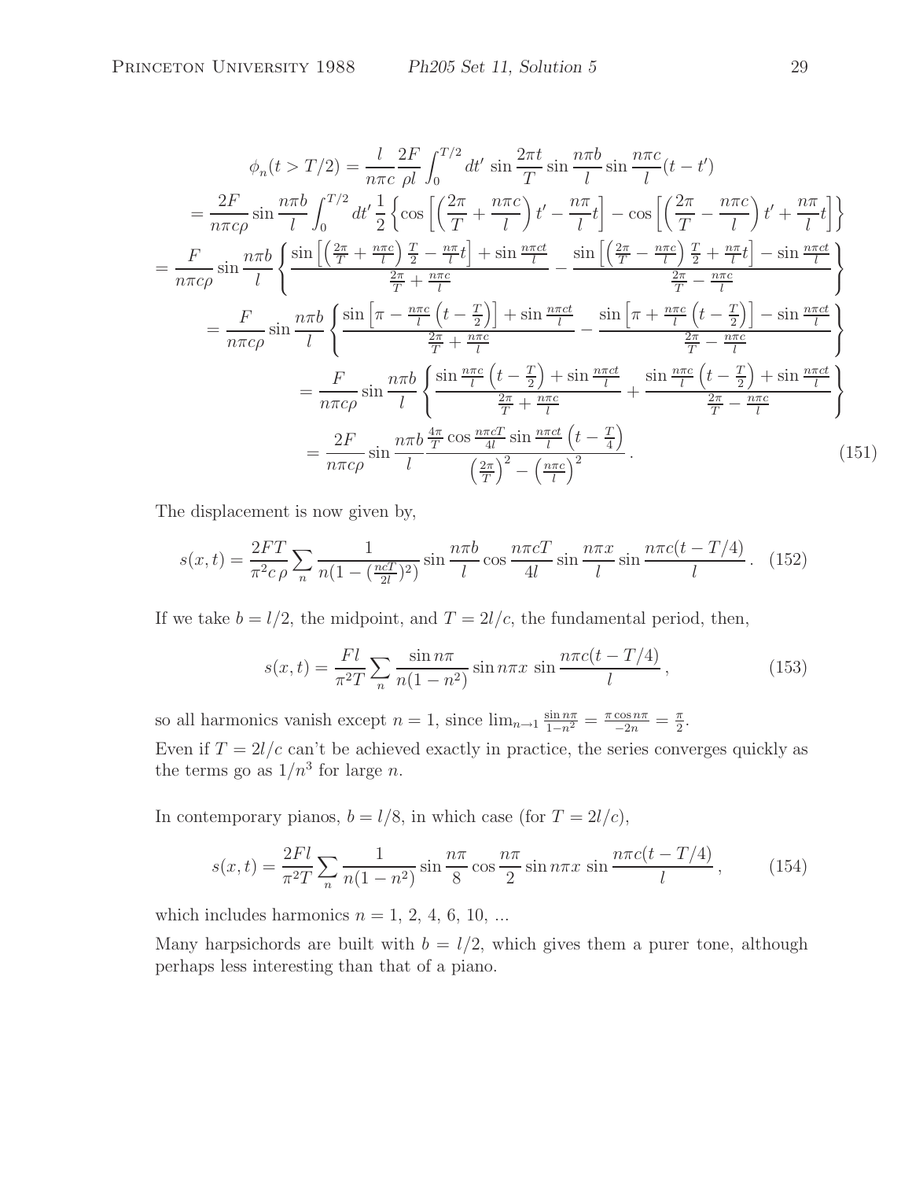$$
\begin{aligned}
\phi_n(t > T/2) &= \frac{l}{n\pi c}\frac{2F}{\rho l}\int_0^{T/2} dt' \, \sin\frac{2\pi t}{T}\sin\frac{n\pi b}{l}\sin\frac{n\pi c}{l}(t-t') \\
&= \frac{2F}{n\pi c\rho}\sin\frac{n\pi b}{l}\int_0^{T/2} dt' \frac{1}{2}\left\{\cos\left[\left(\frac{2\pi}{T}+\frac{n\pi c}{l}\right)t' - \frac{n\pi}{l}t\right] - \cos\left[\left(\frac{2\pi}{T}-\frac{n\pi c}{l}\right)t' + \frac{n\pi}{l}t\right]\right\} \\
&= \frac{F}{n\pi c\rho}\sin\frac{n\pi b}{l}\left\{\frac{\sin\left[\left(\frac{2\pi}{T}+\frac{n\pi c}{l}\right)\frac{T}{2} - \frac{n\pi}{l}t\right] + \sin\frac{n\pi ct}{l}}{\frac{2\pi}{T}+\frac{n\pi c}{l}} - \frac{\sin\left[\left(\frac{2\pi}{T}-\frac{n\pi c}{l}\right)\frac{T}{2} + \frac{n\pi}{l}t\right] - \sin\frac{n\pi ct}{l}}{\frac{2\pi}{T}-\frac{n\pi c}{l}}\right\} \\
&= \frac{F}{n\pi c\rho}\sin\frac{n\pi b}{l}\left\{\frac{\sin\left[\pi - \frac{n\pi c}{l}\left(t-\frac{T}{2}\right)\right] + \sin\frac{n\pi ct}{l}}{\frac{2\pi}{T}+\frac{n\pi c}{l}} - \frac{\sin\left[\pi + \frac{n\pi c}{l}\left(t-\frac{T}{2}\right)\right] - \sin\frac{n\pi ct}{l}}{\frac{2\pi}{T}-\frac{n\pi c}{l}}\right\} \\
&= \frac{F}{n\pi c\rho}\sin\frac{n\pi b}{l}\left\{\frac{\sin\frac{n\pi c}{l}\left(t-\frac{T}{2}\right) + \sin\frac{n\pi ct}{l}}{\frac{2\pi}{T}+\frac{n\pi c}{l}} + \frac{\sin\frac{n\pi c}{l}\left(t-\frac{T}{2}\right) + \sin\frac{n\pi ct}{l}}{\frac{2\pi}{T}-\frac{n\pi c}{l}}\right\} \\
&= \frac{2F}{n\pi c\rho}\sin\frac{n\pi b}{l}\frac{\frac{4\pi}{T}\cos\frac{n\pi cT}{4l}\sin\frac{n\pi ct}{l}\left(t-\frac{T}{4}\right)}{\left(\frac{2\pi}{T}\right)^2 - \left(\frac{n\pi c}{l}\right)^2}\,.
\end{aligned}
\tag{151}
$$

The displacement is now given by,

$$
s(x,t) = \frac{2FT}{\pi^2 c\,\rho}\sum_n \frac{1}{n(1-(\frac{ncT}{2l})^2)}\sin\frac{n\pi b}{l}\cos\frac{n\pi cT}{4l}\sin\frac{n\pi x}{l}\sin\frac{n\pi c(t-T/4)}{l}\,. \tag{152}
$$

If we take $b = l/2$, the midpoint, and $T = 2l/c$, the fundamental period, then,

$$
s(x,t) = \frac{Fl}{\pi^2 T}\sum_n \frac{\sin n\pi}{n(1-n^2)}\sin n\pi x\,\sin\frac{n\pi c(t-T/4)}{l}\,, \tag{153}
$$

so all harmonics vanish except $n = 1$, since $\lim_{n\to 1}\frac{\sin n\pi}{1-n^2} = \frac{\pi\cos n\pi}{-2n} = \frac{\pi}{2}$.

Even if $T = 2l/c$ can't be achieved exactly in practice, the series converges quickly as the terms go as $1/n^3$ for large $n$.

In contemporary pianos, $b = l/8$, in which case (for $T = 2l/c$),

$$
s(x,t) = \frac{2Fl}{\pi^2 T}\sum_n \frac{1}{n(1-n^2)}\sin\frac{n\pi}{8}\cos\frac{n\pi}{2}\sin n\pi x\,\sin\frac{n\pi c(t-T/4)}{l}\,, \tag{154}
$$

which includes harmonics $n = 1, 2, 4, 6, 10, \ldots$

Many harpsichords are built with $b = l/2$, which gives them a purer tone, although perhaps less interesting than that of a piano.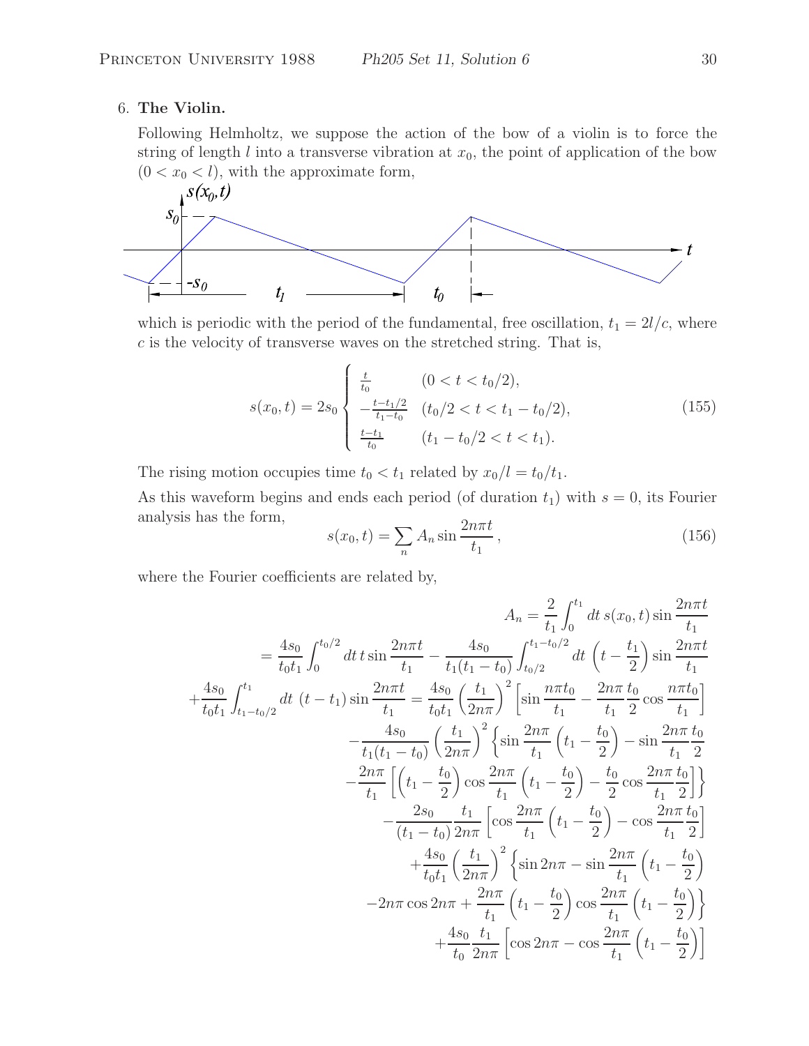6. **The Violin.**

Following Helmholtz, we suppose the action of the bow of a violin is to force the string of length $l$ into a transverse vibration at $x_0$, the point of application of the bow ($0 < x_0 < l$), with the approximate form,

which is periodic with the period of the fundamental, free oscillation, $t_1 = 2l/c$, where $c$ is the velocity of transverse waves on the stretched string. That is,

$$
s(x_0, t) = 2s_0 \begin{cases} \frac{t}{t_0} & (0 < t < t_0/2), \\ -\frac{t - t_1/2}{t_1 - t_0} & (t_0/2 < t < t_1 - t_0/2), \\ \frac{t - t_1}{t_0} & (t_1 - t_0/2 < t < t_1). \end{cases} \tag{155}
$$

The rising motion occupies time $t_0 < t_1$ related by $x_0/l = t_0/t_1$.

As this waveform begins and ends each period (of duration $t_1$) with $s = 0$, its Fourier analysis has the form,

$$
s(x_0, t) = \sum_n A_n \sin \frac{2n\pi t}{t_1}, \tag{156}
$$

where the Fourier coefficients are related by,

$$
\begin{aligned}
A_n &= \frac{2}{t_1} \int_0^{t_1} dt\, s(x_0, t) \sin \frac{2n\pi t}{t_1} \\
&= \frac{4s_0}{t_0 t_1} \int_0^{t_0/2} dt\, t \sin \frac{2n\pi t}{t_1} - \frac{4s_0}{t_1(t_1 - t_0)} \int_{t_0/2}^{t_1 - t_0/2} dt \left(t - \frac{t_1}{2}\right) \sin \frac{2n\pi t}{t_1} \\
&+ \frac{4s_0}{t_0 t_1} \int_{t_1 - t_0/2}^{t_1} dt\ (t - t_1) \sin \frac{2n\pi t}{t_1} = \frac{4s_0}{t_0 t_1} \left(\frac{t_1}{2n\pi}\right)^2 \left[\sin \frac{n\pi t_0}{t_1} - \frac{2n\pi}{t_1} \frac{t_0}{2} \cos \frac{n\pi t_0}{t_1}\right] \\
&- \frac{4s_0}{t_1(t_1 - t_0)} \left(\frac{t_1}{2n\pi}\right)^2 \left\{ \sin \frac{2n\pi}{t_1}\left(t_1 - \frac{t_0}{2}\right) - \sin \frac{2n\pi}{t_1} \frac{t_0}{2} \right. \\
&\left. - \frac{2n\pi}{t_1} \left[ \left(t_1 - \frac{t_0}{2}\right) \cos \frac{2n\pi}{t_1}\left(t_1 - \frac{t_0}{2}\right) - \frac{t_0}{2} \cos \frac{2n\pi}{t_1} \frac{t_0}{2} \right] \right\} \\
&- \frac{2s_0}{(t_1 - t_0)} \frac{t_1}{2n\pi} \left[ \cos \frac{2n\pi}{t_1}\left(t_1 - \frac{t_0}{2}\right) - \cos \frac{2n\pi}{t_1} \frac{t_0}{2} \right] \\
&+ \frac{4s_0}{t_0 t_1} \left(\frac{t_1}{2n\pi}\right)^2 \left\{ \sin 2n\pi - \sin \frac{2n\pi}{t_1}\left(t_1 - \frac{t_0}{2}\right) \right. \\
&\left. - 2n\pi \cos 2n\pi + \frac{2n\pi}{t_1}\left(t_1 - \frac{t_0}{2}\right) \cos \frac{2n\pi}{t_1}\left(t_1 - \frac{t_0}{2}\right) \right\} \\
&+ \frac{4s_0}{t_0} \frac{t_1}{2n\pi} \left[ \cos 2n\pi - \cos \frac{2n\pi}{t_1}\left(t_1 - \frac{t_0}{2}\right) \right]
\end{aligned}
$$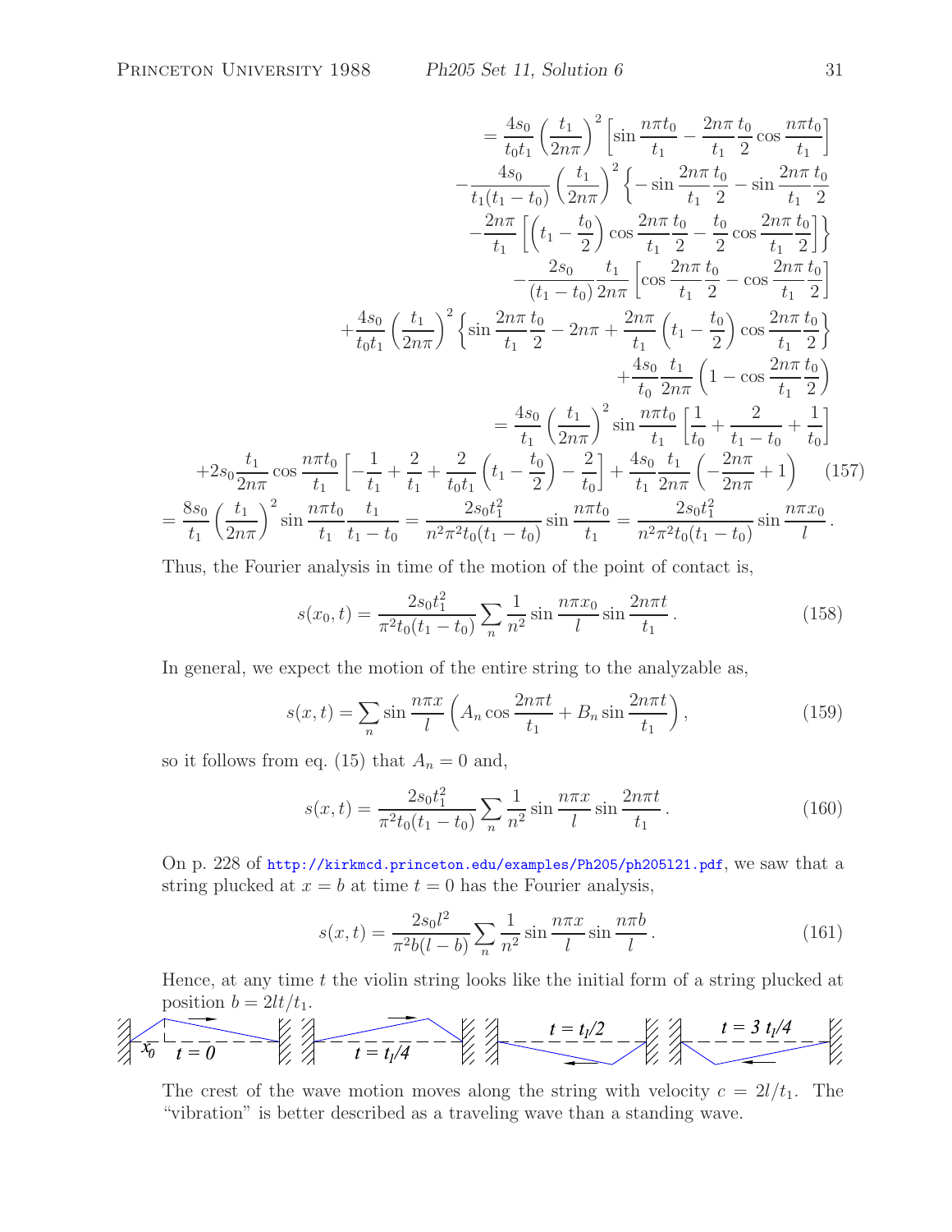$$
\begin{aligned}
&= \frac{4s_0}{t_0 t_1}\left(\frac{t_1}{2n\pi}\right)^2 \left[\sin\frac{n\pi t_0}{t_1} - \frac{2n\pi}{t_1}\frac{t_0}{2}\cos\frac{n\pi t_0}{t_1}\right] \\
&\quad - \frac{4s_0}{t_1(t_1-t_0)}\left(\frac{t_1}{2n\pi}\right)^2 \left\{-\sin\frac{2n\pi}{t_1}\frac{t_0}{2} - \sin\frac{2n\pi}{t_1}\frac{t_0}{2}\right. \\
&\quad \left. - \frac{2n\pi}{t_1}\left[\left(t_1 - \frac{t_0}{2}\right)\cos\frac{2n\pi}{t_1}\frac{t_0}{2} - \frac{t_0}{2}\cos\frac{2n\pi}{t_1}\frac{t_0}{2}\right]\right\} \\
&\quad - \frac{2s_0}{(t_1-t_0)}\frac{t_1}{2n\pi}\left[\cos\frac{2n\pi}{t_1}\frac{t_0}{2} - \cos\frac{2n\pi}{t_1}\frac{t_0}{2}\right] \\
&\quad + \frac{4s_0}{t_0 t_1}\left(\frac{t_1}{2n\pi}\right)^2 \left\{\sin\frac{2n\pi}{t_1}\frac{t_0}{2} - 2n\pi + \frac{2n\pi}{t_1}\left(t_1 - \frac{t_0}{2}\right)\cos\frac{2n\pi}{t_1}\frac{t_0}{2}\right\} \\
&\quad + \frac{4s_0}{t_0}\frac{t_1}{2n\pi}\left(1 - \cos\frac{2n\pi}{t_1}\frac{t_0}{2}\right) \\
&= \frac{4s_0}{t_1}\left(\frac{t_1}{2n\pi}\right)^2 \sin\frac{n\pi t_0}{t_1}\left[\frac{1}{t_0} + \frac{2}{t_1 - t_0} + \frac{1}{t_0}\right] \\
&\quad + 2s_0\frac{t_1}{2n\pi}\cos\frac{n\pi t_0}{t_1}\left[-\frac{1}{t_1} + \frac{2}{t_1} + \frac{2}{t_0 t_1}\left(t_1 - \frac{t_0}{2}\right) - \frac{2}{t_0}\right] + \frac{4s_0}{t_1}\frac{t_1}{2n\pi}\left(-\frac{2n\pi}{2n\pi} + 1\right) \qquad (157) \\
&= \frac{8s_0}{t_1}\left(\frac{t_1}{2n\pi}\right)^2 \sin\frac{n\pi t_0}{t_1}\frac{t_1}{t_1 - t_0} = \frac{2s_0 t_1^2}{n^2\pi^2 t_0(t_1 - t_0)}\sin\frac{n\pi t_0}{t_1} = \frac{2s_0 t_1^2}{n^2\pi^2 t_0(t_1 - t_0)}\sin\frac{n\pi x_0}{l}\,.
\end{aligned}
$$

Thus, the Fourier analysis in time of the motion of the point of contact is,

$$
s(x_0, t) = \frac{2s_0 t_1^2}{\pi^2 t_0(t_1 - t_0)}\sum_n \frac{1}{n^2}\sin\frac{n\pi x_0}{l}\sin\frac{2n\pi t}{t_1}\,. \qquad (158)
$$

In general, we expect the motion of the entire string to the analyzable as,

$$
s(x, t) = \sum_n \sin\frac{n\pi x}{l}\left(A_n\cos\frac{2n\pi t}{t_1} + B_n\sin\frac{2n\pi t}{t_1}\right), \qquad (159)
$$

so it follows from eq. (15) that $A_n = 0$ and,

$$
s(x, t) = \frac{2s_0 t_1^2}{\pi^2 t_0(t_1 - t_0)}\sum_n \frac{1}{n^2}\sin\frac{n\pi x}{l}\sin\frac{2n\pi t}{t_1}\,. \qquad (160)
$$

On p. 228 of http://kirkmcd.princeton.edu/examples/Ph205/ph205l21.pdf, we saw that a string plucked at $x = b$ at time $t = 0$ has the Fourier analysis,

$$
s(x, t) = \frac{2s_0 l^2}{\pi^2 b(l - b)}\sum_n \frac{1}{n^2}\sin\frac{n\pi x}{l}\sin\frac{n\pi b}{l}\,. \qquad (161)
$$

Hence, at any time $t$ the violin string looks like the initial form of a string plucked at position $b = 2lt/t_1$.

$x_0$ $t = 0$ | $t = t_1/4$ | $t = t_1/2$ | $t = 3\, t_1/4$

The crest of the wave motion moves along the string with velocity $c = 2l/t_1$. The "vibration" is better described as a traveling wave than a standing wave.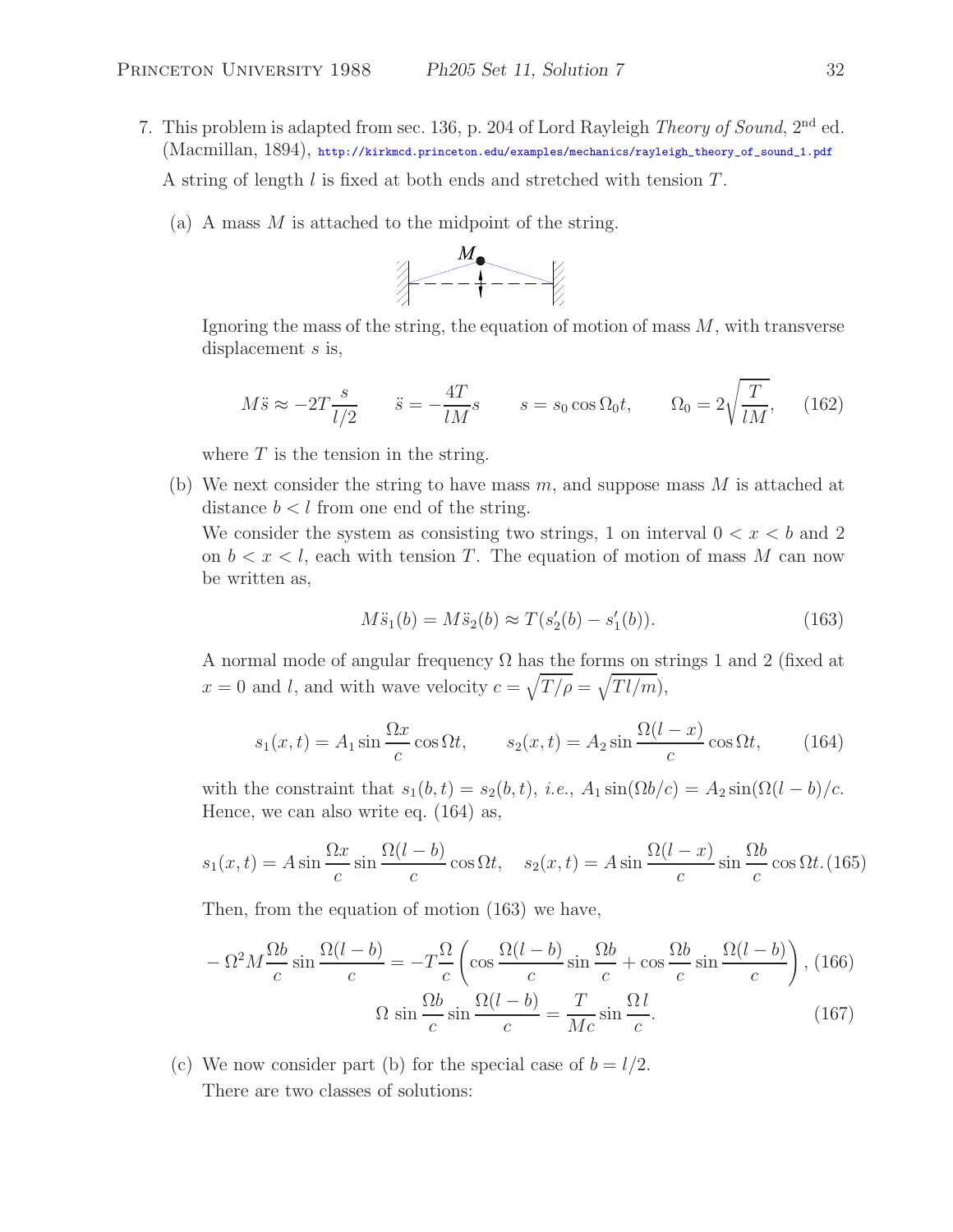7. This problem is adapted from sec. 136, p. 204 of Lord Rayleigh *Theory of Sound*, 2[nd] ed. (Macmillan, 1894), http://kirkmcd.princeton.edu/examples/mechanics/rayleigh_theory_of_sound_1.pdf

   A string of length $l$ is fixed at both ends and stretched with tension $T$.

   (a) A mass $M$ is attached to the midpoint of the string.

   Ignoring the mass of the string, the equation of motion of mass $M$, with transverse displacement $s$ is,

$$M\ddot{s} \approx -2T\frac{s}{l/2} \qquad \ddot{s} = -\frac{4T}{lM}s \qquad s = s_0\cos\Omega_0 t, \qquad \Omega_0 = 2\sqrt{\frac{T}{lM}}, \tag{162}$$

   where $T$ is the tension in the string.

   (b) We next consider the string to have mass $m$, and suppose mass $M$ is attached at distance $b < l$ from one end of the string.

   We consider the system as consisting two strings, 1 on interval $0 < x < b$ and 2 on $b < x < l$, each with tension $T$. The equation of motion of mass $M$ can now be written as,

$$M\ddot{s}_1(b) = M\ddot{s}_2(b) \approx T(s_2'(b) - s_1'(b)). \tag{163}$$

   A normal mode of angular frequency $\Omega$ has the forms on strings 1 and 2 (fixed at $x = 0$ and $l$, and with wave velocity $c = \sqrt{T/\rho} = \sqrt{Tl/m}$),

$$s_1(x,t) = A_1\sin\frac{\Omega x}{c}\cos\Omega t, \qquad s_2(x,t) = A_2\sin\frac{\Omega(l-x)}{c}\cos\Omega t, \tag{164}$$

   with the constraint that $s_1(b,t) = s_2(b,t)$, *i.e.*, $A_1\sin(\Omega b/c) = A_2\sin(\Omega(l-b)/c$. Hence, we can also write eq. (164) as,

$$s_1(x,t) = A\sin\frac{\Omega x}{c}\sin\frac{\Omega(l-b)}{c}\cos\Omega t, \quad s_2(x,t) = A\sin\frac{\Omega(l-x)}{c}\sin\frac{\Omega b}{c}\cos\Omega t. \tag{165}$$

   Then, from the equation of motion (163) we have,

$$-\Omega^2 M\frac{\Omega b}{c}\sin\frac{\Omega(l-b)}{c} = -T\frac{\Omega}{c}\left(\cos\frac{\Omega(l-b)}{c}\sin\frac{\Omega b}{c} + \cos\frac{\Omega b}{c}\sin\frac{\Omega(l-b)}{c}\right), \tag{166}$$

$$\Omega\,\sin\frac{\Omega b}{c}\sin\frac{\Omega(l-b)}{c} = \frac{T}{Mc}\sin\frac{\Omega\,l}{c}. \tag{167}$$

   (c) We now consider part (b) for the special case of $b = l/2$.

   There are two classes of solutions: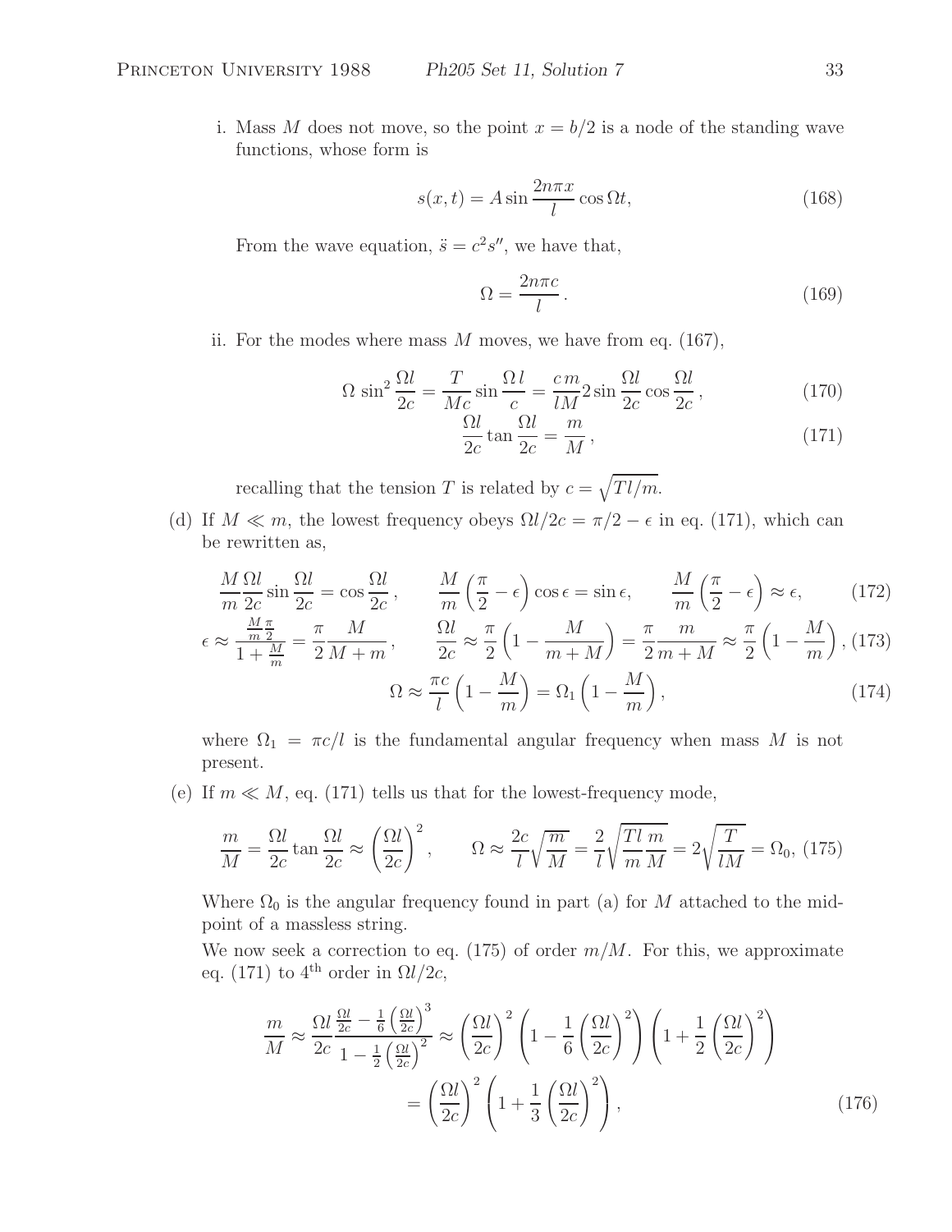i. Mass $M$ does not move, so the point $x = b/2$ is a node of the standing wave functions, whose form is

$$s(x,t) = A \sin \frac{2n\pi x}{l} \cos \Omega t, \tag{168}$$

From the wave equation, $\ddot{s} = c^2 s''$, we have that,

$$\Omega = \frac{2n\pi c}{l}. \tag{169}$$

ii. For the modes where mass $M$ moves, we have from eq. (167),

$$\Omega \sin^2 \frac{\Omega l}{2c} = \frac{T}{Mc} \sin \frac{\Omega\, l}{c} = \frac{c\, m}{lM} 2 \sin \frac{\Omega l}{2c} \cos \frac{\Omega l}{2c}, \tag{170}$$

$$\frac{\Omega l}{2c} \tan \frac{\Omega l}{2c} = \frac{m}{M}, \tag{171}$$

recalling that the tension $T$ is related by $c = \sqrt{Tl/m}$.

(d) If $M \ll m$, the lowest frequency obeys $\Omega l/2c = \pi/2 - \epsilon$ in eq. (171), which can be rewritten as,

$$\frac{M}{m} \frac{\Omega l}{2c} \sin \frac{\Omega l}{2c} = \cos \frac{\Omega l}{2c}, \qquad \frac{M}{m}\left(\frac{\pi}{2} - \epsilon\right) \cos \epsilon = \sin \epsilon, \qquad \frac{M}{m}\left(\frac{\pi}{2} - \epsilon\right) \approx \epsilon, \tag{172}$$

$$\epsilon \approx \frac{\frac{M}{m}\frac{\pi}{2}}{1 + \frac{M}{m}} = \frac{\pi}{2}\frac{M}{M+m}, \qquad \frac{\Omega l}{2c} \approx \frac{\pi}{2}\left(1 - \frac{M}{m+M}\right) = \frac{\pi}{2}\frac{m}{m+M} \approx \frac{\pi}{2}\left(1 - \frac{M}{m}\right), \tag{173}$$

$$\Omega \approx \frac{\pi c}{l}\left(1 - \frac{M}{m}\right) = \Omega_1 \left(1 - \frac{M}{m}\right), \tag{174}$$

where $\Omega_1 = \pi c/l$ is the fundamental angular frequency when mass $M$ is not present.

(e) If $m \ll M$, eq. (171) tells us that for the lowest-frequency mode,

$$\frac{m}{M} = \frac{\Omega l}{2c} \tan \frac{\Omega l}{2c} \approx \left(\frac{\Omega l}{2c}\right)^2, \qquad \Omega \approx \frac{2c}{l}\sqrt{\frac{m}{M}} = \frac{2}{l}\sqrt{\frac{Tl}{m}\frac{m}{M}} = 2\sqrt{\frac{T}{lM}} = \Omega_0, \tag{175}$$

Where $\Omega_0$ is the angular frequency found in part (a) for $M$ attached to the midpoint of a massless string.

We now seek a correction to eq. (175) of order $m/M$. For this, we approximate eq. (171) to 4th order in $\Omega l/2c$,

$$\frac{m}{M} \approx \frac{\Omega l}{2c} \frac{\frac{\Omega l}{2c} - \frac{1}{6}\left(\frac{\Omega l}{2c}\right)^3}{1 - \frac{1}{2}\left(\frac{\Omega l}{2c}\right)^2} \approx \left(\frac{\Omega l}{2c}\right)^2 \left(1 - \frac{1}{6}\left(\frac{\Omega l}{2c}\right)^2\right)\left(1 + \frac{1}{2}\left(\frac{\Omega l}{2c}\right)^2\right)$$

$$= \left(\frac{\Omega l}{2c}\right)^2 \left(1 + \frac{1}{3}\left(\frac{\Omega l}{2c}\right)^2\right), \tag{176}$$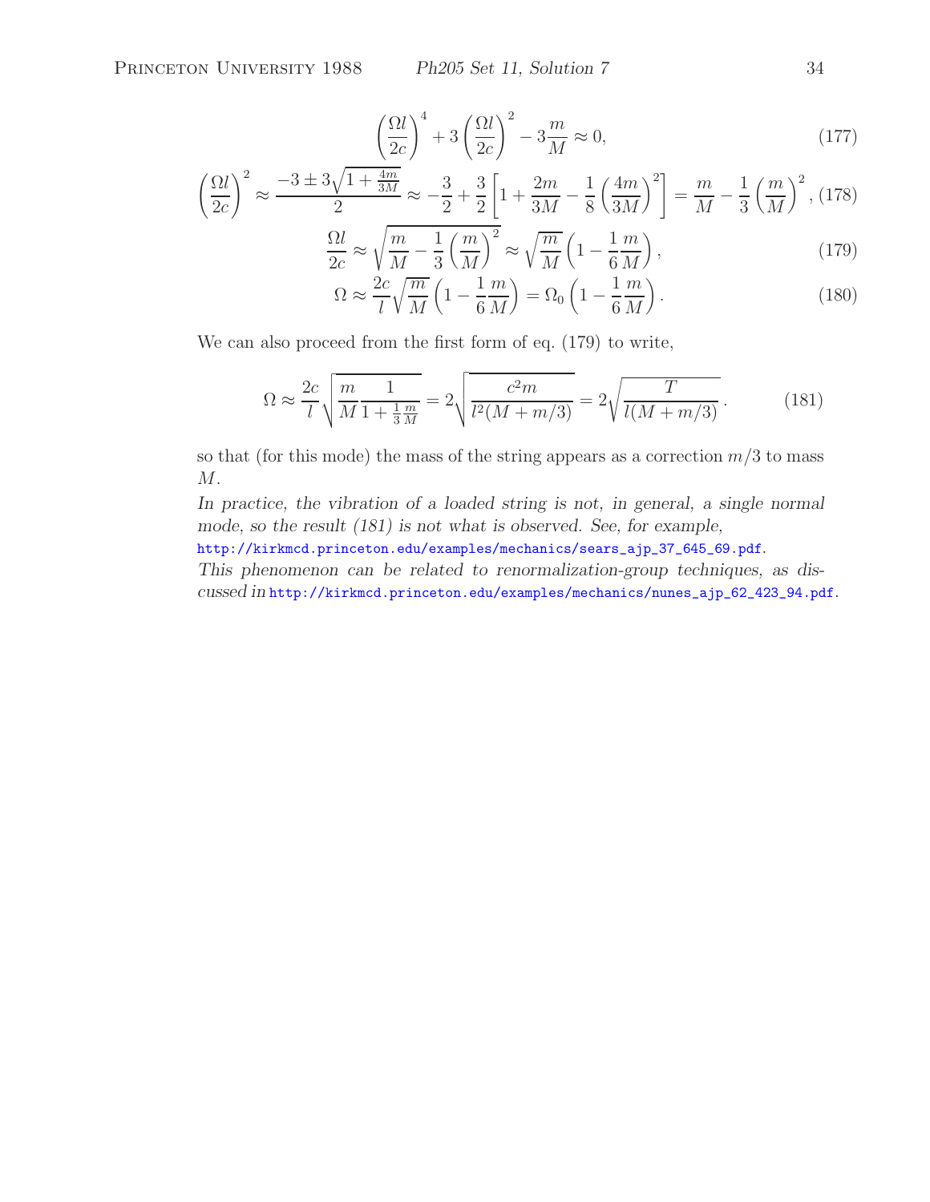$$\left(\frac{\Omega l}{2c}\right)^4 + 3\left(\frac{\Omega l}{2c}\right)^2 - 3\frac{m}{M} \approx 0, \tag{177}$$

$$\left(\frac{\Omega l}{2c}\right)^2 \approx \frac{-3 \pm 3\sqrt{1+\frac{4m}{3M}}}{2} \approx -\frac{3}{2} + \frac{3}{2}\left[1 + \frac{2m}{3M} - \frac{1}{8}\left(\frac{4m}{3M}\right)^2\right] = \frac{m}{M} - \frac{1}{3}\left(\frac{m}{M}\right)^2, \tag{178}$$

$$\frac{\Omega l}{2c} \approx \sqrt{\frac{m}{M} - \frac{1}{3}\left(\frac{m}{M}\right)^2} \approx \sqrt{\frac{m}{M}}\left(1 - \frac{1}{6}\frac{m}{M}\right), \tag{179}$$

$$\Omega \approx \frac{2c}{l}\sqrt{\frac{m}{M}}\left(1 - \frac{1}{6}\frac{m}{M}\right) = \Omega_0\left(1 - \frac{1}{6}\frac{m}{M}\right). \tag{180}$$

We can also proceed from the first form of eq. (179) to write,

$$\Omega \approx \frac{2c}{l}\sqrt{\frac{m}{M}\frac{1}{1+\frac{1}{3}\frac{m}{M}}} = 2\sqrt{\frac{c^2 m}{l^2(M+m/3)}} = 2\sqrt{\frac{T}{l(M+m/3)}}. \tag{181}$$

so that (for this mode) the mass of the string appears as a correction $m/3$ to mass $M$.

*In practice, the vibration of a loaded string is not, in general, a single normal mode, so the result (181) is not what is observed. See, for example,* http://kirkmcd.princeton.edu/examples/mechanics/sears_ajp_37_645_69.pdf.

*This phenomenon can be related to renormalization-group techniques, as discussed in* http://kirkmcd.princeton.edu/examples/mechanics/nunes_ajp_62_423_94.pdf.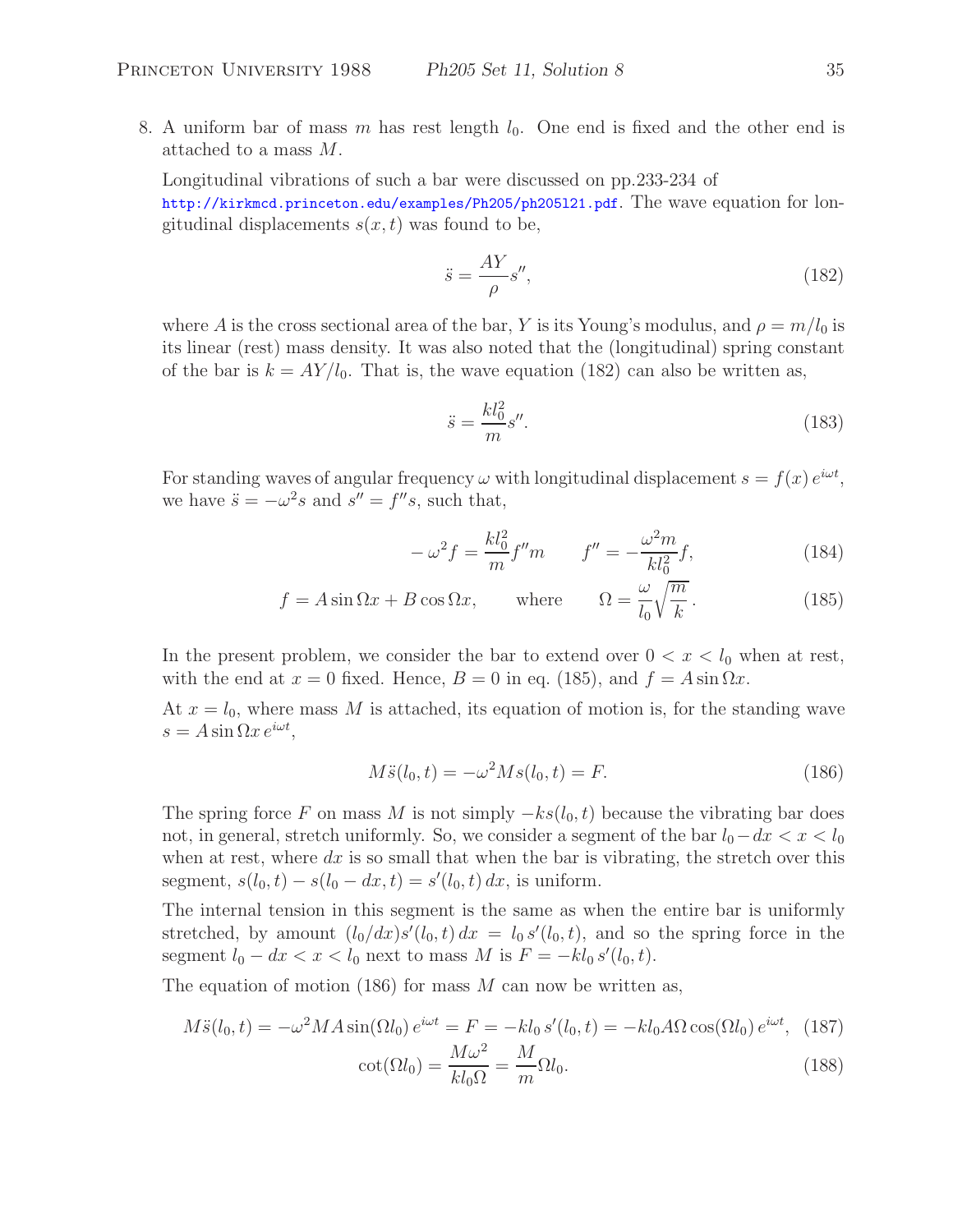8. A uniform bar of mass $m$ has rest length $l_0$. One end is fixed and the other end is attached to a mass $M$.

Longitudinal vibrations of such a bar were discussed on pp.233-234 of http://kirkmcd.princeton.edu/examples/Ph205/ph205l21.pdf. The wave equation for longitudinal displacements $s(x, t)$ was found to be,

$$\ddot{s} = \frac{AY}{\rho} s'', \tag{182}$$

where $A$ is the cross sectional area of the bar, $Y$ is its Young's modulus, and $\rho = m/l_0$ is its linear (rest) mass density. It was also noted that the (longitudinal) spring constant of the bar is $k = AY/l_0$. That is, the wave equation (182) can also be written as,

$$\ddot{s} = \frac{kl_0^2}{m} s''. \tag{183}$$

For standing waves of angular frequency $\omega$ with longitudinal displacement $s = f(x)\, e^{i\omega t}$, we have $\ddot{s} = -\omega^2 s$ and $s'' = f'' s$, such that,

$$-\omega^2 f = \frac{kl_0^2}{m} f'' m \qquad f'' = -\frac{\omega^2 m}{kl_0^2} f, \tag{184}$$

$$f = A \sin \Omega x + B \cos \Omega x, \qquad \text{where} \qquad \Omega = \frac{\omega}{l_0}\sqrt{\frac{m}{k}}\,. \tag{185}$$

In the present problem, we consider the bar to extend over $0 < x < l_0$ when at rest, with the end at $x = 0$ fixed. Hence, $B = 0$ in eq. (185), and $f = A \sin \Omega x$.

At $x = l_0$, where mass $M$ is attached, its equation of motion is, for the standing wave $s = A \sin \Omega x\, e^{i\omega t}$,

$$M\ddot{s}(l_0, t) = -\omega^2 M s(l_0, t) = F. \tag{186}$$

The spring force $F$ on mass $M$ is not simply $-ks(l_0, t)$ because the vibrating bar does not, in general, stretch uniformly. So, we consider a segment of the bar $l_0 - dx < x < l_0$ when at rest, where $dx$ is so small that when the bar is vibrating, the stretch over this segment, $s(l_0, t) - s(l_0 - dx, t) = s'(l_0, t)\, dx$, is uniform.

The internal tension in this segment is the same as when the entire bar is uniformly stretched, by amount $(l_0/dx)s'(l_0, t)\, dx = l_0\, s'(l_0, t)$, and so the spring force in the segment $l_0 - dx < x < l_0$ next to mass $M$ is $F = -kl_0\, s'(l_0, t)$.

The equation of motion (186) for mass $M$ can now be written as,

$$M\ddot{s}(l_0, t) = -\omega^2 MA \sin(\Omega l_0)\, e^{i\omega t} = F = -kl_0\, s'(l_0, t) = -kl_0 A\Omega \cos(\Omega l_0)\, e^{i\omega t}, \tag{187}$$

$$\cot(\Omega l_0) = \frac{M\omega^2}{kl_0\Omega} = \frac{M}{m}\Omega l_0. \tag{188}$$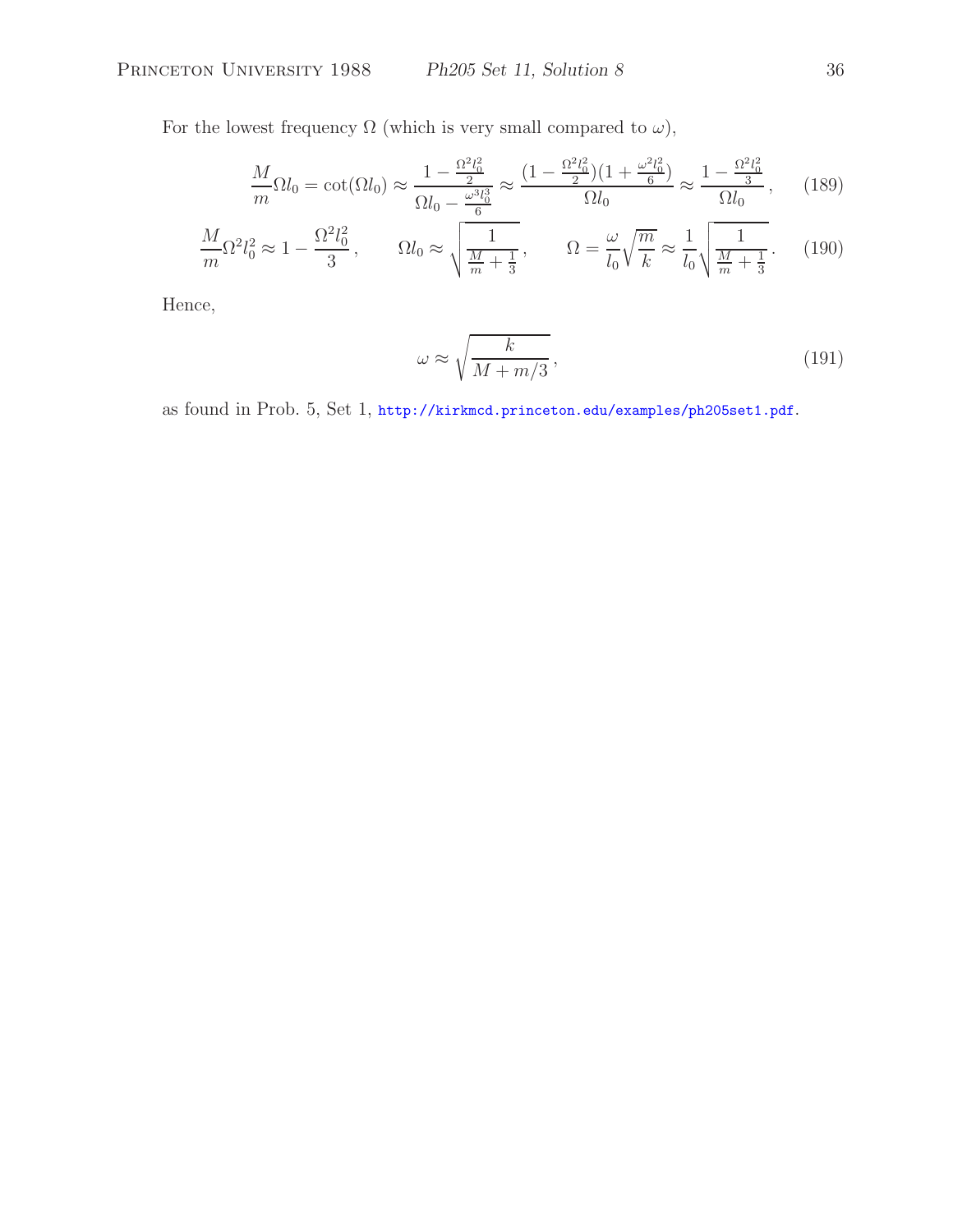For the lowest frequency $\Omega$ (which is very small compared to $\omega$),

$$\frac{M}{m}\Omega l_0 = \cot(\Omega l_0) \approx \frac{1 - \frac{\Omega^2 l_0^2}{2}}{\Omega l_0 - \frac{\omega^3 l_0^3}{6}} \approx \frac{(1 - \frac{\Omega^2 l_0^2}{2})(1 + \frac{\omega^2 l_0^2}{6})}{\Omega l_0} \approx \frac{1 - \frac{\Omega^2 l_0^2}{3}}{\Omega l_0}, \tag{189}$$

$$\frac{M}{m}\Omega^2 l_0^2 \approx 1 - \frac{\Omega^2 l_0^2}{3}, \qquad \Omega l_0 \approx \sqrt{\frac{1}{\frac{M}{m} + \frac{1}{3}}}, \qquad \Omega = \frac{\omega}{l_0}\sqrt{\frac{m}{k}} \approx \frac{1}{l_0}\sqrt{\frac{1}{\frac{M}{m} + \frac{1}{3}}}. \tag{190}$$

Hence,

$$\omega \approx \sqrt{\frac{k}{M + m/3}}, \tag{191}$$

as found in Prob. 5, Set 1, http://kirkmcd.princeton.edu/examples/ph205set1.pdf.